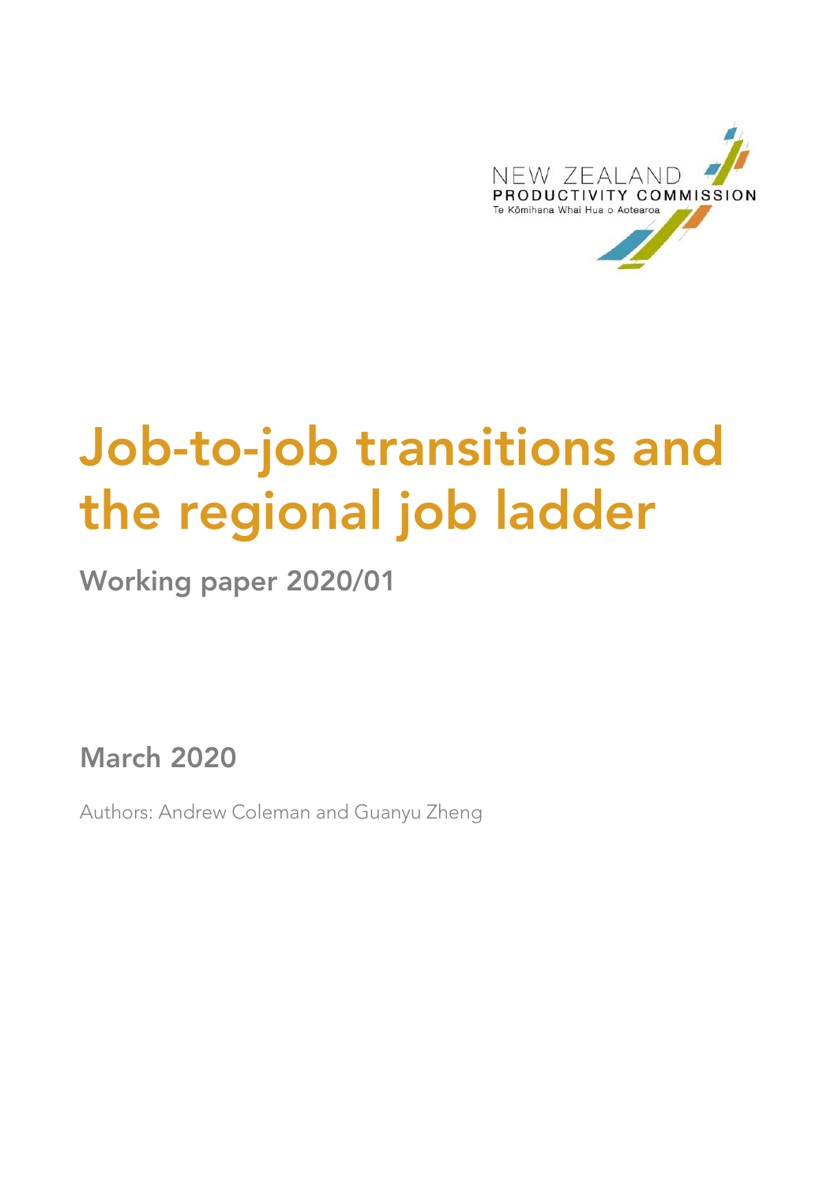NEW ZEALAND
PRODUCTIVITY COMMISSION
Te Kōmihana Whai Hua o Aotearoa

# Job-to-job transitions and the regional job ladder

## Working paper 2020/01

## March 2020

Authors: Andrew Coleman and Guanyu Zheng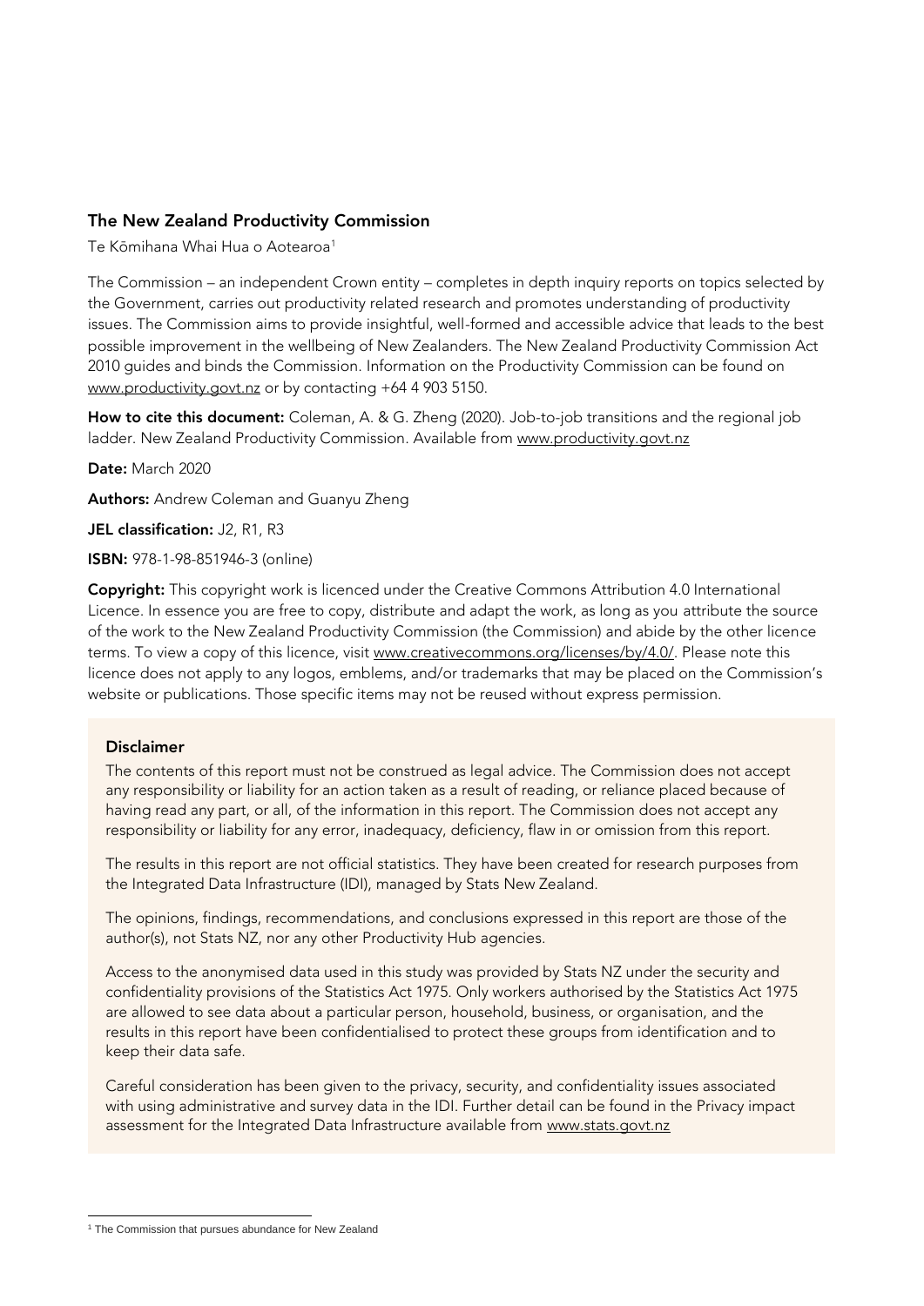## The New Zealand Productivity Commission

Te Kōmihana Whai Hua o Aotearoa[1]

The Commission – an independent Crown entity – completes in depth inquiry reports on topics selected by the Government, carries out productivity related research and promotes understanding of productivity issues. The Commission aims to provide insightful, well-formed and accessible advice that leads to the best possible improvement in the wellbeing of New Zealanders. The New Zealand Productivity Commission Act 2010 guides and binds the Commission. Information on the Productivity Commission can be found on www.productivity.govt.nz or by contacting +64 4 903 5150.

**How to cite this document:** Coleman, A. & G. Zheng (2020). Job-to-job transitions and the regional job ladder. New Zealand Productivity Commission. Available from www.productivity.govt.nz

**Date:** March 2020

**Authors:** Andrew Coleman and Guanyu Zheng

**JEL classification:** J2, R1, R3

**ISBN:** 978-1-98-851946-3 (online)

**Copyright:** This copyright work is licenced under the Creative Commons Attribution 4.0 International Licence. In essence you are free to copy, distribute and adapt the work, as long as you attribute the source of the work to the New Zealand Productivity Commission (the Commission) and abide by the other licence terms. To view a copy of this licence, visit www.creativecommons.org/licenses/by/4.0/. Please note this licence does not apply to any logos, emblems, and/or trademarks that may be placed on the Commission's website or publications. Those specific items may not be reused without express permission.

### Disclaimer

The contents of this report must not be construed as legal advice. The Commission does not accept any responsibility or liability for an action taken as a result of reading, or reliance placed because of having read any part, or all, of the information in this report. The Commission does not accept any responsibility or liability for any error, inadequacy, deficiency, flaw in or omission from this report.

The results in this report are not official statistics. They have been created for research purposes from the Integrated Data Infrastructure (IDI), managed by Stats New Zealand.

The opinions, findings, recommendations, and conclusions expressed in this report are those of the author(s), not Stats NZ, nor any other Productivity Hub agencies.

Access to the anonymised data used in this study was provided by Stats NZ under the security and confidentiality provisions of the Statistics Act 1975. Only workers authorised by the Statistics Act 1975 are allowed to see data about a particular person, household, business, or organisation, and the results in this report have been confidentialised to protect these groups from identification and to keep their data safe.

Careful consideration has been given to the privacy, security, and confidentiality issues associated with using administrative and survey data in the IDI. Further detail can be found in the Privacy impact assessment for the Integrated Data Infrastructure available from www.stats.govt.nz

---

[1] The Commission that pursues abundance for New Zealand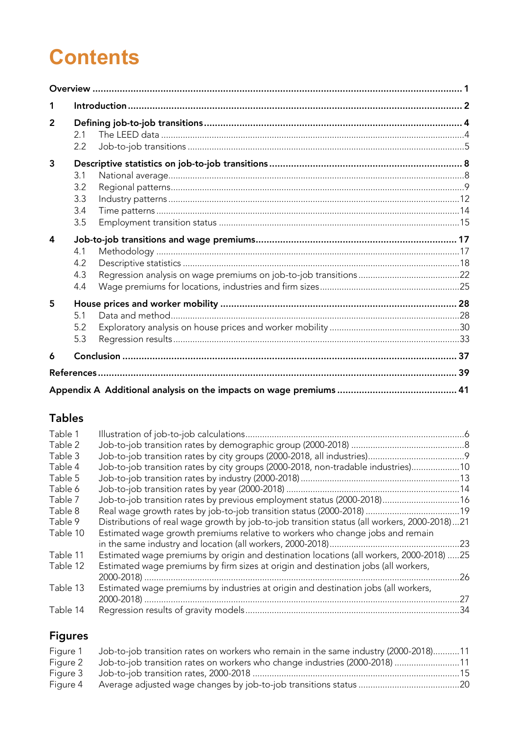# Contents

| | | |
|---|---|---|
| **Overview** | | **1** |
| **1** | **Introduction** | **2** |
| **2** | **Defining job-to-job transitions** | **4** |
| | 2.1 The LEED data | 4 |
| | 2.2 Job-to-job transitions | 5 |
| **3** | **Descriptive statistics on job-to-job transitions** | **8** |
| | 3.1 National average | 8 |
| | 3.2 Regional patterns | 9 |
| | 3.3 Industry patterns | 12 |
| | 3.4 Time patterns | 14 |
| | 3.5 Employment transition status | 15 |
| **4** | **Job-to-job transitions and wage premiums** | **17** |
| | 4.1 Methodology | 17 |
| | 4.2 Descriptive statistics | 18 |
| | 4.3 Regression analysis on wage premiums on job-to-job transitions | 22 |
| | 4.4 Wage premiums for locations, industries and firm sizes | 25 |
| **5** | **House prices and worker mobility** | **28** |
| | 5.1 Data and method | 28 |
| | 5.2 Exploratory analysis on house prices and worker mobility | 30 |
| | 5.3 Regression results | 33 |
| **6** | **Conclusion** | **37** |
| **References** | | **39** |
| **Appendix A** | **Additional analysis on the impacts on wage premiums** | **41** |

## Tables

| | | |
|---|---|---|
| Table 1 | Illustration of job-to-job calculations | 6 |
| Table 2 | Job-to-job transition rates by demographic group (2000-2018) | 8 |
| Table 3 | Job-to-job transition rates by city groups (2000-2018, all industries) | 9 |
| Table 4 | Job-to-job transition rates by city groups (2000-2018, non-tradable industries) | 10 |
| Table 5 | Job-to-job transition rates by industry (2000-2018) | 13 |
| Table 6 | Job-to-job transition rates by year (2000-2018) | 14 |
| Table 7 | Job-to-job transition rates by previous employment status (2000-2018) | 16 |
| Table 8 | Real wage growth rates by job-to-job transition status (2000-2018) | 19 |
| Table 9 | Distributions of real wage growth by job-to-job transition status (all workers, 2000-2018) | 21 |
| Table 10 | Estimated wage growth premiums relative to workers who change jobs and remain in the same industry and location (all workers, 2000-2018) | 23 |
| Table 11 | Estimated wage premiums by origin and destination locations (all workers, 2000-2018) | 25 |
| Table 12 | Estimated wage premiums by firm sizes at origin and destination jobs (all workers, 2000-2018) | 26 |
| Table 13 | Estimated wage premiums by industries at origin and destination jobs (all workers, 2000-2018) | 27 |
| Table 14 | Regression results of gravity models | 34 |

## Figures

| | | |
|---|---|---|
| Figure 1 | Job-to-job transition rates on workers who remain in the same industry (2000-2018) | 11 |
| Figure 2 | Job-to-job transition rates on workers who change industries (2000-2018) | 11 |
| Figure 3 | Job-to-job transition rates, 2000-2018 | 15 |
| Figure 4 | Average adjusted wage changes by job-to-job transitions status | 20 |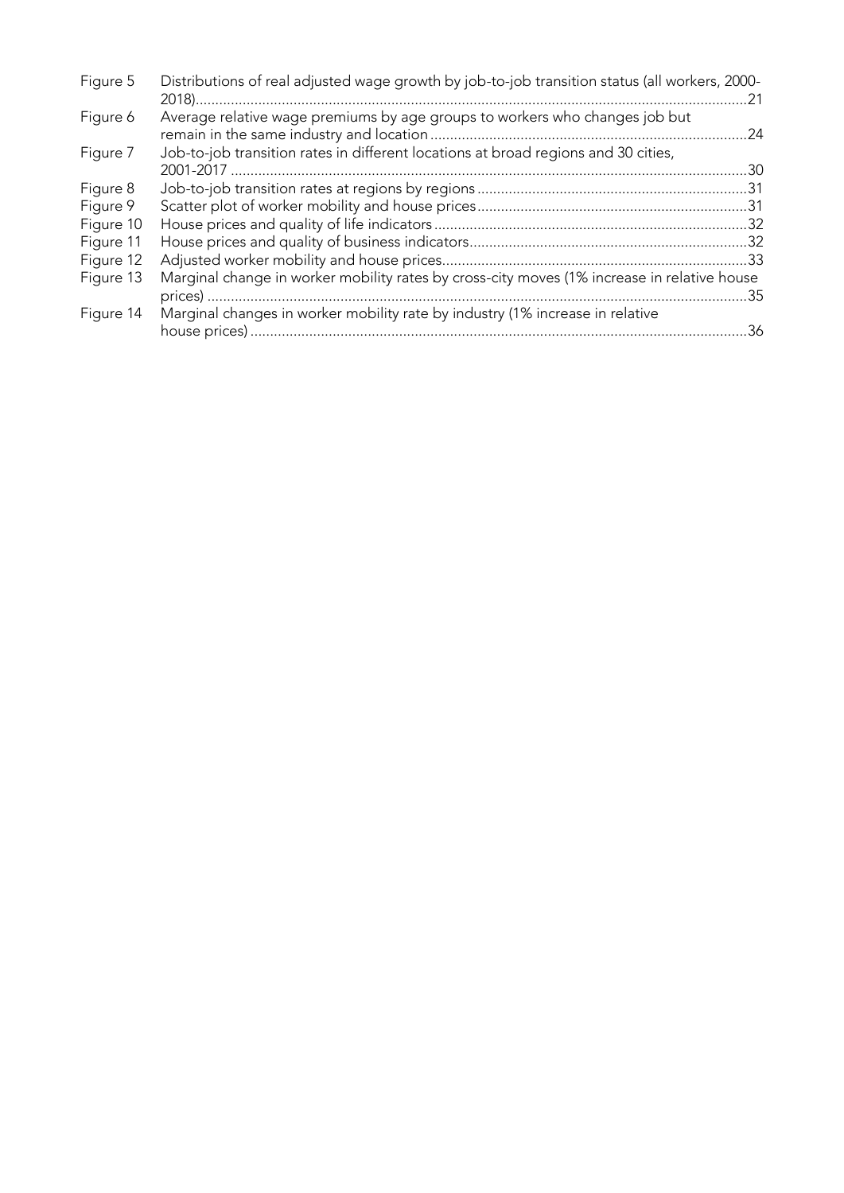| | | |
|---|---|---|
| Figure 5 | Distributions of real adjusted wage growth by job-to-job transition status (all workers, 2000-2018) | 21 |
| Figure 6 | Average relative wage premiums by age groups to workers who changes job but remain in the same industry and location | 24 |
| Figure 7 | Job-to-job transition rates in different locations at broad regions and 30 cities, 2001-2017 | 30 |
| Figure 8 | Job-to-job transition rates at regions by regions | 31 |
| Figure 9 | Scatter plot of worker mobility and house prices | 31 |
| Figure 10 | House prices and quality of life indicators | 32 |
| Figure 11 | House prices and quality of business indicators | 32 |
| Figure 12 | Adjusted worker mobility and house prices | 33 |
| Figure 13 | Marginal change in worker mobility rates by cross-city moves (1% increase in relative house prices) | 35 |
| Figure 14 | Marginal changes in worker mobility rate by industry (1% increase in relative house prices) | 36 |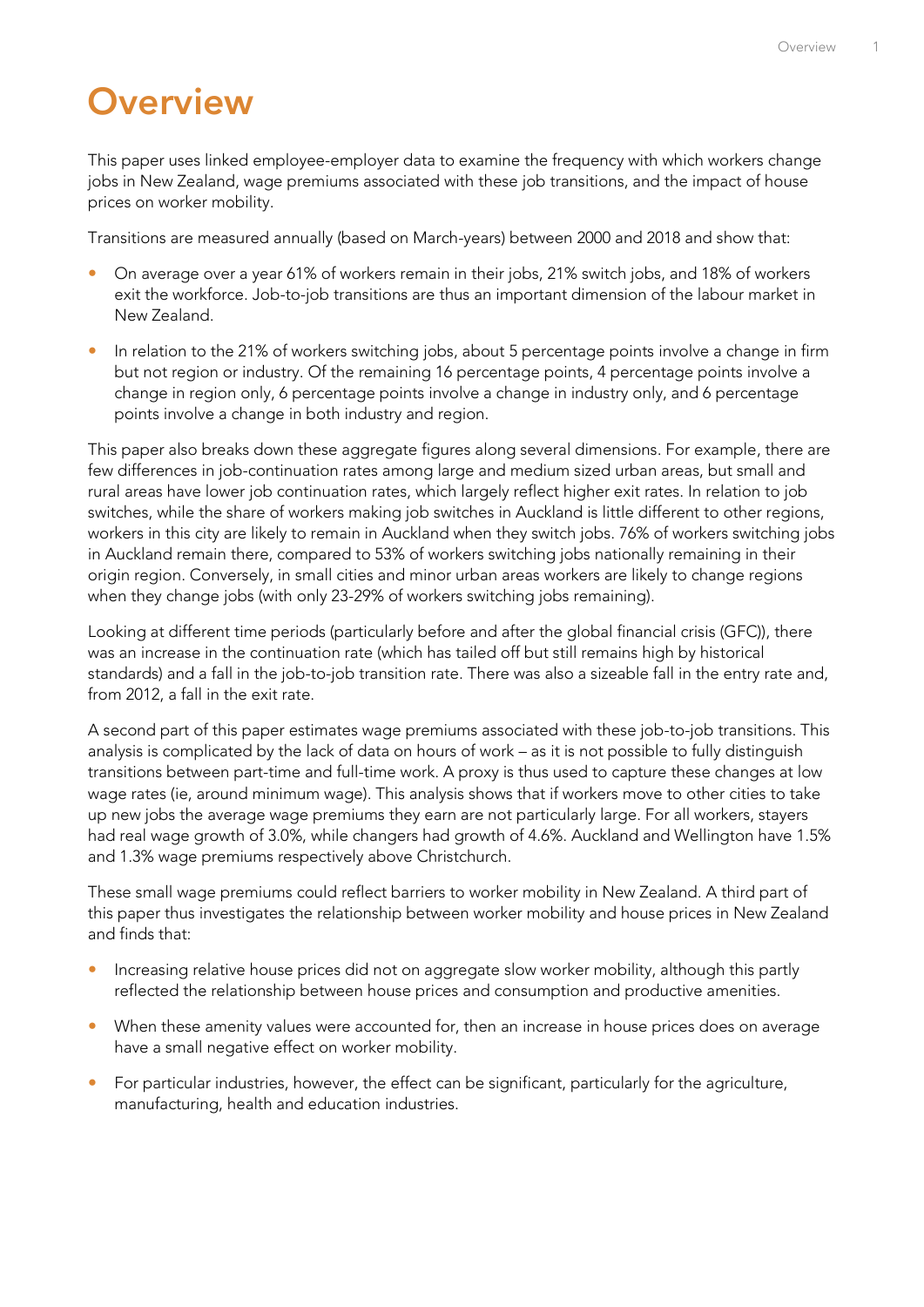# Overview

This paper uses linked employee-employer data to examine the frequency with which workers change jobs in New Zealand, wage premiums associated with these job transitions, and the impact of house prices on worker mobility.

Transitions are measured annually (based on March-years) between 2000 and 2018 and show that:

- On average over a year 61% of workers remain in their jobs, 21% switch jobs, and 18% of workers exit the workforce. Job-to-job transitions are thus an important dimension of the labour market in New Zealand.
- In relation to the 21% of workers switching jobs, about 5 percentage points involve a change in firm but not region or industry. Of the remaining 16 percentage points, 4 percentage points involve a change in region only, 6 percentage points involve a change in industry only, and 6 percentage points involve a change in both industry and region.

This paper also breaks down these aggregate figures along several dimensions. For example, there are few differences in job-continuation rates among large and medium sized urban areas, but small and rural areas have lower job continuation rates, which largely reflect higher exit rates. In relation to job switches, while the share of workers making job switches in Auckland is little different to other regions, workers in this city are likely to remain in Auckland when they switch jobs. 76% of workers switching jobs in Auckland remain there, compared to 53% of workers switching jobs nationally remaining in their origin region. Conversely, in small cities and minor urban areas workers are likely to change regions when they change jobs (with only 23-29% of workers switching jobs remaining).

Looking at different time periods (particularly before and after the global financial crisis (GFC)), there was an increase in the continuation rate (which has tailed off but still remains high by historical standards) and a fall in the job-to-job transition rate. There was also a sizeable fall in the entry rate and, from 2012, a fall in the exit rate.

A second part of this paper estimates wage premiums associated with these job-to-job transitions. This analysis is complicated by the lack of data on hours of work – as it is not possible to fully distinguish transitions between part-time and full-time work. A proxy is thus used to capture these changes at low wage rates (ie, around minimum wage). This analysis shows that if workers move to other cities to take up new jobs the average wage premiums they earn are not particularly large. For all workers, stayers had real wage growth of 3.0%, while changers had growth of 4.6%. Auckland and Wellington have 1.5% and 1.3% wage premiums respectively above Christchurch.

These small wage premiums could reflect barriers to worker mobility in New Zealand. A third part of this paper thus investigates the relationship between worker mobility and house prices in New Zealand and finds that:

- Increasing relative house prices did not on aggregate slow worker mobility, although this partly reflected the relationship between house prices and consumption and productive amenities.
- When these amenity values were accounted for, then an increase in house prices does on average have a small negative effect on worker mobility.
- For particular industries, however, the effect can be significant, particularly for the agriculture, manufacturing, health and education industries.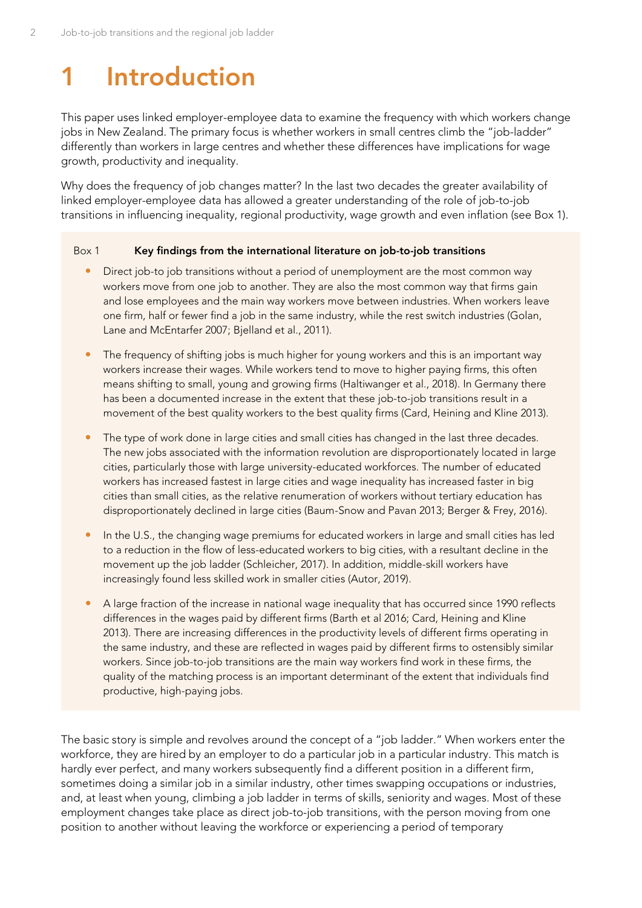# 1 Introduction

This paper uses linked employer-employee data to examine the frequency with which workers change jobs in New Zealand. The primary focus is whether workers in small centres climb the "job-ladder" differently than workers in large centres and whether these differences have implications for wage growth, productivity and inequality.

Why does the frequency of job changes matter? In the last two decades the greater availability of linked employer-employee data has allowed a greater understanding of the role of job-to-job transitions in influencing inequality, regional productivity, wage growth and even inflation (see Box 1).

Box 1 **Key findings from the international literature on job-to-job transitions**

- Direct job-to job transitions without a period of unemployment are the most common way workers move from one job to another. They are also the most common way that firms gain and lose employees and the main way workers move between industries. When workers leave one firm, half or fewer find a job in the same industry, while the rest switch industries (Golan, Lane and McEntarfer 2007; Bjelland et al., 2011).
- The frequency of shifting jobs is much higher for young workers and this is an important way workers increase their wages. While workers tend to move to higher paying firms, this often means shifting to small, young and growing firms (Haltiwanger et al., 2018). In Germany there has been a documented increase in the extent that these job-to-job transitions result in a movement of the best quality workers to the best quality firms (Card, Heining and Kline 2013).
- The type of work done in large cities and small cities has changed in the last three decades. The new jobs associated with the information revolution are disproportionately located in large cities, particularly those with large university-educated workforces. The number of educated workers has increased fastest in large cities and wage inequality has increased faster in big cities than small cities, as the relative renumeration of workers without tertiary education has disproportionately declined in large cities (Baum-Snow and Pavan 2013; Berger & Frey, 2016).
- In the U.S., the changing wage premiums for educated workers in large and small cities has led to a reduction in the flow of less-educated workers to big cities, with a resultant decline in the movement up the job ladder (Schleicher, 2017). In addition, middle-skill workers have increasingly found less skilled work in smaller cities (Autor, 2019).
- A large fraction of the increase in national wage inequality that has occurred since 1990 reflects differences in the wages paid by different firms (Barth et al 2016; Card, Heining and Kline 2013). There are increasing differences in the productivity levels of different firms operating in the same industry, and these are reflected in wages paid by different firms to ostensibly similar workers. Since job-to-job transitions are the main way workers find work in these firms, the quality of the matching process is an important determinant of the extent that individuals find productive, high-paying jobs.

The basic story is simple and revolves around the concept of a "job ladder." When workers enter the workforce, they are hired by an employer to do a particular job in a particular industry. This match is hardly ever perfect, and many workers subsequently find a different position in a different firm, sometimes doing a similar job in a similar industry, other times swapping occupations or industries, and, at least when young, climbing a job ladder in terms of skills, seniority and wages. Most of these employment changes take place as direct job-to-job transitions, with the person moving from one position to another without leaving the workforce or experiencing a period of temporary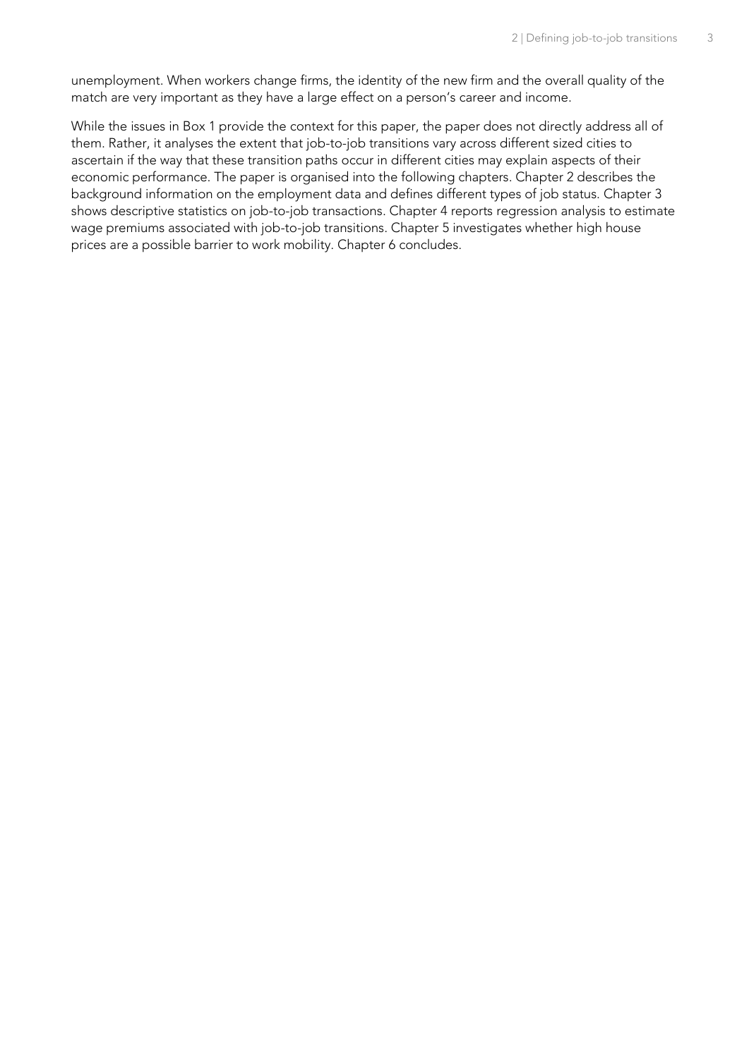unemployment. When workers change firms, the identity of the new firm and the overall quality of the match are very important as they have a large effect on a person's career and income.

While the issues in Box 1 provide the context for this paper, the paper does not directly address all of them. Rather, it analyses the extent that job-to-job transitions vary across different sized cities to ascertain if the way that these transition paths occur in different cities may explain aspects of their economic performance. The paper is organised into the following chapters. Chapter 2 describes the background information on the employment data and defines different types of job status. Chapter 3 shows descriptive statistics on job-to-job transactions. Chapter 4 reports regression analysis to estimate wage premiums associated with job-to-job transitions. Chapter 5 investigates whether high house prices are a possible barrier to work mobility. Chapter 6 concludes.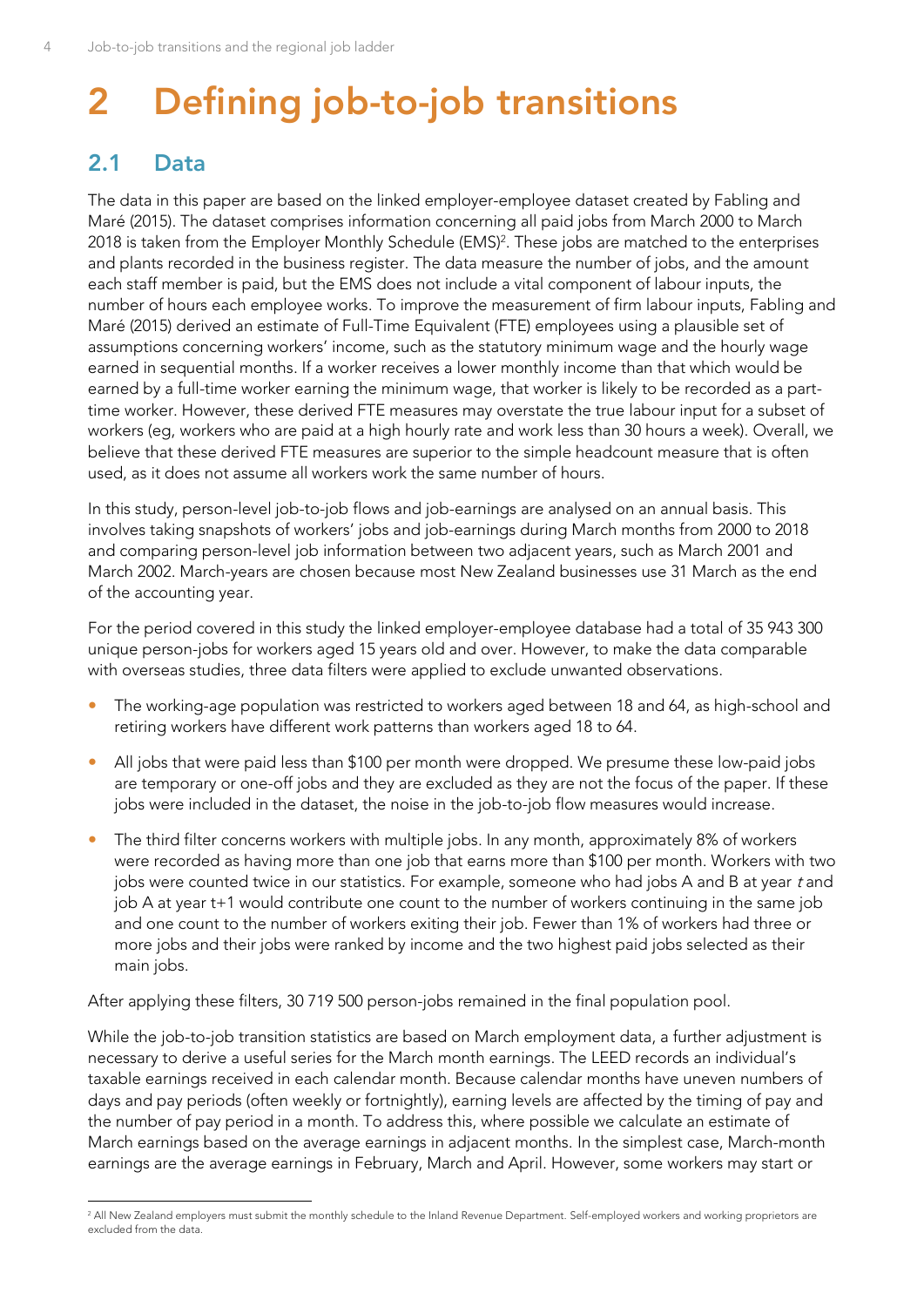# 2 Defining job-to-job transitions

## 2.1 Data

The data in this paper are based on the linked employer-employee dataset created by Fabling and Maré (2015). The dataset comprises information concerning all paid jobs from March 2000 to March 2018 is taken from the Employer Monthly Schedule (EMS)[2]. These jobs are matched to the enterprises and plants recorded in the business register. The data measure the number of jobs, and the amount each staff member is paid, but the EMS does not include a vital component of labour inputs, the number of hours each employee works. To improve the measurement of firm labour inputs, Fabling and Maré (2015) derived an estimate of Full-Time Equivalent (FTE) employees using a plausible set of assumptions concerning workers' income, such as the statutory minimum wage and the hourly wage earned in sequential months. If a worker receives a lower monthly income than that which would be earned by a full-time worker earning the minimum wage, that worker is likely to be recorded as a part-time worker. However, these derived FTE measures may overstate the true labour input for a subset of workers (eg, workers who are paid at a high hourly rate and work less than 30 hours a week). Overall, we believe that these derived FTE measures are superior to the simple headcount measure that is often used, as it does not assume all workers work the same number of hours.

In this study, person-level job-to-job flows and job-earnings are analysed on an annual basis. This involves taking snapshots of workers' jobs and job-earnings during March months from 2000 to 2018 and comparing person-level job information between two adjacent years, such as March 2001 and March 2002. March-years are chosen because most New Zealand businesses use 31 March as the end of the accounting year.

For the period covered in this study the linked employer-employee database had a total of 35 943 300 unique person-jobs for workers aged 15 years old and over. However, to make the data comparable with overseas studies, three data filters were applied to exclude unwanted observations.

- The working-age population was restricted to workers aged between 18 and 64, as high-school and retiring workers have different work patterns than workers aged 18 to 64.
- All jobs that were paid less than $100 per month were dropped. We presume these low-paid jobs are temporary or one-off jobs and they are excluded as they are not the focus of the paper. If these jobs were included in the dataset, the noise in the job-to-job flow measures would increase.
- The third filter concerns workers with multiple jobs. In any month, approximately 8% of workers were recorded as having more than one job that earns more than $100 per month. Workers with two jobs were counted twice in our statistics. For example, someone who had jobs A and B at year *t* and job A at year t+1 would contribute one count to the number of workers continuing in the same job and one count to the number of workers exiting their job. Fewer than 1% of workers had three or more jobs and their jobs were ranked by income and the two highest paid jobs selected as their main jobs.

After applying these filters, 30 719 500 person-jobs remained in the final population pool.

While the job-to-job transition statistics are based on March employment data, a further adjustment is necessary to derive a useful series for the March month earnings. The LEED records an individual's taxable earnings received in each calendar month. Because calendar months have uneven numbers of days and pay periods (often weekly or fortnightly), earning levels are affected by the timing of pay and the number of pay period in a month. To address this, where possible we calculate an estimate of March earnings based on the average earnings in adjacent months. In the simplest case, March-month earnings are the average earnings in February, March and April. However, some workers may start or

[2] All New Zealand employers must submit the monthly schedule to the Inland Revenue Department. Self-employed workers and working proprietors are excluded from the data.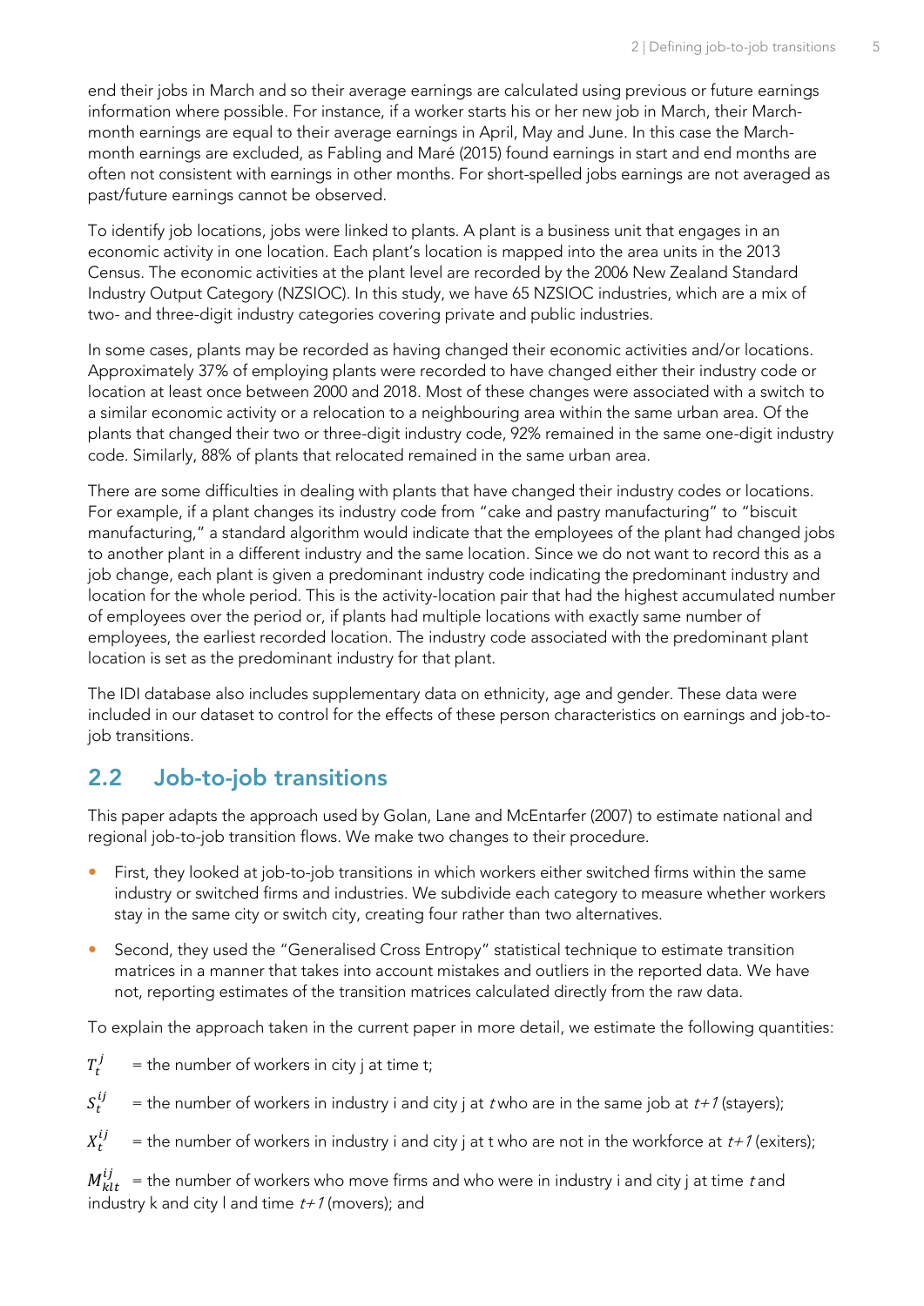end their jobs in March and so their average earnings are calculated using previous or future earnings information where possible. For instance, if a worker starts his or her new job in March, their March-month earnings are equal to their average earnings in April, May and June. In this case the March-month earnings are excluded, as Fabling and Maré (2015) found earnings in start and end months are often not consistent with earnings in other months. For short-spelled jobs earnings are not averaged as past/future earnings cannot be observed.

To identify job locations, jobs were linked to plants. A plant is a business unit that engages in an economic activity in one location. Each plant's location is mapped into the area units in the 2013 Census. The economic activities at the plant level are recorded by the 2006 New Zealand Standard Industry Output Category (NZSIOC). In this study, we have 65 NZSIOC industries, which are a mix of two- and three-digit industry categories covering private and public industries.

In some cases, plants may be recorded as having changed their economic activities and/or locations. Approximately 37% of employing plants were recorded to have changed either their industry code or location at least once between 2000 and 2018. Most of these changes were associated with a switch to a similar economic activity or a relocation to a neighbouring area within the same urban area. Of the plants that changed their two or three-digit industry code, 92% remained in the same one-digit industry code. Similarly, 88% of plants that relocated remained in the same urban area.

There are some difficulties in dealing with plants that have changed their industry codes or locations. For example, if a plant changes its industry code from "cake and pastry manufacturing" to "biscuit manufacturing," a standard algorithm would indicate that the employees of the plant had changed jobs to another plant in a different industry and the same location. Since we do not want to record this as a job change, each plant is given a predominant industry code indicating the predominant industry and location for the whole period. This is the activity-location pair that had the highest accumulated number of employees over the period or, if plants had multiple locations with exactly same number of employees, the earliest recorded location. The industry code associated with the predominant plant location is set as the predominant industry for that plant.

The IDI database also includes supplementary data on ethnicity, age and gender. These data were included in our dataset to control for the effects of these person characteristics on earnings and job-to-job transitions.

## 2.2 Job-to-job transitions

This paper adapts the approach used by Golan, Lane and McEntarfer (2007) to estimate national and regional job-to-job transition flows. We make two changes to their procedure.

- First, they looked at job-to-job transitions in which workers either switched firms within the same industry or switched firms and industries. We subdivide each category to measure whether workers stay in the same city or switch city, creating four rather than two alternatives.
- Second, they used the "Generalised Cross Entropy" statistical technique to estimate transition matrices in a manner that takes into account mistakes and outliers in the reported data. We have not, reporting estimates of the transition matrices calculated directly from the raw data.

To explain the approach taken in the current paper in more detail, we estimate the following quantities:

$T_t^j$ = the number of workers in city j at time t;

$S_t^{ij}$ = the number of workers in industry i and city j at *t* who are in the same job at *t+1* (stayers);

$X_t^{ij}$ = the number of workers in industry i and city j at t who are not in the workforce at *t+1* (exiters);

$M_{klt}^{ij}$ = the number of workers who move firms and who were in industry i and city j at time *t* and industry k and city l and time *t+1* (movers); and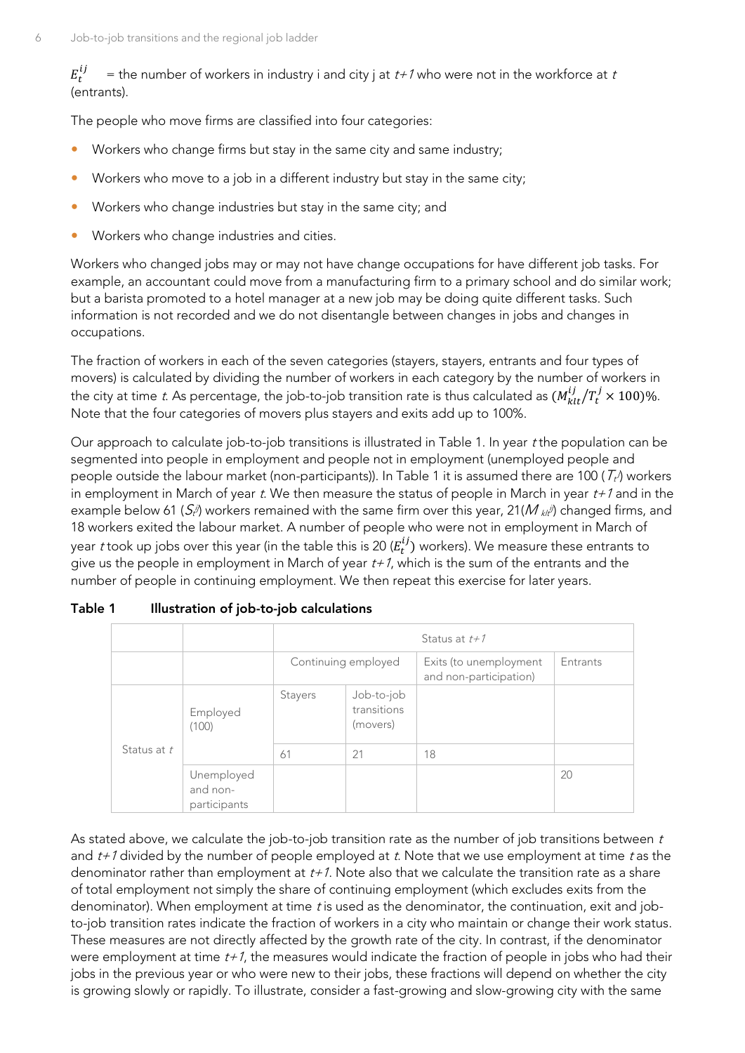$E_t^{ij}$ = the number of workers in industry i and city j at *t+1* who were not in the workforce at *t* (entrants).

The people who move firms are classified into four categories:

- Workers who change firms but stay in the same city and same industry;
- Workers who move to a job in a different industry but stay in the same city;
- Workers who change industries but stay in the same city; and
- Workers who change industries and cities.

Workers who changed jobs may or may not have change occupations for have different job tasks. For example, an accountant could move from a manufacturing firm to a primary school and do similar work; but a barista promoted to a hotel manager at a new job may be doing quite different tasks. Such information is not recorded and we do not disentangle between changes in jobs and changes in occupations.

The fraction of workers in each of the seven categories (stayers, stayers, entrants and four types of movers) is calculated by dividing the number of workers in each category by the number of workers in the city at time *t*. As percentage, the job-to-job transition rate is thus calculated as $(M_{klt}^{ij}/T_t^j \times 100)\%$. Note that the four categories of movers plus stayers and exits add up to 100%.

Our approach to calculate job-to-job transitions is illustrated in Table 1. In year *t* the population can be segmented into people in employment and people not in employment (unemployed people and people outside the labour market (non-participants)). In Table 1 it is assumed there are 100 ($T_t^j$) workers in employment in March of year *t*. We then measure the status of people in March in year *t+1* and in the example below 61 ($S_t^{ij}$) workers remained with the same firm over this year, 21($M_{klt}^{ij}$) changed firms, and 18 workers exited the labour market. A number of people who were not in employment in March of year *t* took up jobs over this year (in the table this is 20 ($E_t^{ij}$) workers). We measure these entrants to give us the people in employment in March of year *t+1*, which is the sum of the entrants and the number of people in continuing employment. We then repeat this exercise for later years.

**Table 1 Illustration of job-to-job calculations**

| | | Status at *t+1* | | | |
|---|---|---|---|---|---|
| | | Continuing employed | | Exits (to unemployment and non-participation) | Entrants |
| Status at *t* | Employed (100) | Stayers | Job-to-job transitions (movers) | | |
| | | 61 | 21 | 18 | |
| | Unemployed and non-participants | | | | 20 |

As stated above, we calculate the job-to-job transition rate as the number of job transitions between *t* and *t+1* divided by the number of people employed at *t*. Note that we use employment at time *t* as the denominator rather than employment at *t+1*. Note also that we calculate the transition rate as a share of total employment not simply the share of continuing employment (which excludes exits from the denominator). When employment at time *t* is used as the denominator, the continuation, exit and job-to-job transition rates indicate the fraction of workers in a city who maintain or change their work status. These measures are not directly affected by the growth rate of the city. In contrast, if the denominator were employment at time *t+1*, the measures would indicate the fraction of people in jobs who had their jobs in the previous year or who were new to their jobs, these fractions will depend on whether the city is growing slowly or rapidly. To illustrate, consider a fast-growing and slow-growing city with the same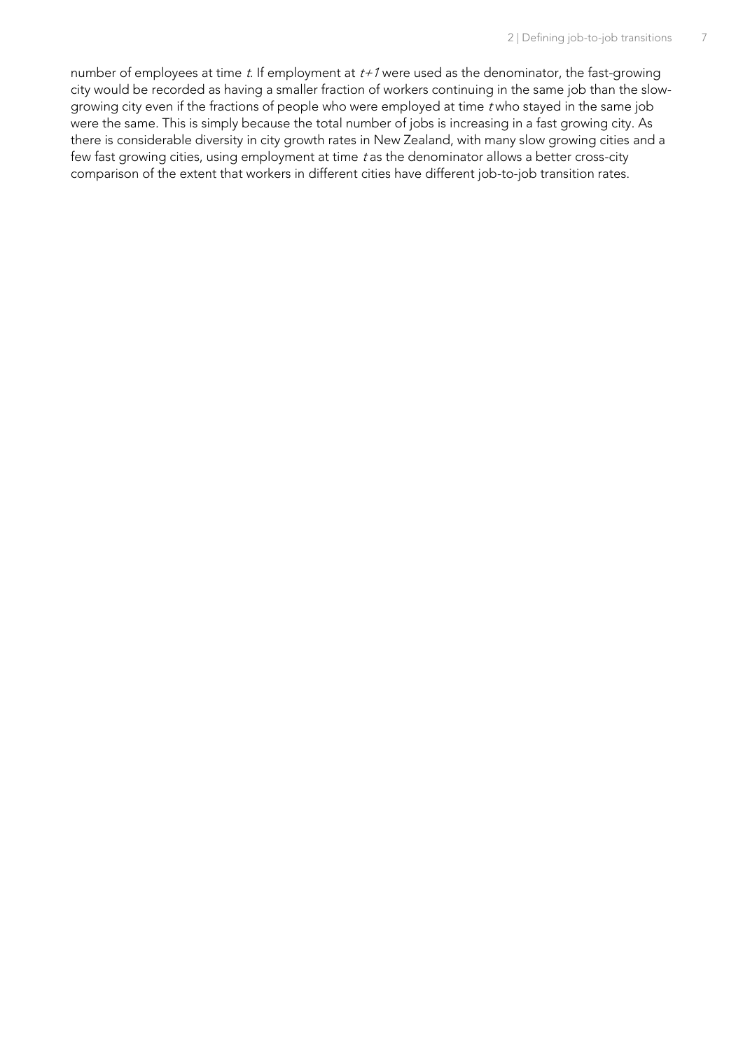number of employees at time $t$. If employment at $t+1$ were used as the denominator, the fast-growing city would be recorded as having a smaller fraction of workers continuing in the same job than the slow-growing city even if the fractions of people who were employed at time $t$ who stayed in the same job were the same. This is simply because the total number of jobs is increasing in a fast growing city. As there is considerable diversity in city growth rates in New Zealand, with many slow growing cities and a few fast growing cities, using employment at time $t$ as the denominator allows a better cross-city comparison of the extent that workers in different cities have different job-to-job transition rates.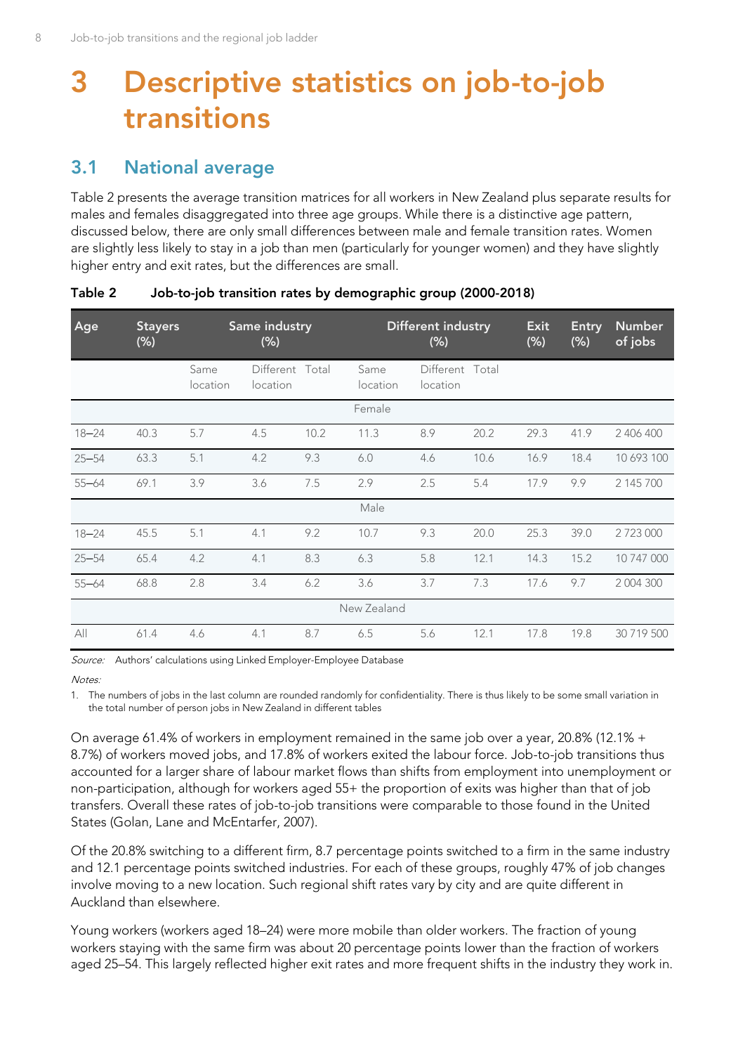# 3 Descriptive statistics on job-to-job transitions

## 3.1 National average

Table 2 presents the average transition matrices for all workers in New Zealand plus separate results for males and females disaggregated into three age groups. While there is a distinctive age pattern, discussed below, there are only small differences between male and female transition rates. Women are slightly less likely to stay in a job than men (particularly for younger women) and they have slightly higher entry and exit rates, but the differences are small.

**Table 2 Job-to-job transition rates by demographic group (2000-2018)**

| Age | Stayers (%) | Same industry (%) | | | Different industry (%) | | | Exit (%) | Entry (%) | Number of jobs |
|---|---|---|---|---|---|---|---|---|---|---|
| | | Same location | Different location | Total | Same location | Different location | Total | | | |
| **Female** | | | | | | | | | | |
| 18–24 | 40.3 | 5.7 | 4.5 | 10.2 | 11.3 | 8.9 | 20.2 | 29.3 | 41.9 | 2 406 400 |
| 25–54 | 63.3 | 5.1 | 4.2 | 9.3 | 6.0 | 4.6 | 10.6 | 16.9 | 18.4 | 10 693 100 |
| 55–64 | 69.1 | 3.9 | 3.6 | 7.5 | 2.9 | 2.5 | 5.4 | 17.9 | 9.9 | 2 145 700 |
| **Male** | | | | | | | | | | |
| 18–24 | 45.5 | 5.1 | 4.1 | 9.2 | 10.7 | 9.3 | 20.0 | 25.3 | 39.0 | 2 723 000 |
| 25–54 | 65.4 | 4.2 | 4.1 | 8.3 | 6.3 | 5.8 | 12.1 | 14.3 | 15.2 | 10 747 000 |
| 55–64 | 68.8 | 2.8 | 3.4 | 6.2 | 3.6 | 3.7 | 7.3 | 17.6 | 9.7 | 2 004 300 |
| **New Zealand** | | | | | | | | | | |
| All | 61.4 | 4.6 | 4.1 | 8.7 | 6.5 | 5.6 | 12.1 | 17.8 | 19.8 | 30 719 500 |

*Source:* Authors' calculations using Linked Employer-Employee Database

*Notes:*

1. The numbers of jobs in the last column are rounded randomly for confidentiality. There is thus likely to be some small variation in the total number of person jobs in New Zealand in different tables

On average 61.4% of workers in employment remained in the same job over a year, 20.8% (12.1% + 8.7%) of workers moved jobs, and 17.8% of workers exited the labour force. Job-to-job transitions thus accounted for a larger share of labour market flows than shifts from employment into unemployment or non-participation, although for workers aged 55+ the proportion of exits was higher than that of job transfers. Overall these rates of job-to-job transitions were comparable to those found in the United States (Golan, Lane and McEntarfer, 2007).

Of the 20.8% switching to a different firm, 8.7 percentage points switched to a firm in the same industry and 12.1 percentage points switched industries. For each of these groups, roughly 47% of job changes involve moving to a new location. Such regional shift rates vary by city and are quite different in Auckland than elsewhere.

Young workers (workers aged 18–24) were more mobile than older workers. The fraction of young workers staying with the same firm was about 20 percentage points lower than the fraction of workers aged 25–54. This largely reflected higher exit rates and more frequent shifts in the industry they work in.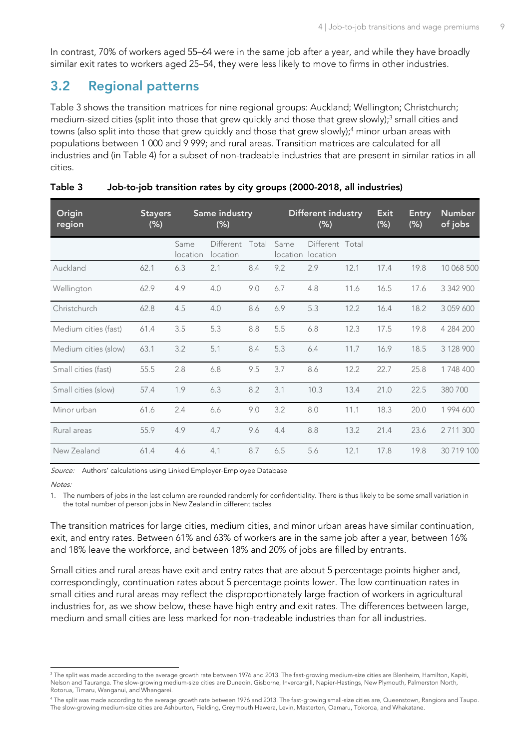In contrast, 70% of workers aged 55–64 were in the same job after a year, and while they have broadly similar exit rates to workers aged 25–54, they were less likely to move to firms in other industries.

## 3.2 Regional patterns

Table 3 shows the transition matrices for nine regional groups: Auckland; Wellington; Christchurch; medium-sized cities (split into those that grew quickly and those that grew slowly);[3] small cities and towns (also split into those that grew quickly and those that grew slowly);[4] minor urban areas with populations between 1 000 and 9 999; and rural areas. Transition matrices are calculated for all industries and (in Table 4) for a subset of non-tradeable industries that are present in similar ratios in all cities.

**Table 3 Job-to-job transition rates by city groups (2000-2018, all industries)**

| Origin region | Stayers (%) | Same industry (%) | | | Different industry (%) | | | Exit (%) | Entry (%) | Number of jobs |
|---|---|---|---|---|---|---|---|---|---|---|
| | | Same location | Different location | Total | Same location | Different location | Total | | | |
| Auckland | 62.1 | 6.3 | 2.1 | 8.4 | 9.2 | 2.9 | 12.1 | 17.4 | 19.8 | 10 068 500 |
| Wellington | 62.9 | 4.9 | 4.0 | 9.0 | 6.7 | 4.8 | 11.6 | 16.5 | 17.6 | 3 342 900 |
| Christchurch | 62.8 | 4.5 | 4.0 | 8.6 | 6.9 | 5.3 | 12.2 | 16.4 | 18.2 | 3 059 600 |
| Medium cities (fast) | 61.4 | 3.5 | 5.3 | 8.8 | 5.5 | 6.8 | 12.3 | 17.5 | 19.8 | 4 284 200 |
| Medium cities (slow) | 63.1 | 3.2 | 5.1 | 8.4 | 5.3 | 6.4 | 11.7 | 16.9 | 18.5 | 3 128 900 |
| Small cities (fast) | 55.5 | 2.8 | 6.8 | 9.5 | 3.7 | 8.6 | 12.2 | 22.7 | 25.8 | 1 748 400 |
| Small cities (slow) | 57.4 | 1.9 | 6.3 | 8.2 | 3.1 | 10.3 | 13.4 | 21.0 | 22.5 | 380 700 |
| Minor urban | 61.6 | 2.4 | 6.6 | 9.0 | 3.2 | 8.0 | 11.1 | 18.3 | 20.0 | 1 994 600 |
| Rural areas | 55.9 | 4.9 | 4.7 | 9.6 | 4.4 | 8.8 | 13.2 | 21.4 | 23.6 | 2 711 300 |
| New Zealand | 61.4 | 4.6 | 4.1 | 8.7 | 6.5 | 5.6 | 12.1 | 17.8 | 19.8 | 30 719 100 |

*Source:* Authors' calculations using Linked Employer-Employee Database

*Notes:*

1. The numbers of jobs in the last column are rounded randomly for confidentiality. There is thus likely to be some small variation in the total number of person jobs in New Zealand in different tables

The transition matrices for large cities, medium cities, and minor urban areas have similar continuation, exit, and entry rates. Between 61% and 63% of workers are in the same job after a year, between 16% and 18% leave the workforce, and between 18% and 20% of jobs are filled by entrants.

Small cities and rural areas have exit and entry rates that are about 5 percentage points higher and, correspondingly, continuation rates about 5 percentage points lower. The low continuation rates in small cities and rural areas may reflect the disproportionately large fraction of workers in agricultural industries for, as we show below, these have high entry and exit rates. The differences between large, medium and small cities are less marked for non-tradeable industries than for all industries.

[3] The split was made according to the average growth rate between 1976 and 2013. The fast-growing medium-size cities are Blenheim, Hamilton, Kapiti, Nelson and Tauranga. The slow-growing medium-size cities are Dunedin, Gisborne, Invercargill, Napier-Hastings, New Plymouth, Palmerston North, Rotorua, Timaru, Wanganui, and Whangarei.

[4] The split was made according to the average growth rate between 1976 and 2013. The fast-growing small-size cities are, Queenstown, Rangiora and Taupo. The slow-growing medium-size cities are Ashburton, Fielding, Greymouth Hawera, Levin, Masterton, Oamaru, Tokoroa, and Whakatane.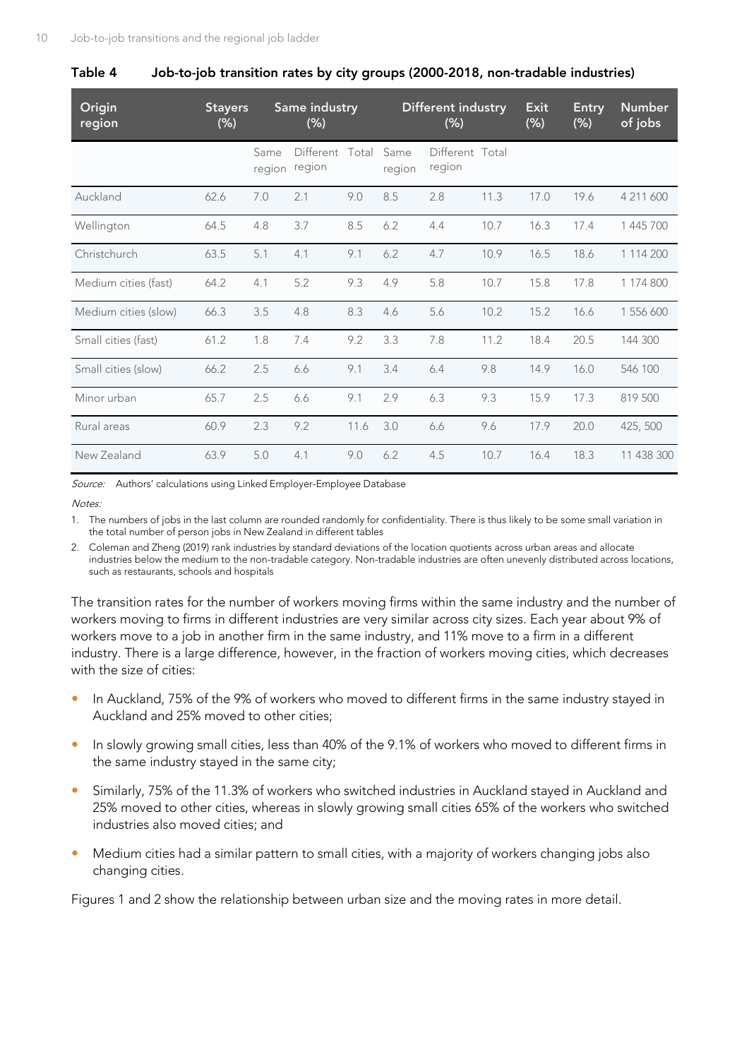**Table 4 Job-to-job transition rates by city groups (2000-2018, non-tradable industries)**

| Origin region | Stayers (%) | Same industry (%) | | | Different industry (%) | | | Exit (%) | Entry (%) | Number of jobs |
|---|---|---|---|---|---|---|---|---|---|---|
| | | Same region | Different region | Total | Same region | Different region | Total | | | |
| Auckland | 62.6 | 7.0 | 2.1 | 9.0 | 8.5 | 2.8 | 11.3 | 17.0 | 19.6 | 4 211 600 |
| Wellington | 64.5 | 4.8 | 3.7 | 8.5 | 6.2 | 4.4 | 10.7 | 16.3 | 17.4 | 1 445 700 |
| Christchurch | 63.5 | 5.1 | 4.1 | 9.1 | 6.2 | 4.7 | 10.9 | 16.5 | 18.6 | 1 114 200 |
| Medium cities (fast) | 64.2 | 4.1 | 5.2 | 9.3 | 4.9 | 5.8 | 10.7 | 15.8 | 17.8 | 1 174 800 |
| Medium cities (slow) | 66.3 | 3.5 | 4.8 | 8.3 | 4.6 | 5.6 | 10.2 | 15.2 | 16.6 | 1 556 600 |
| Small cities (fast) | 61.2 | 1.8 | 7.4 | 9.2 | 3.3 | 7.8 | 11.2 | 18.4 | 20.5 | 144 300 |
| Small cities (slow) | 66.2 | 2.5 | 6.6 | 9.1 | 3.4 | 6.4 | 9.8 | 14.9 | 16.0 | 546 100 |
| Minor urban | 65.7 | 2.5 | 6.6 | 9.1 | 2.9 | 6.3 | 9.3 | 15.9 | 17.3 | 819 500 |
| Rural areas | 60.9 | 2.3 | 9.2 | 11.6 | 3.0 | 6.6 | 9.6 | 17.9 | 20.0 | 425, 500 |
| New Zealand | 63.9 | 5.0 | 4.1 | 9.0 | 6.2 | 4.5 | 10.7 | 16.4 | 18.3 | 11 438 300 |

*Source:* Authors' calculations using Linked Employer-Employee Database

*Notes:*

1. The numbers of jobs in the last column are rounded randomly for confidentiality. There is thus likely to be some small variation in the total number of person jobs in New Zealand in different tables
2. Coleman and Zheng (2019) rank industries by standard deviations of the location quotients across urban areas and allocate industries below the medium to the non-tradable category. Non-tradable industries are often unevenly distributed across locations, such as restaurants, schools and hospitals

The transition rates for the number of workers moving firms within the same industry and the number of workers moving to firms in different industries are very similar across city sizes. Each year about 9% of workers move to a job in another firm in the same industry, and 11% move to a firm in a different industry. There is a large difference, however, in the fraction of workers moving cities, which decreases with the size of cities:

- In Auckland, 75% of the 9% of workers who moved to different firms in the same industry stayed in Auckland and 25% moved to other cities;
- In slowly growing small cities, less than 40% of the 9.1% of workers who moved to different firms in the same industry stayed in the same city;
- Similarly, 75% of the 11.3% of workers who switched industries in Auckland stayed in Auckland and 25% moved to other cities, whereas in slowly growing small cities 65% of the workers who switched industries also moved cities; and
- Medium cities had a similar pattern to small cities, with a majority of workers changing jobs also changing cities.

Figures 1 and 2 show the relationship between urban size and the moving rates in more detail.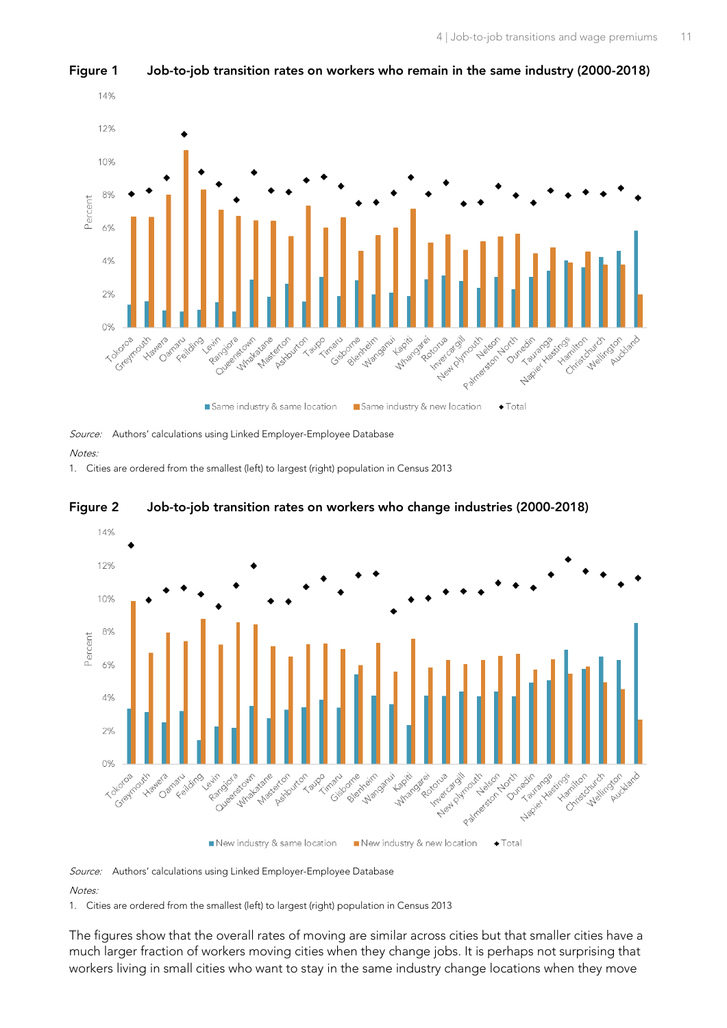**Figure 1 Job-to-job transition rates on workers who remain in the same industry (2000-2018)**

*Source:* Authors' calculations using Linked Employer-Employee Database

*Notes:*

1. Cities are ordered from the smallest (left) to largest (right) population in Census 2013

**Figure 2 Job-to-job transition rates on workers who change industries (2000-2018)**

*Source:* Authors' calculations using Linked Employer-Employee Database

*Notes:*

1. Cities are ordered from the smallest (left) to largest (right) population in Census 2013

The figures show that the overall rates of moving are similar across cities but that smaller cities have a much larger fraction of workers moving cities when they change jobs. It is perhaps not surprising that workers living in small cities who want to stay in the same industry change locations when they move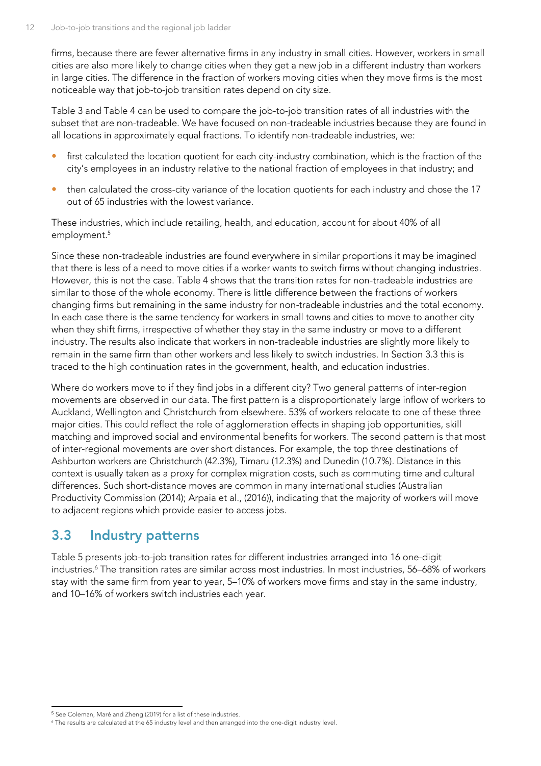firms, because there are fewer alternative firms in any industry in small cities. However, workers in small cities are also more likely to change cities when they get a new job in a different industry than workers in large cities. The difference in the fraction of workers moving cities when they move firms is the most noticeable way that job-to-job transition rates depend on city size.

Table 3 and Table 4 can be used to compare the job-to-job transition rates of all industries with the subset that are non-tradeable. We have focused on non-tradeable industries because they are found in all locations in approximately equal fractions. To identify non-tradeable industries, we:

- first calculated the location quotient for each city-industry combination, which is the fraction of the city's employees in an industry relative to the national fraction of employees in that industry; and
- then calculated the cross-city variance of the location quotients for each industry and chose the 17 out of 65 industries with the lowest variance.

These industries, which include retailing, health, and education, account for about 40% of all employment.[5]

Since these non-tradeable industries are found everywhere in similar proportions it may be imagined that there is less of a need to move cities if a worker wants to switch firms without changing industries. However, this is not the case. Table 4 shows that the transition rates for non-tradeable industries are similar to those of the whole economy. There is little difference between the fractions of workers changing firms but remaining in the same industry for non-tradeable industries and the total economy. In each case there is the same tendency for workers in small towns and cities to move to another city when they shift firms, irrespective of whether they stay in the same industry or move to a different industry. The results also indicate that workers in non-tradeable industries are slightly more likely to remain in the same firm than other workers and less likely to switch industries. In Section 3.3 this is traced to the high continuation rates in the government, health, and education industries.

Where do workers move to if they find jobs in a different city? Two general patterns of inter-region movements are observed in our data. The first pattern is a disproportionately large inflow of workers to Auckland, Wellington and Christchurch from elsewhere. 53% of workers relocate to one of these three major cities. This could reflect the role of agglomeration effects in shaping job opportunities, skill matching and improved social and environmental benefits for workers. The second pattern is that most of inter-regional movements are over short distances. For example, the top three destinations of Ashburton workers are Christchurch (42.3%), Timaru (12.3%) and Dunedin (10.7%). Distance in this context is usually taken as a proxy for complex migration costs, such as commuting time and cultural differences. Such short-distance moves are common in many international studies (Australian Productivity Commission (2014); Arpaia et al., (2016)), indicating that the majority of workers will move to adjacent regions which provide easier to access jobs.

## 3.3 Industry patterns

Table 5 presents job-to-job transition rates for different industries arranged into 16 one-digit industries.[6] The transition rates are similar across most industries. In most industries, 56–68% of workers stay with the same firm from year to year, 5–10% of workers move firms and stay in the same industry, and 10–16% of workers switch industries each year.

[5] See Coleman, Maré and Zheng (2019) for a list of these industries.

[6] The results are calculated at the 65 industry level and then arranged into the one-digit industry level.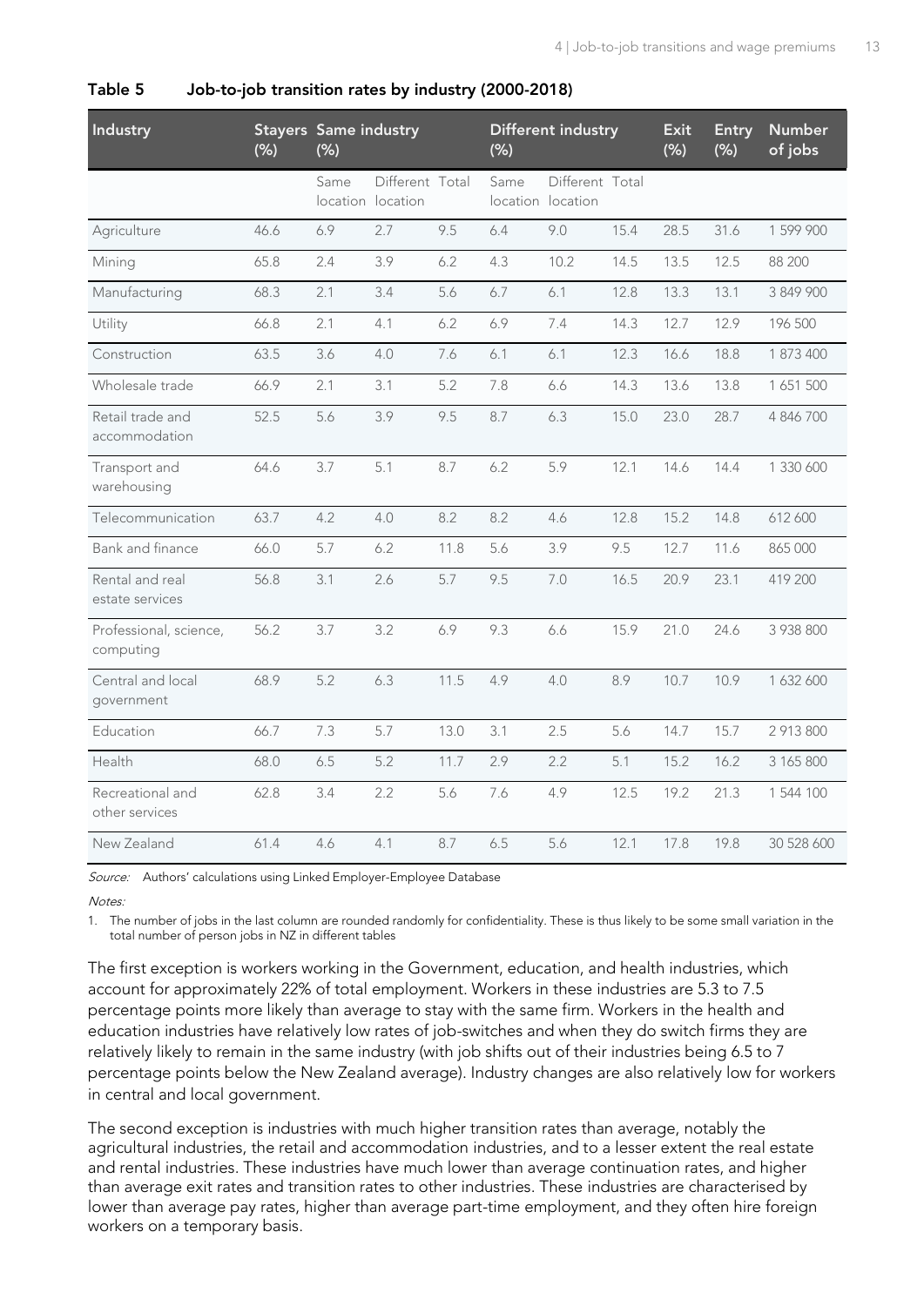**Table 5 Job-to-job transition rates by industry (2000-2018)**

| Industry | Stayers (%) | Same industry (%) | | | Different industry (%) | | | Exit (%) | Entry (%) | Number of jobs |
|---|---|---|---|---|---|---|---|---|---|---|
| | | Same location | Different location | Total | Same location | Different location | Total | | | |
| Agriculture | 46.6 | 6.9 | 2.7 | 9.5 | 6.4 | 9.0 | 15.4 | 28.5 | 31.6 | 1 599 900 |
| Mining | 65.8 | 2.4 | 3.9 | 6.2 | 4.3 | 10.2 | 14.5 | 13.5 | 12.5 | 88 200 |
| Manufacturing | 68.3 | 2.1 | 3.4 | 5.6 | 6.7 | 6.1 | 12.8 | 13.3 | 13.1 | 3 849 900 |
| Utility | 66.8 | 2.1 | 4.1 | 6.2 | 6.9 | 7.4 | 14.3 | 12.7 | 12.9 | 196 500 |
| Construction | 63.5 | 3.6 | 4.0 | 7.6 | 6.1 | 6.1 | 12.3 | 16.6 | 18.8 | 1 873 400 |
| Wholesale trade | 66.9 | 2.1 | 3.1 | 5.2 | 7.8 | 6.6 | 14.3 | 13.6 | 13.8 | 1 651 500 |
| Retail trade and accommodation | 52.5 | 5.6 | 3.9 | 9.5 | 8.7 | 6.3 | 15.0 | 23.0 | 28.7 | 4 846 700 |
| Transport and warehousing | 64.6 | 3.7 | 5.1 | 8.7 | 6.2 | 5.9 | 12.1 | 14.6 | 14.4 | 1 330 600 |
| Telecommunication | 63.7 | 4.2 | 4.0 | 8.2 | 8.2 | 4.6 | 12.8 | 15.2 | 14.8 | 612 600 |
| Bank and finance | 66.0 | 5.7 | 6.2 | 11.8 | 5.6 | 3.9 | 9.5 | 12.7 | 11.6 | 865 000 |
| Rental and real estate services | 56.8 | 3.1 | 2.6 | 5.7 | 9.5 | 7.0 | 16.5 | 20.9 | 23.1 | 419 200 |
| Professional, science, computing | 56.2 | 3.7 | 3.2 | 6.9 | 9.3 | 6.6 | 15.9 | 21.0 | 24.6 | 3 938 800 |
| Central and local government | 68.9 | 5.2 | 6.3 | 11.5 | 4.9 | 4.0 | 8.9 | 10.7 | 10.9 | 1 632 600 |
| Education | 66.7 | 7.3 | 5.7 | 13.0 | 3.1 | 2.5 | 5.6 | 14.7 | 15.7 | 2 913 800 |
| Health | 68.0 | 6.5 | 5.2 | 11.7 | 2.9 | 2.2 | 5.1 | 15.2 | 16.2 | 3 165 800 |
| Recreational and other services | 62.8 | 3.4 | 2.2 | 5.6 | 7.6 | 4.9 | 12.5 | 19.2 | 21.3 | 1 544 100 |
| New Zealand | 61.4 | 4.6 | 4.1 | 8.7 | 6.5 | 5.6 | 12.1 | 17.8 | 19.8 | 30 528 600 |

*Source:* Authors' calculations using Linked Employer-Employee Database

*Notes:*

1. The number of jobs in the last column are rounded randomly for confidentiality. These is thus likely to be some small variation in the total number of person jobs in NZ in different tables

The first exception is workers working in the Government, education, and health industries, which account for approximately 22% of total employment. Workers in these industries are 5.3 to 7.5 percentage points more likely than average to stay with the same firm. Workers in the health and education industries have relatively low rates of job-switches and when they do switch firms they are relatively likely to remain in the same industry (with job shifts out of their industries being 6.5 to 7 percentage points below the New Zealand average). Industry changes are also relatively low for workers in central and local government.

The second exception is industries with much higher transition rates than average, notably the agricultural industries, the retail and accommodation industries, and to a lesser extent the real estate and rental industries. These industries have much lower than average continuation rates, and higher than average exit rates and transition rates to other industries. These industries are characterised by lower than average pay rates, higher than average part-time employment, and they often hire foreign workers on a temporary basis.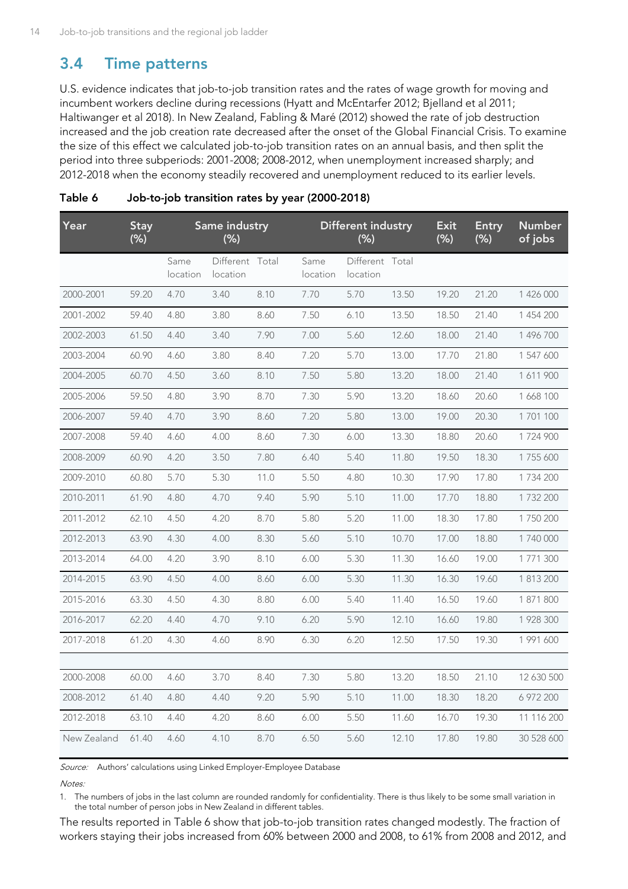## 3.4 Time patterns

U.S. evidence indicates that job-to-job transition rates and the rates of wage growth for moving and incumbent workers decline during recessions (Hyatt and McEntarfer 2012; Bjelland et al 2011; Haltiwanger et al 2018). In New Zealand, Fabling & Maré (2012) showed the rate of job destruction increased and the job creation rate decreased after the onset of the Global Financial Crisis. To examine the size of this effect we calculated job-to-job transition rates on an annual basis, and then split the period into three subperiods: 2001-2008; 2008-2012, when unemployment increased sharply; and 2012-2018 when the economy steadily recovered and unemployment reduced to its earlier levels.

**Table 6 Job-to-job transition rates by year (2000-2018)**

| Year | Stay (%) | Same industry (%) | | | Different industry (%) | | | Exit (%) | Entry (%) | Number of jobs |
|---|---|---|---|---|---|---|---|---|---|---|
| | | Same location | Different location | Total | Same location | Different location | Total | | | |
| 2000-2001 | 59.20 | 4.70 | 3.40 | 8.10 | 7.70 | 5.70 | 13.50 | 19.20 | 21.20 | 1 426 000 |
| 2001-2002 | 59.40 | 4.80 | 3.80 | 8.60 | 7.50 | 6.10 | 13.50 | 18.50 | 21.40 | 1 454 200 |
| 2002-2003 | 61.50 | 4.40 | 3.40 | 7.90 | 7.00 | 5.60 | 12.60 | 18.00 | 21.40 | 1 496 700 |
| 2003-2004 | 60.90 | 4.60 | 3.80 | 8.40 | 7.20 | 5.70 | 13.00 | 17.70 | 21.80 | 1 547 600 |
| 2004-2005 | 60.70 | 4.50 | 3.60 | 8.10 | 7.50 | 5.80 | 13.20 | 18.00 | 21.40 | 1 611 900 |
| 2005-2006 | 59.50 | 4.80 | 3.90 | 8.70 | 7.30 | 5.90 | 13.20 | 18.60 | 20.60 | 1 668 100 |
| 2006-2007 | 59.40 | 4.70 | 3.90 | 8.60 | 7.20 | 5.80 | 13.00 | 19.00 | 20.30 | 1 701 100 |
| 2007-2008 | 59.40 | 4.60 | 4.00 | 8.60 | 7.30 | 6.00 | 13.30 | 18.80 | 20.60 | 1 724 900 |
| 2008-2009 | 60.90 | 4.20 | 3.50 | 7.80 | 6.40 | 5.40 | 11.80 | 19.50 | 18.30 | 1 755 600 |
| 2009-2010 | 60.80 | 5.70 | 5.30 | 11.0 | 5.50 | 4.80 | 10.30 | 17.90 | 17.80 | 1 734 200 |
| 2010-2011 | 61.90 | 4.80 | 4.70 | 9.40 | 5.90 | 5.10 | 11.00 | 17.70 | 18.80 | 1 732 200 |
| 2011-2012 | 62.10 | 4.50 | 4.20 | 8.70 | 5.80 | 5.20 | 11.00 | 18.30 | 17.80 | 1 750 200 |
| 2012-2013 | 63.90 | 4.30 | 4.00 | 8.30 | 5.60 | 5.10 | 10.70 | 17.00 | 18.80 | 1 740 000 |
| 2013-2014 | 64.00 | 4.20 | 3.90 | 8.10 | 6.00 | 5.30 | 11.30 | 16.60 | 19.00 | 1 771 300 |
| 2014-2015 | 63.90 | 4.50 | 4.00 | 8.60 | 6.00 | 5.30 | 11.30 | 16.30 | 19.60 | 1 813 200 |
| 2015-2016 | 63.30 | 4.50 | 4.30 | 8.80 | 6.00 | 5.40 | 11.40 | 16.50 | 19.60 | 1 871 800 |
| 2016-2017 | 62.20 | 4.40 | 4.70 | 9.10 | 6.20 | 5.90 | 12.10 | 16.60 | 19.80 | 1 928 300 |
| 2017-2018 | 61.20 | 4.30 | 4.60 | 8.90 | 6.30 | 6.20 | 12.50 | 17.50 | 19.30 | 1 991 600 |
| | | | | | | | | | | |
| 2000-2008 | 60.00 | 4.60 | 3.70 | 8.40 | 7.30 | 5.80 | 13.20 | 18.50 | 21.10 | 12 630 500 |
| 2008-2012 | 61.40 | 4.80 | 4.40 | 9.20 | 5.90 | 5.10 | 11.00 | 18.30 | 18.20 | 6 972 200 |
| 2012-2018 | 63.10 | 4.40 | 4.20 | 8.60 | 6.00 | 5.50 | 11.60 | 16.70 | 19.30 | 11 116 200 |
| New Zealand | 61.40 | 4.60 | 4.10 | 8.70 | 6.50 | 5.60 | 12.10 | 17.80 | 19.80 | 30 528 600 |

*Source:* Authors' calculations using Linked Employer-Employee Database

*Notes:*

1. The numbers of jobs in the last column are rounded randomly for confidentiality. There is thus likely to be some small variation in the total number of person jobs in New Zealand in different tables.

The results reported in Table 6 show that job-to-job transition rates changed modestly. The fraction of workers staying their jobs increased from 60% between 2000 and 2008, to 61% from 2008 and 2012, and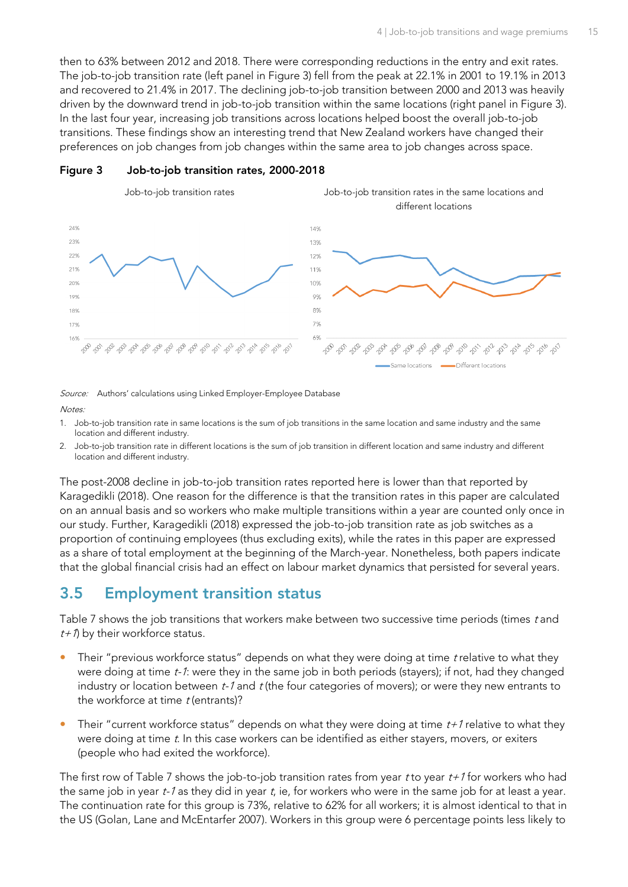then to 63% between 2012 and 2018. There were corresponding reductions in the entry and exit rates. The job-to-job transition rate (left panel in Figure 3) fell from the peak at 22.1% in 2001 to 19.1% in 2013 and recovered to 21.4% in 2017. The declining job-to-job transition between 2000 and 2013 was heavily driven by the downward trend in job-to-job transition within the same locations (right panel in Figure 3). In the last four year, increasing job transitions across locations helped boost the overall job-to-job transitions. These findings show an interesting trend that New Zealand workers have changed their preferences on job changes from job changes within the same area to job changes across space.

**Figure 3 Job-to-job transition rates, 2000-2018**

*Source:* Authors' calculations using Linked Employer-Employee Database

*Notes:*

1. Job-to-job transition rate in same locations is the sum of job transitions in the same location and same industry and the same location and different industry.
2. Job-to-job transition rate in different locations is the sum of job transition in different location and same industry and different location and different industry.

The post-2008 decline in job-to-job transition rates reported here is lower than that reported by Karagedikli (2018). One reason for the difference is that the transition rates in this paper are calculated on an annual basis and so workers who make multiple transitions within a year are counted only once in our study. Further, Karagedikli (2018) expressed the job-to-job transition rate as job switches as a proportion of continuing employees (thus excluding exits), while the rates in this paper are expressed as a share of total employment at the beginning of the March-year. Nonetheless, both papers indicate that the global financial crisis had an effect on labour market dynamics that persisted for several years.

## 3.5 Employment transition status

Table 7 shows the job transitions that workers make between two successive time periods (times $t$ and $t+1$) by their workforce status.

- Their "previous workforce status" depends on what they were doing at time $t$ relative to what they were doing at time $t-1$: were they in the same job in both periods (stayers); if not, had they changed industry or location between $t-1$ and $t$ (the four categories of movers); or were they new entrants to the workforce at time $t$ (entrants)?
- Their "current workforce status" depends on what they were doing at time $t+1$ relative to what they were doing at time $t$. In this case workers can be identified as either stayers, movers, or exiters (people who had exited the workforce).

The first row of Table 7 shows the job-to-job transition rates from year $t$ to year $t+1$ for workers who had the same job in year $t-1$ as they did in year $t$, ie, for workers who were in the same job for at least a year. The continuation rate for this group is 73%, relative to 62% for all workers; it is almost identical to that in the US (Golan, Lane and McEntarfer 2007). Workers in this group were 6 percentage points less likely to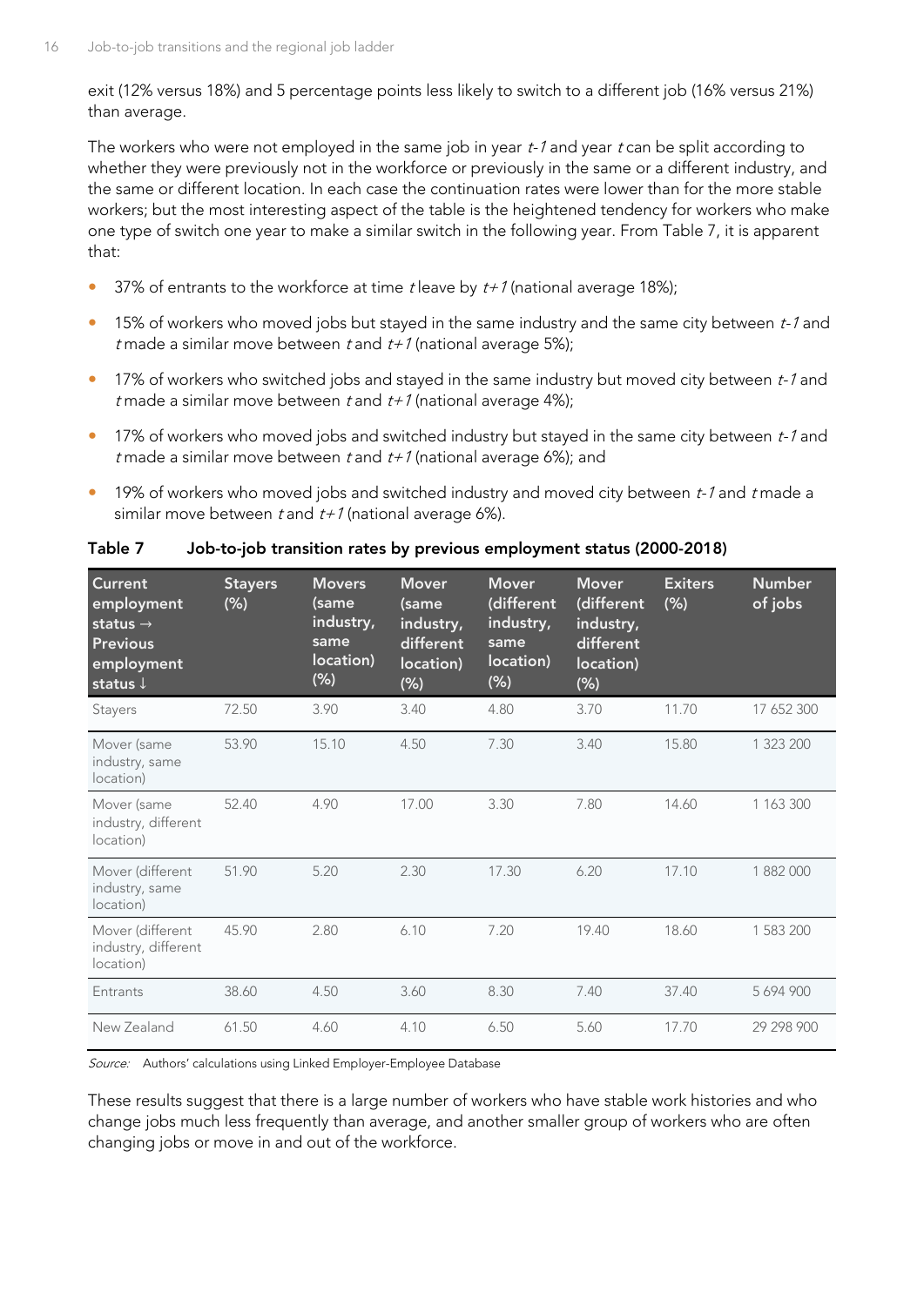exit (12% versus 18%) and 5 percentage points less likely to switch to a different job (16% versus 21%) than average.

The workers who were not employed in the same job in year *t-1* and year *t* can be split according to whether they were previously not in the workforce or previously in the same or a different industry, and the same or different location. In each case the continuation rates were lower than for the more stable workers; but the most interesting aspect of the table is the heightened tendency for workers who make one type of switch one year to make a similar switch in the following year. From Table 7, it is apparent that:

- 37% of entrants to the workforce at time *t* leave by *t+1* (national average 18%);
- 15% of workers who moved jobs but stayed in the same industry and the same city between *t-1* and *t* made a similar move between *t* and *t+1* (national average 5%);
- 17% of workers who switched jobs and stayed in the same industry but moved city between *t-1* and *t* made a similar move between *t* and *t+1* (national average 4%);
- 17% of workers who moved jobs and switched industry but stayed in the same city between *t-1* and *t* made a similar move between *t* and *t+1* (national average 6%); and
- 19% of workers who moved jobs and switched industry and moved city between *t-1* and *t* made a similar move between *t* and *t+1* (national average 6%).

**Table 7 Job-to-job transition rates by previous employment status (2000-2018)**

| Current employment status → Previous employment status ↓ | Stayers (%) | Movers (same industry, same location) (%) | Mover (same industry, different location) (%) | Mover (different industry, same location) (%) | Mover (different industry, different location) (%) | Exiters (%) | Number of jobs |
|---|---|---|---|---|---|---|---|
| Stayers | 72.50 | 3.90 | 3.40 | 4.80 | 3.70 | 11.70 | 17 652 300 |
| Mover (same industry, same location) | 53.90 | 15.10 | 4.50 | 7.30 | 3.40 | 15.80 | 1 323 200 |
| Mover (same industry, different location) | 52.40 | 4.90 | 17.00 | 3.30 | 7.80 | 14.60 | 1 163 300 |
| Mover (different industry, same location) | 51.90 | 5.20 | 2.30 | 17.30 | 6.20 | 17.10 | 1 882 000 |
| Mover (different industry, different location) | 45.90 | 2.80 | 6.10 | 7.20 | 19.40 | 18.60 | 1 583 200 |
| Entrants | 38.60 | 4.50 | 3.60 | 8.30 | 7.40 | 37.40 | 5 694 900 |
| New Zealand | 61.50 | 4.60 | 4.10 | 6.50 | 5.60 | 17.70 | 29 298 900 |

*Source:* Authors' calculations using Linked Employer-Employee Database

These results suggest that there is a large number of workers who have stable work histories and who change jobs much less frequently than average, and another smaller group of workers who are often changing jobs or move in and out of the workforce.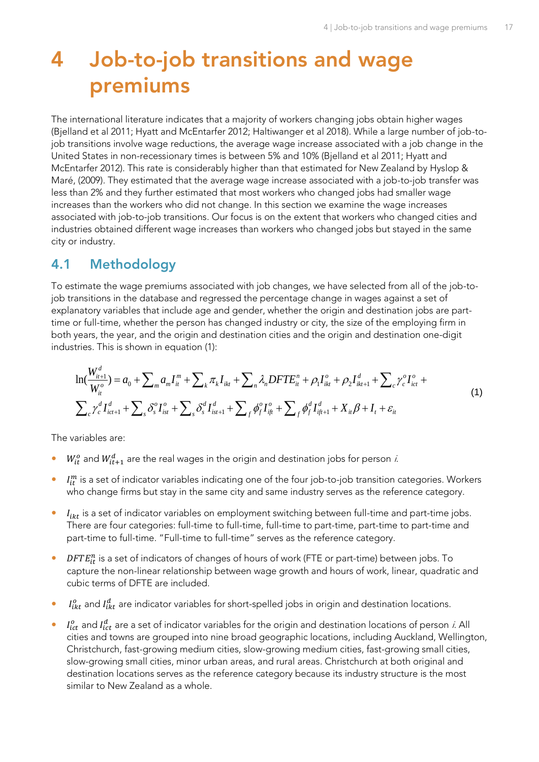# 4 Job-to-job transitions and wage premiums

The international literature indicates that a majority of workers changing jobs obtain higher wages (Bjelland et al 2011; Hyatt and McEntarfer 2012; Haltiwanger et al 2018). While a large number of job-to-job transitions involve wage reductions, the average wage increase associated with a job change in the United States in non-recessionary times is between 5% and 10% (Bjelland et al 2011; Hyatt and McEntarfer 2012). This rate is considerably higher than that estimated for New Zealand by Hyslop & Maré, (2009). They estimated that the average wage increase associated with a job-to-job transfer was less than 2% and they further estimated that most workers who changed jobs had smaller wage increases than the workers who did not change. In this section we examine the wage increases associated with job-to-job transitions. Our focus is on the extent that workers who changed cities and industries obtained different wage increases than workers who changed jobs but stayed in the same city or industry.

## 4.1 Methodology

To estimate the wage premiums associated with job changes, we have selected from all of the job-to-job transitions in the database and regressed the percentage change in wages against a set of explanatory variables that include age and gender, whether the origin and destination jobs are part-time or full-time, whether the person has changed industry or city, the size of the employing firm in both years, the year, and the origin and destination cities and the origin and destination one-digit industries. This is shown in equation (1):

$$\ln\left(\frac{W_{it+1}^{d}}{W_{it}^{o}}\right) = a_0 + \sum_m a_m I_{it}^{m} + \sum_k \pi_k I_{ikt} + \sum_n \lambda_n DFTE_{it}^{n} + \rho_1 I_{ikt}^{o} + \rho_2 I_{ikt+1}^{d} + \sum_c \gamma_c^{o} I_{ict}^{o} + \sum_c \gamma_c^{d} I_{ict+1}^{d} + \sum_s \delta_s^{o} I_{ist}^{o} + \sum_s \delta_s^{d} I_{ist+1}^{d} + \sum_f \phi_f^{o} I_{ift}^{o} + \sum_f \phi_f^{d} I_{ift+1}^{d} + X_{it}\beta + I_t + \varepsilon_{it} \tag{1}$$

The variables are:

- $W_{it}^{o}$ and $W_{it+1}^{d}$ are the real wages in the origin and destination jobs for person *i*.
- $I_{it}^{m}$ is a set of indicator variables indicating one of the four job-to-job transition categories. Workers who change firms but stay in the same city and same industry serves as the reference category.
- $I_{ikt}$ is a set of indicator variables on employment switching between full-time and part-time jobs. There are four categories: full-time to full-time, full-time to part-time, part-time to part-time and part-time to full-time. "Full-time to full-time" serves as the reference category.
- $DFTE_{it}^{n}$ is a set of indicators of changes of hours of work (FTE or part-time) between jobs. To capture the non-linear relationship between wage growth and hours of work, linear, quadratic and cubic terms of DFTE are included.
- $I_{ikt}^{o}$ and $I_{ikt}^{d}$ are indicator variables for short-spelled jobs in origin and destination locations.
- $I_{ict}^{o}$ and $I_{ict}^{d}$ are a set of indicator variables for the origin and destination locations of person *i*. All cities and towns are grouped into nine broad geographic locations, including Auckland, Wellington, Christchurch, fast-growing medium cities, slow-growing medium cities, fast-growing small cities, slow-growing small cities, minor urban areas, and rural areas. Christchurch at both original and destination locations serves as the reference category because its industry structure is the most similar to New Zealand as a whole.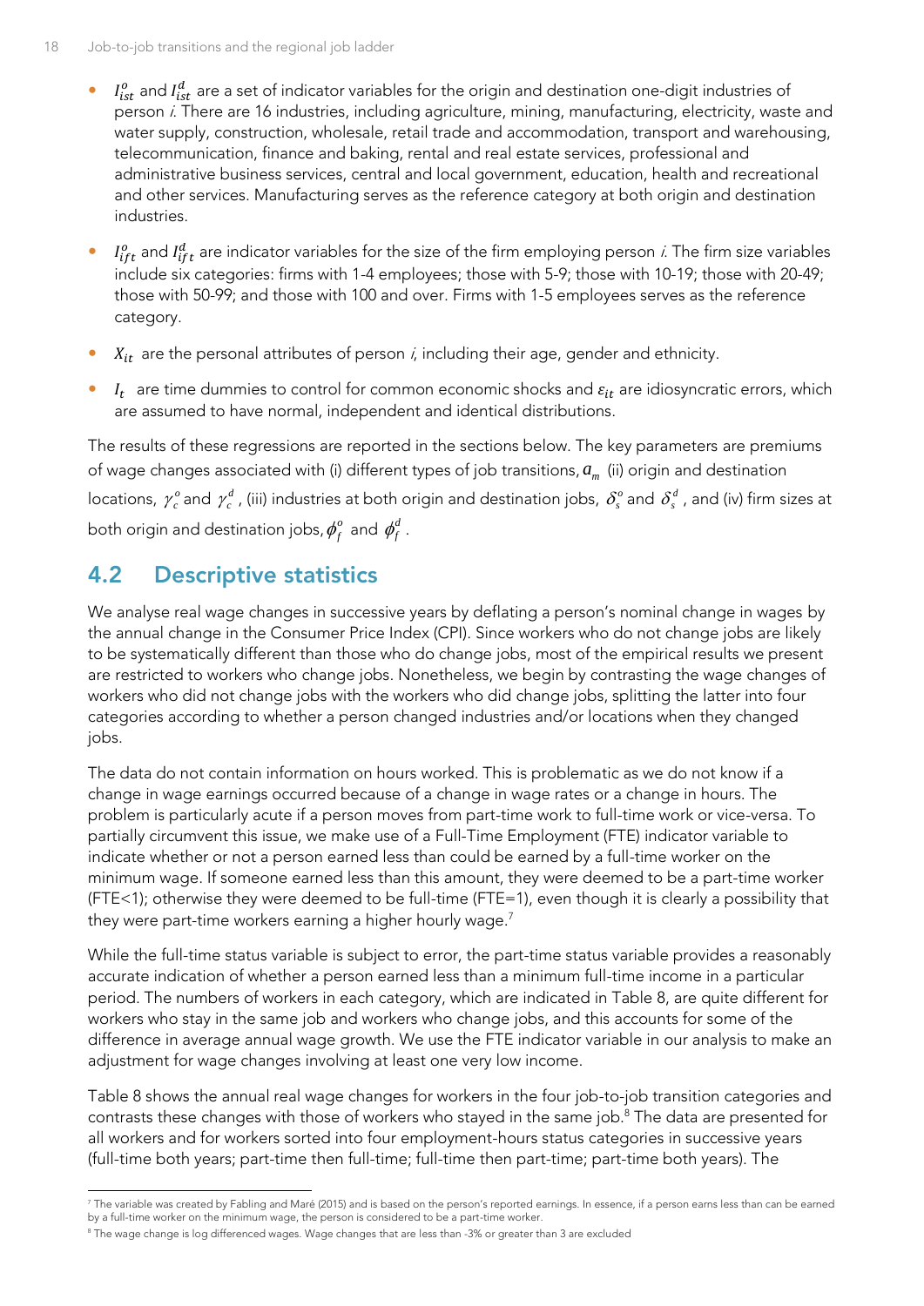- $I^o_{ist}$ and $I^d_{ist}$ are a set of indicator variables for the origin and destination one-digit industries of person *i*. There are 16 industries, including agriculture, mining, manufacturing, electricity, waste and water supply, construction, wholesale, retail trade and accommodation, transport and warehousing, telecommunication, finance and baking, rental and real estate services, professional and administrative business services, central and local government, education, health and recreational and other services. Manufacturing serves as the reference category at both origin and destination industries.
- $I^o_{ift}$ and $I^d_{ift}$ are indicator variables for the size of the firm employing person *i*. The firm size variables include six categories: firms with 1-4 employees; those with 5-9; those with 10-19; those with 20-49; those with 50-99; and those with 100 and over. Firms with 1-5 employees serves as the reference category.
- $X_{it}$ are the personal attributes of person *i*, including their age, gender and ethnicity.
- $I_t$ are time dummies to control for common economic shocks and $\varepsilon_{it}$ are idiosyncratic errors, which are assumed to have normal, independent and identical distributions.

The results of these regressions are reported in the sections below. The key parameters are premiums of wage changes associated with (i) different types of job transitions, $a_m$ (ii) origin and destination locations, $\gamma^o_c$ and $\gamma^d_c$, (iii) industries at both origin and destination jobs, $\delta^o_s$ and $\delta^d_s$, and (iv) firm sizes at both origin and destination jobs, $\phi^o_f$ and $\phi^d_f$.

## 4.2 Descriptive statistics

We analyse real wage changes in successive years by deflating a person's nominal change in wages by the annual change in the Consumer Price Index (CPI). Since workers who do not change jobs are likely to be systematically different than those who do change jobs, most of the empirical results we present are restricted to workers who change jobs. Nonetheless, we begin by contrasting the wage changes of workers who did not change jobs with the workers who did change jobs, splitting the latter into four categories according to whether a person changed industries and/or locations when they changed jobs.

The data do not contain information on hours worked. This is problematic as we do not know if a change in wage earnings occurred because of a change in wage rates or a change in hours. The problem is particularly acute if a person moves from part-time work to full-time work or vice-versa. To partially circumvent this issue, we make use of a Full-Time Employment (FTE) indicator variable to indicate whether or not a person earned less than could be earned by a full-time worker on the minimum wage. If someone earned less than this amount, they were deemed to be a part-time worker (FTE<1); otherwise they were deemed to be full-time (FTE=1), even though it is clearly a possibility that they were part-time workers earning a higher hourly wage.[7]

While the full-time status variable is subject to error, the part-time status variable provides a reasonably accurate indication of whether a person earned less than a minimum full-time income in a particular period. The numbers of workers in each category, which are indicated in Table 8, are quite different for workers who stay in the same job and workers who change jobs, and this accounts for some of the difference in average annual wage growth. We use the FTE indicator variable in our analysis to make an adjustment for wage changes involving at least one very low income.

Table 8 shows the annual real wage changes for workers in the four job-to-job transition categories and contrasts these changes with those of workers who stayed in the same job.[8] The data are presented for all workers and for workers sorted into four employment-hours status categories in successive years (full-time both years; part-time then full-time; full-time then part-time; part-time both years). The

[7] The variable was created by Fabling and Maré (2015) and is based on the person's reported earnings. In essence, if a person earns less than can be earned by a full-time worker on the minimum wage, the person is considered to be a part-time worker.

[8] The wage change is log differenced wages. Wage changes that are less than -3% or greater than 3 are excluded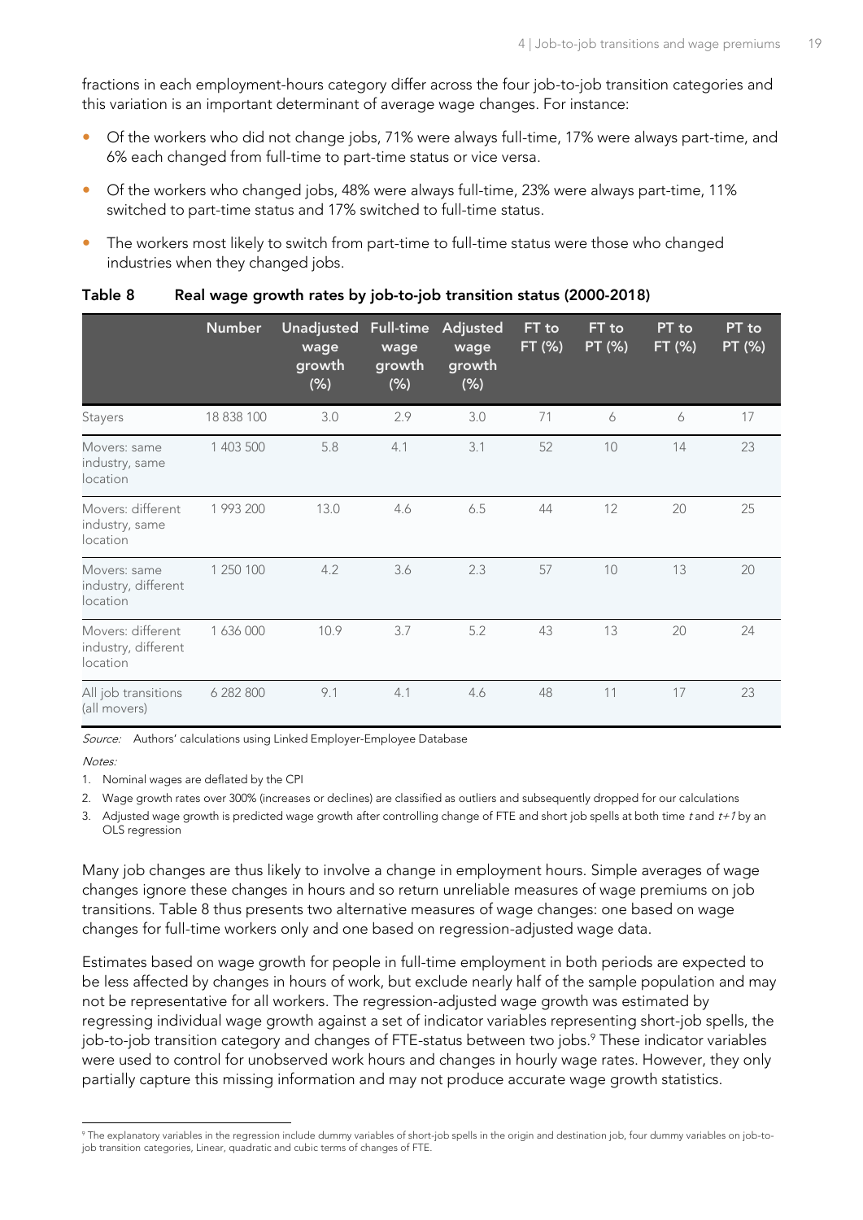fractions in each employment-hours category differ across the four job-to-job transition categories and this variation is an important determinant of average wage changes. For instance:

- Of the workers who did not change jobs, 71% were always full-time, 17% were always part-time, and 6% each changed from full-time to part-time status or vice versa.
- Of the workers who changed jobs, 48% were always full-time, 23% were always part-time, 11% switched to part-time status and 17% switched to full-time status.
- The workers most likely to switch from part-time to full-time status were those who changed industries when they changed jobs.

**Table 8 Real wage growth rates by job-to-job transition status (2000-2018)**

| | Number | Unadjusted wage growth (%) | Full-time wage growth (%) | Adjusted wage growth (%) | FT to FT (%) | FT to PT (%) | PT to FT (%) | PT to PT (%) |
|---|---|---|---|---|---|---|---|---|
| Stayers | 18 838 100 | 3.0 | 2.9 | 3.0 | 71 | 6 | 6 | 17 |
| Movers: same industry, same location | 1 403 500 | 5.8 | 4.1 | 3.1 | 52 | 10 | 14 | 23 |
| Movers: different industry, same location | 1 993 200 | 13.0 | 4.6 | 6.5 | 44 | 12 | 20 | 25 |
| Movers: same industry, different location | 1 250 100 | 4.2 | 3.6 | 2.3 | 57 | 10 | 13 | 20 |
| Movers: different industry, different location | 1 636 000 | 10.9 | 3.7 | 5.2 | 43 | 13 | 20 | 24 |
| All job transitions (all movers) | 6 282 800 | 9.1 | 4.1 | 4.6 | 48 | 11 | 17 | 23 |

*Source:* Authors' calculations using Linked Employer-Employee Database

*Notes:*

1. Nominal wages are deflated by the CPI
2. Wage growth rates over 300% (increases or declines) are classified as outliers and subsequently dropped for our calculations
3. Adjusted wage growth is predicted wage growth after controlling change of FTE and short job spells at both time $t$ and $t+1$ by an OLS regression

Many job changes are thus likely to involve a change in employment hours. Simple averages of wage changes ignore these changes in hours and so return unreliable measures of wage premiums on job transitions. Table 8 thus presents two alternative measures of wage changes: one based on wage changes for full-time workers only and one based on regression-adjusted wage data.

Estimates based on wage growth for people in full-time employment in both periods are expected to be less affected by changes in hours of work, but exclude nearly half of the sample population and may not be representative for all workers. The regression-adjusted wage growth was estimated by regressing individual wage growth against a set of indicator variables representing short-job spells, the job-to-job transition category and changes of FTE-status between two jobs.[9] These indicator variables were used to control for unobserved work hours and changes in hourly wage rates. However, they only partially capture this missing information and may not produce accurate wage growth statistics.

[9] The explanatory variables in the regression include dummy variables of short-job spells in the origin and destination job, four dummy variables on job-to-job transition categories, Linear, quadratic and cubic terms of changes of FTE.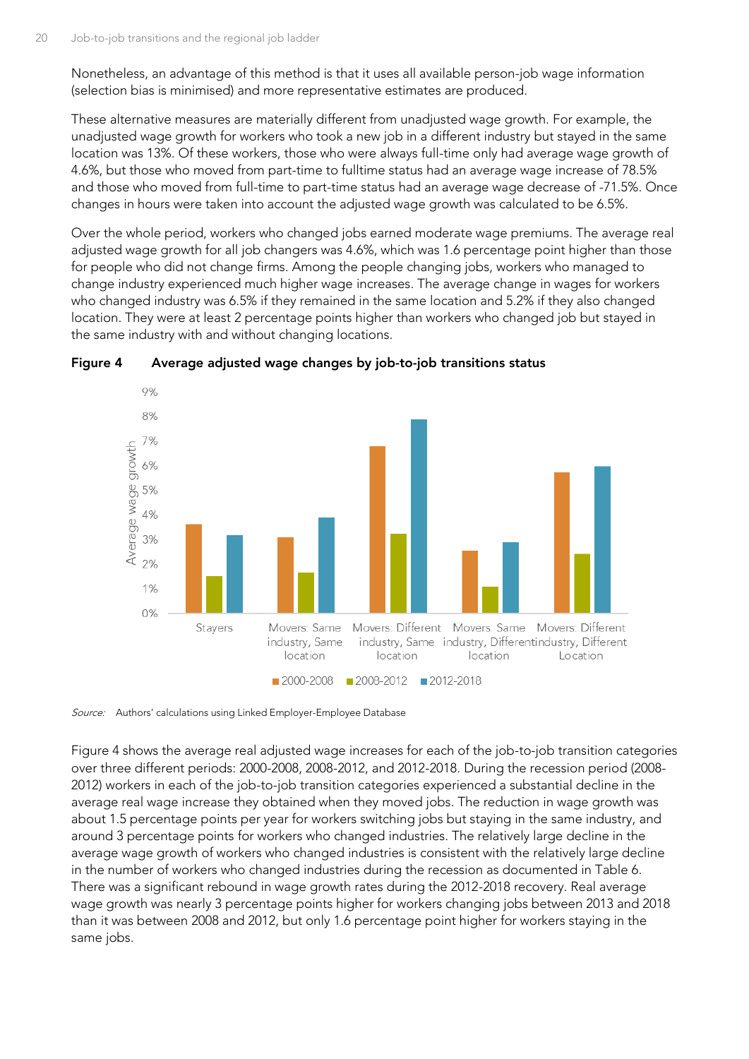Nonetheless, an advantage of this method is that it uses all available person-job wage information (selection bias is minimised) and more representative estimates are produced.

These alternative measures are materially different from unadjusted wage growth. For example, the unadjusted wage growth for workers who took a new job in a different industry but stayed in the same location was 13%. Of these workers, those who were always full-time only had average wage growth of 4.6%, but those who moved from part-time to fulltime status had an average wage increase of 78.5% and those who moved from full-time to part-time status had an average wage decrease of -71.5%. Once changes in hours were taken into account the adjusted wage growth was calculated to be 6.5%.

Over the whole period, workers who changed jobs earned moderate wage premiums. The average real adjusted wage growth for all job changers was 4.6%, which was 1.6 percentage point higher than those for people who did not change firms. Among the people changing jobs, workers who managed to change industry experienced much higher wage increases. The average change in wages for workers who changed industry was 6.5% if they remained in the same location and 5.2% if they also changed location. They were at least 2 percentage points higher than workers who changed job but stayed in the same industry with and without changing locations.

**Figure 4 Average adjusted wage changes by job-to-job transitions status**

*Source:* Authors' calculations using Linked Employer-Employee Database

Figure 4 shows the average real adjusted wage increases for each of the job-to-job transition categories over three different periods: 2000-2008, 2008-2012, and 2012-2018. During the recession period (2008-2012) workers in each of the job-to-job transition categories experienced a substantial decline in the average real wage increase they obtained when they moved jobs. The reduction in wage growth was about 1.5 percentage points per year for workers switching jobs but staying in the same industry, and around 3 percentage points for workers who changed industries. The relatively large decline in the average wage growth of workers who changed industries is consistent with the relatively large decline in the number of workers who changed industries during the recession as documented in Table 6. There was a significant rebound in wage growth rates during the 2012-2018 recovery. Real average wage growth was nearly 3 percentage points higher for workers changing jobs between 2013 and 2018 than it was between 2008 and 2012, but only 1.6 percentage point higher for workers staying in the same jobs.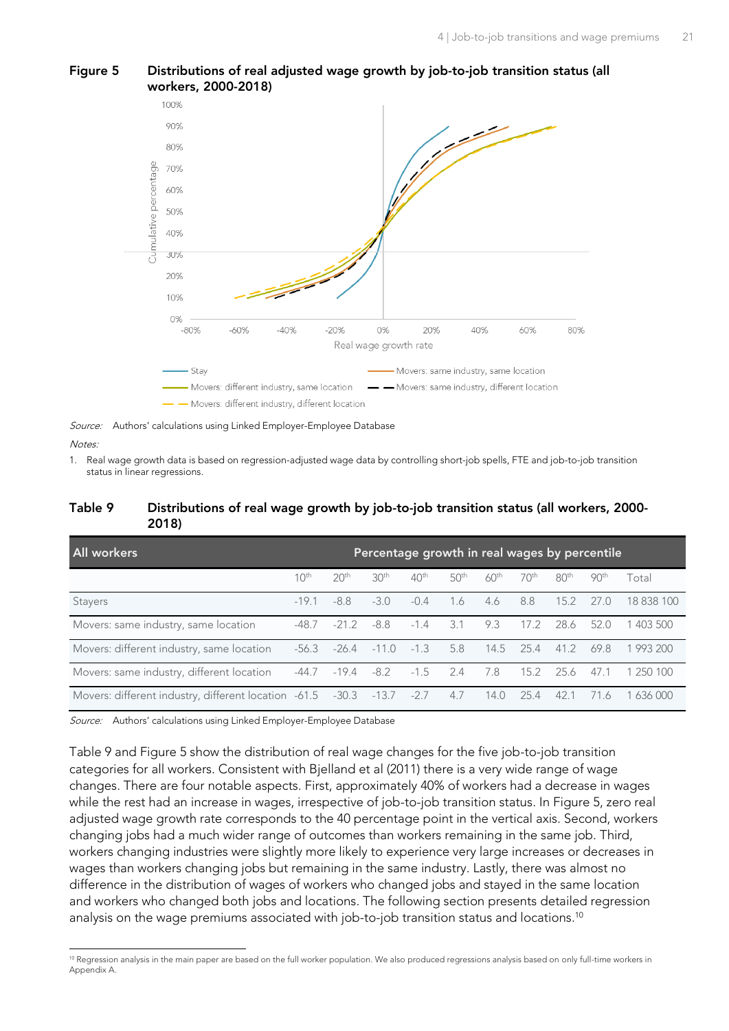**Figure 5 Distributions of real adjusted wage growth by job-to-job transition status (all workers, 2000-2018)**

*Source:* Authors' calculations using Linked Employer-Employee Database

*Notes:*

1. Real wage growth data is based on regression-adjusted wage data by controlling short-job spells, FTE and job-to-job transition status in linear regressions.

**Table 9 Distributions of real wage growth by job-to-job transition status (all workers, 2000-2018)**

| All workers | Percentage growth in real wages by percentile | | | | | | | | | |
|---|---|---|---|---|---|---|---|---|---|---|
| | 10th | 20th | 30th | 40th | 50th | 60th | 70th | 80th | 90th | Total |
| Stayers | -19.1 | -8.8 | -3.0 | -0.4 | 1.6 | 4.6 | 8.8 | 15.2 | 27.0 | 18 838 100 |
| Movers: same industry, same location | -48.7 | -21.2 | -8.8 | -1.4 | 3.1 | 9.3 | 17.2 | 28.6 | 52.0 | 1 403 500 |
| Movers: different industry, same location | -56.3 | -26.4 | -11.0 | -1.3 | 5.8 | 14.5 | 25.4 | 41.2 | 69.8 | 1 993 200 |
| Movers: same industry, different location | -44.7 | -19.4 | -8.2 | -1.5 | 2.4 | 7.8 | 15.2 | 25.6 | 47.1 | 1 250 100 |
| Movers: different industry, different location | -61.5 | -30.3 | -13.7 | -2.7 | 4.7 | 14.0 | 25.4 | 42.1 | 71.6 | 1 636 000 |

*Source:* Authors' calculations using Linked Employer-Employee Database

Table 9 and Figure 5 show the distribution of real wage changes for the five job-to-job transition categories for all workers. Consistent with Bjelland et al (2011) there is a very wide range of wage changes. There are four notable aspects. First, approximately 40% of workers had a decrease in wages while the rest had an increase in wages, irrespective of job-to-job transition status. In Figure 5, zero real adjusted wage growth rate corresponds to the 40 percentage point in the vertical axis. Second, workers changing jobs had a much wider range of outcomes than workers remaining in the same job. Third, workers changing industries were slightly more likely to experience very large increases or decreases in wages than workers changing jobs but remaining in the same industry. Lastly, there was almost no difference in the distribution of wages of workers who changed jobs and stayed in the same location and workers who changed both jobs and locations. The following section presents detailed regression analysis on the wage premiums associated with job-to-job transition status and locations.[10]

[10] Regression analysis in the main paper are based on the full worker population. We also produced regressions analysis based on only full-time workers in Appendix A.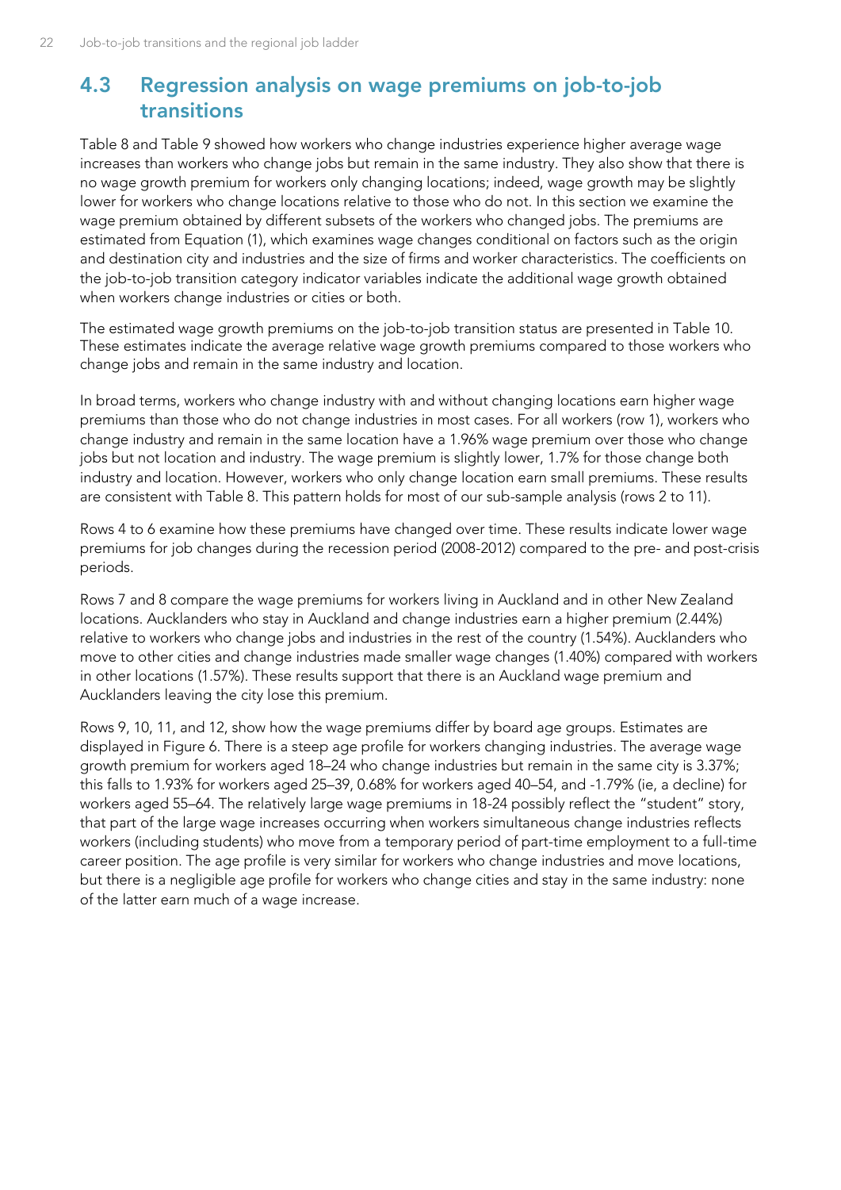## 4.3 Regression analysis on wage premiums on job-to-job transitions

Table 8 and Table 9 showed how workers who change industries experience higher average wage increases than workers who change jobs but remain in the same industry. They also show that there is no wage growth premium for workers only changing locations; indeed, wage growth may be slightly lower for workers who change locations relative to those who do not. In this section we examine the wage premium obtained by different subsets of the workers who changed jobs. The premiums are estimated from Equation (1), which examines wage changes conditional on factors such as the origin and destination city and industries and the size of firms and worker characteristics. The coefficients on the job-to-job transition category indicator variables indicate the additional wage growth obtained when workers change industries or cities or both.

The estimated wage growth premiums on the job-to-job transition status are presented in Table 10. These estimates indicate the average relative wage growth premiums compared to those workers who change jobs and remain in the same industry and location.

In broad terms, workers who change industry with and without changing locations earn higher wage premiums than those who do not change industries in most cases. For all workers (row 1), workers who change industry and remain in the same location have a 1.96% wage premium over those who change jobs but not location and industry. The wage premium is slightly lower, 1.7% for those change both industry and location. However, workers who only change location earn small premiums. These results are consistent with Table 8. This pattern holds for most of our sub-sample analysis (rows 2 to 11).

Rows 4 to 6 examine how these premiums have changed over time. These results indicate lower wage premiums for job changes during the recession period (2008-2012) compared to the pre- and post-crisis periods.

Rows 7 and 8 compare the wage premiums for workers living in Auckland and in other New Zealand locations. Aucklanders who stay in Auckland and change industries earn a higher premium (2.44%) relative to workers who change jobs and industries in the rest of the country (1.54%). Aucklanders who move to other cities and change industries made smaller wage changes (1.40%) compared with workers in other locations (1.57%). These results support that there is an Auckland wage premium and Aucklanders leaving the city lose this premium.

Rows 9, 10, 11, and 12, show how the wage premiums differ by board age groups. Estimates are displayed in Figure 6. There is a steep age profile for workers changing industries. The average wage growth premium for workers aged 18–24 who change industries but remain in the same city is 3.37%; this falls to 1.93% for workers aged 25–39, 0.68% for workers aged 40–54, and -1.79% (ie, a decline) for workers aged 55–64. The relatively large wage premiums in 18-24 possibly reflect the "student" story, that part of the large wage increases occurring when workers simultaneous change industries reflects workers (including students) who move from a temporary period of part-time employment to a full-time career position. The age profile is very similar for workers who change industries and move locations, but there is a negligible age profile for workers who change cities and stay in the same industry: none of the latter earn much of a wage increase.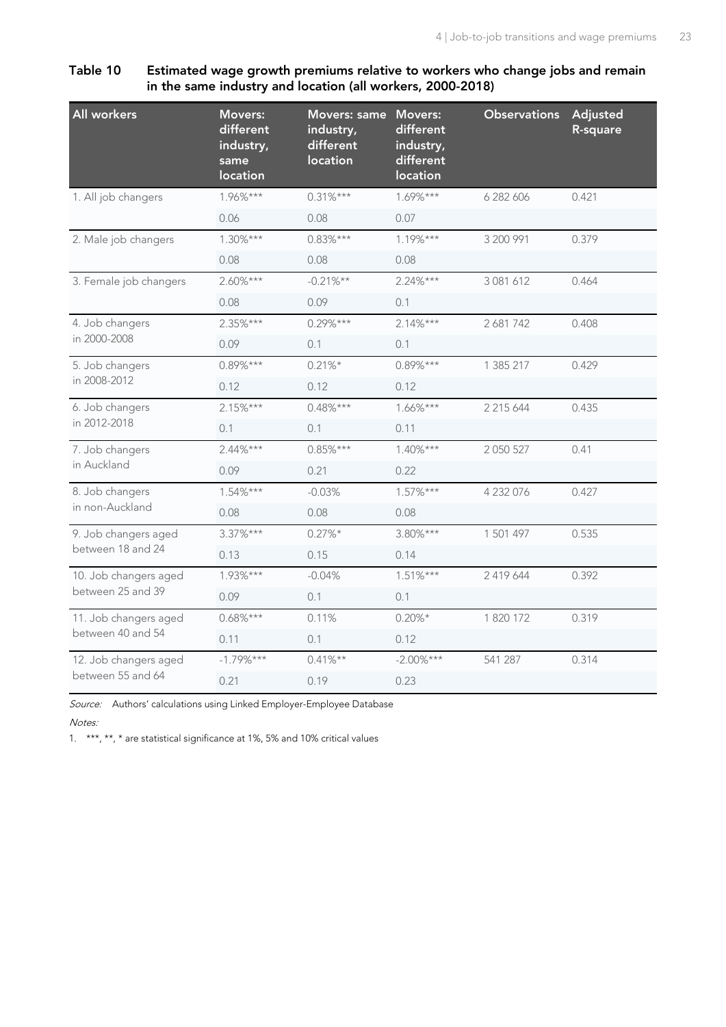**Table 10 Estimated wage growth premiums relative to workers who change jobs and remain in the same industry and location (all workers, 2000-2018)**

| All workers | Movers: different industry, same location | Movers: same industry, different location | Movers: different industry, different location | Observations | Adjusted R-square |
|---|---|---|---|---|---|
| 1. All job changers | 1.96%*** | 0.31%*** | 1.69%*** | 6 282 606 | 0.421 |
| | 0.06 | 0.08 | 0.07 | | |
| 2. Male job changers | 1.30%*** | 0.83%*** | 1.19%*** | 3 200 991 | 0.379 |
| | 0.08 | 0.08 | 0.08 | | |
| 3. Female job changers | 2.60%*** | -0.21%** | 2.24%*** | 3 081 612 | 0.464 |
| | 0.08 | 0.09 | 0.1 | | |
| 4. Job changers in 2000-2008 | 2.35%*** | 0.29%*** | 2.14%*** | 2 681 742 | 0.408 |
| | 0.09 | 0.1 | 0.1 | | |
| 5. Job changers in 2008-2012 | 0.89%*** | 0.21%* | 0.89%*** | 1 385 217 | 0.429 |
| | 0.12 | 0.12 | 0.12 | | |
| 6. Job changers in 2012-2018 | 2.15%*** | 0.48%*** | 1.66%*** | 2 215 644 | 0.435 |
| | 0.1 | 0.1 | 0.11 | | |
| 7. Job changers in Auckland | 2.44%*** | 0.85%*** | 1.40%*** | 2 050 527 | 0.41 |
| | 0.09 | 0.21 | 0.22 | | |
| 8. Job changers in non-Auckland | 1.54%*** | -0.03% | 1.57%*** | 4 232 076 | 0.427 |
| | 0.08 | 0.08 | 0.08 | | |
| 9. Job changers aged between 18 and 24 | 3.37%*** | 0.27%* | 3.80%*** | 1 501 497 | 0.535 |
| | 0.13 | 0.15 | 0.14 | | |
| 10. Job changers aged between 25 and 39 | 1.93%*** | -0.04% | 1.51%*** | 2 419 644 | 0.392 |
| | 0.09 | 0.1 | 0.1 | | |
| 11. Job changers aged between 40 and 54 | 0.68%*** | 0.11% | 0.20%* | 1 820 172 | 0.319 |
| | 0.11 | 0.1 | 0.12 | | |
| 12. Job changers aged between 55 and 64 | -1.79%*** | 0.41%** | -2.00%*** | 541 287 | 0.314 |
| | 0.21 | 0.19 | 0.23 | | |

*Source:* Authors' calculations using Linked Employer-Employee Database

*Notes:*

1. ***, **, * are statistical significance at 1%, 5% and 10% critical values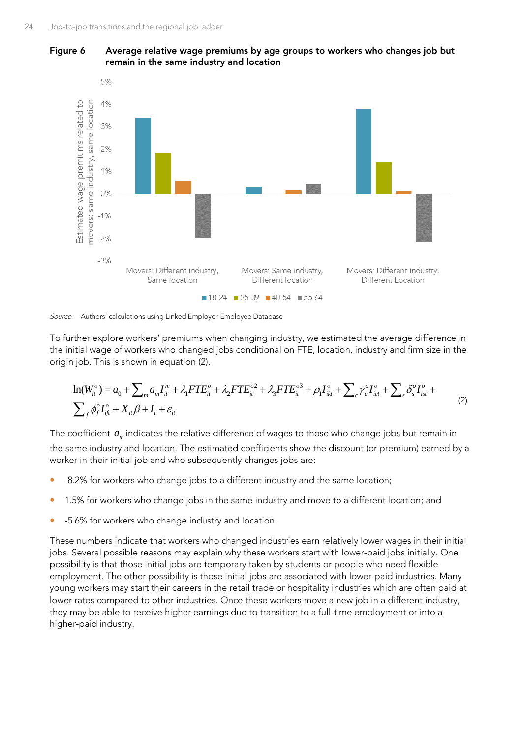**Figure 6** **Average relative wage premiums by age groups to workers who changes job but remain in the same industry and location**

*Source:* Authors' calculations using Linked Employer-Employee Database

To further explore workers' premiums when changing industry, we estimated the average difference in the initial wage of workers who changed jobs conditional on FTE, location, industry and firm size in the origin job. This is shown in equation (2).

$$\ln(W_{it}^{o}) = a_0 + \sum_m a_m I_{it}^{m} + \lambda_1 FTE_{it}^{o} + \lambda_2 FTE_{it}^{o2} + \lambda_3 FTE_{it}^{o3} + \rho_1 I_{ikt}^{o} + \sum_c \gamma_c^{o} I_{ict}^{o} + \sum_s \delta_s^{o} I_{ist}^{o} + \sum_f \phi_f^{o} I_{ift}^{o} + X_{it}\beta + I_t + \varepsilon_{it} \tag{2}$$

The coefficient $a_m$ indicates the relative difference of wages to those who change jobs but remain in the same industry and location. The estimated coefficients show the discount (or premium) earned by a worker in their initial job and who subsequently changes jobs are:

- -8.2% for workers who change jobs to a different industry and the same location;
- 1.5% for workers who change jobs in the same industry and move to a different location; and
- -5.6% for workers who change industry and location.

These numbers indicate that workers who changed industries earn relatively lower wages in their initial jobs. Several possible reasons may explain why these workers start with lower-paid jobs initially. One possibility is that those initial jobs are temporary taken by students or people who need flexible employment. The other possibility is those initial jobs are associated with lower-paid industries. Many young workers may start their careers in the retail trade or hospitality industries which are often paid at lower rates compared to other industries. Once these workers move a new job in a different industry, they may be able to receive higher earnings due to transition to a full-time employment or into a higher-paid industry.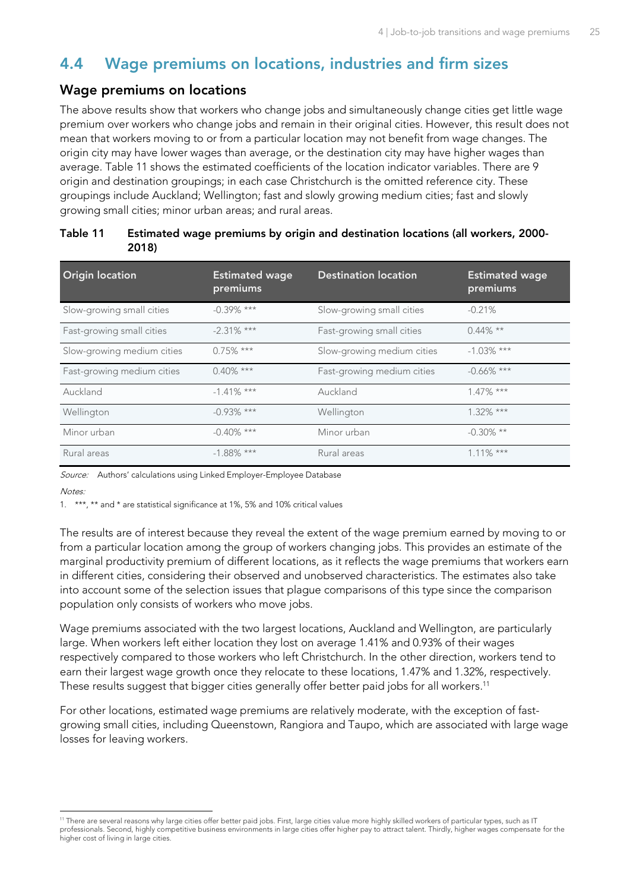## 4.4 Wage premiums on locations, industries and firm sizes

### Wage premiums on locations

The above results show that workers who change jobs and simultaneously change cities get little wage premium over workers who change jobs and remain in their original cities. However, this result does not mean that workers moving to or from a particular location may not benefit from wage changes. The origin city may have lower wages than average, or the destination city may have higher wages than average. Table 11 shows the estimated coefficients of the location indicator variables. There are 9 origin and destination groupings; in each case Christchurch is the omitted reference city. These groupings include Auckland; Wellington; fast and slowly growing medium cities; fast and slowly growing small cities; minor urban areas; and rural areas.

**Table 11 Estimated wage premiums by origin and destination locations (all workers, 2000-2018)**

| Origin location | Estimated wage premiums | Destination location | Estimated wage premiums |
|---|---|---|---|
| Slow-growing small cities | -0.39% *** | Slow-growing small cities | -0.21% |
| Fast-growing small cities | -2.31% *** | Fast-growing small cities | 0.44% ** |
| Slow-growing medium cities | 0.75% *** | Slow-growing medium cities | -1.03% *** |
| Fast-growing medium cities | 0.40% *** | Fast-growing medium cities | -0.66% *** |
| Auckland | -1.41% *** | Auckland | 1.47% *** |
| Wellington | -0.93% *** | Wellington | 1.32% *** |
| Minor urban | -0.40% *** | Minor urban | -0.30% ** |
| Rural areas | -1.88% *** | Rural areas | 1.11% *** |

*Source:* Authors' calculations using Linked Employer-Employee Database

*Notes:*

1. ***, ** and * are statistical significance at 1%, 5% and 10% critical values

The results are of interest because they reveal the extent of the wage premium earned by moving to or from a particular location among the group of workers changing jobs. This provides an estimate of the marginal productivity premium of different locations, as it reflects the wage premiums that workers earn in different cities, considering their observed and unobserved characteristics. The estimates also take into account some of the selection issues that plague comparisons of this type since the comparison population only consists of workers who move jobs.

Wage premiums associated with the two largest locations, Auckland and Wellington, are particularly large. When workers left either location they lost on average 1.41% and 0.93% of their wages respectively compared to those workers who left Christchurch. In the other direction, workers tend to earn their largest wage growth once they relocate to these locations, 1.47% and 1.32%, respectively. These results suggest that bigger cities generally offer better paid jobs for all workers.[11]

For other locations, estimated wage premiums are relatively moderate, with the exception of fast-growing small cities, including Queenstown, Rangiora and Taupo, which are associated with large wage losses for leaving workers.

[11] There are several reasons why large cities offer better paid jobs. First, large cities value more highly skilled workers of particular types, such as IT professionals. Second, highly competitive business environments in large cities offer higher pay to attract talent. Thirdly, higher wages compensate for the higher cost of living in large cities.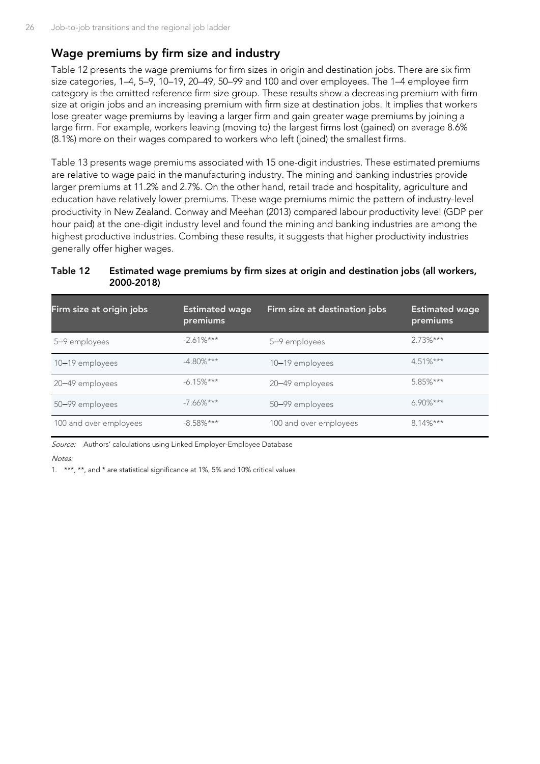## Wage premiums by firm size and industry

Table 12 presents the wage premiums for firm sizes in origin and destination jobs. There are six firm size categories, 1–4, 5–9, 10–19, 20–49, 50–99 and 100 and over employees. The 1–4 employee firm category is the omitted reference firm size group. These results show a decreasing premium with firm size at origin jobs and an increasing premium with firm size at destination jobs. It implies that workers lose greater wage premiums by leaving a larger firm and gain greater wage premiums by joining a large firm. For example, workers leaving (moving to) the largest firms lost (gained) on average 8.6% (8.1%) more on their wages compared to workers who left (joined) the smallest firms.

Table 13 presents wage premiums associated with 15 one-digit industries. These estimated premiums are relative to wage paid in the manufacturing industry. The mining and banking industries provide larger premiums at 11.2% and 2.7%. On the other hand, retail trade and hospitality, agriculture and education have relatively lower premiums. These wage premiums mimic the pattern of industry-level productivity in New Zealand. Conway and Meehan (2013) compared labour productivity level (GDP per hour paid) at the one-digit industry level and found the mining and banking industries are among the highest productive industries. Combing these results, it suggests that higher productivity industries generally offer higher wages.

**Table 12 Estimated wage premiums by firm sizes at origin and destination jobs (all workers, 2000-2018)**

| Firm size at origin jobs | Estimated wage premiums | Firm size at destination jobs | Estimated wage premiums |
|---|---|---|---|
| 5–9 employees | -2.61%*** | 5–9 employees | 2.73%*** |
| 10–19 employees | -4.80%*** | 10–19 employees | 4.51%*** |
| 20–49 employees | -6.15%*** | 20–49 employees | 5.85%*** |
| 50–99 employees | -7.66%*** | 50–99 employees | 6.90%*** |
| 100 and over employees | -8.58%*** | 100 and over employees | 8.14%*** |

*Source:* Authors' calculations using Linked Employer-Employee Database

*Notes:*

1. ***, **, and * are statistical significance at 1%, 5% and 10% critical values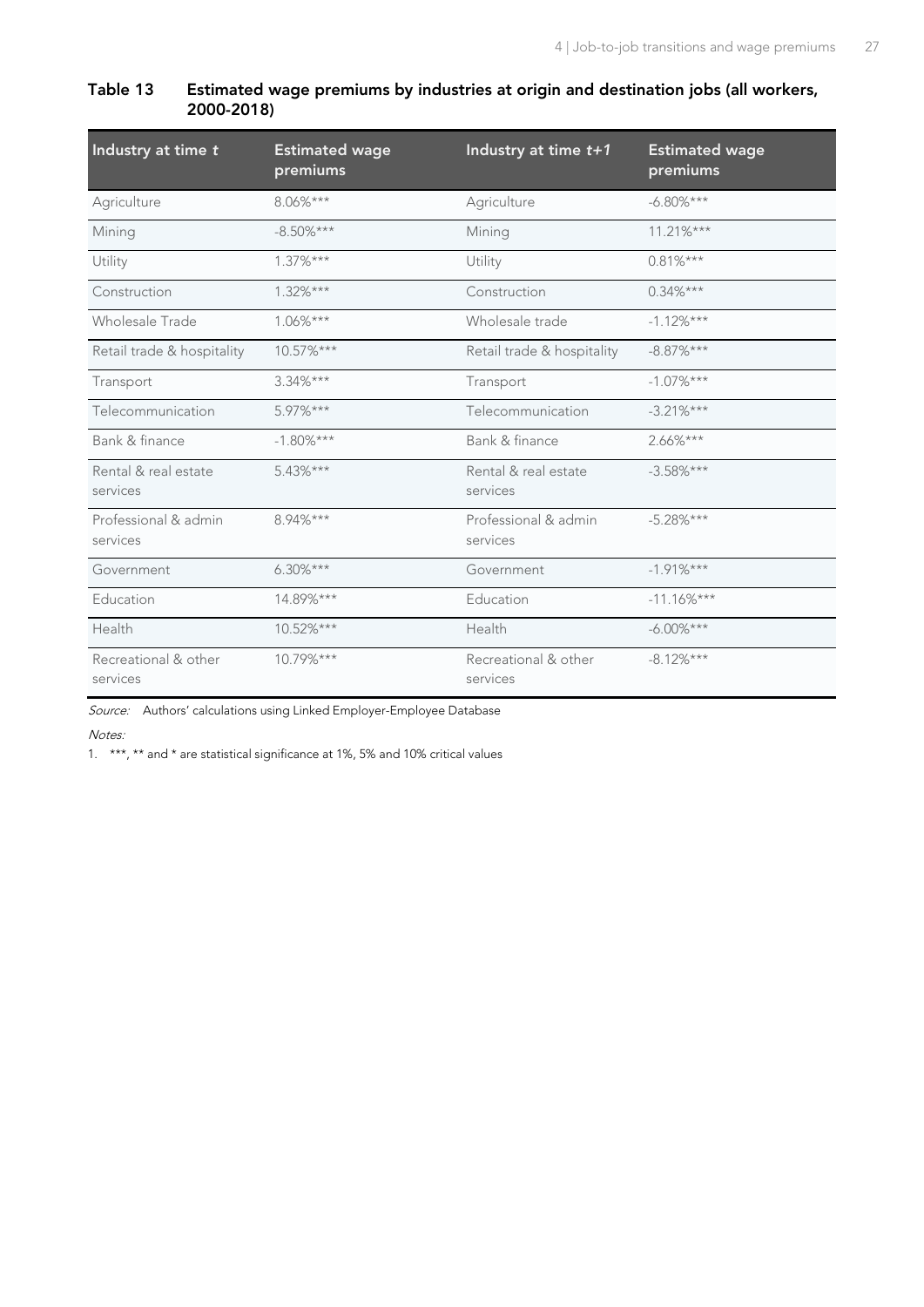**Table 13 Estimated wage premiums by industries at origin and destination jobs (all workers, 2000-2018)**

| Industry at time *t* | Estimated wage premiums | Industry at time *t+1* | Estimated wage premiums |
|---|---|---|---|
| Agriculture | 8.06%*** | Agriculture | -6.80%*** |
| Mining | -8.50%*** | Mining | 11.21%*** |
| Utility | 1.37%*** | Utility | 0.81%*** |
| Construction | 1.32%*** | Construction | 0.34%*** |
| Wholesale Trade | 1.06%*** | Wholesale trade | -1.12%*** |
| Retail trade & hospitality | 10.57%*** | Retail trade & hospitality | -8.87%*** |
| Transport | 3.34%*** | Transport | -1.07%*** |
| Telecommunication | 5.97%*** | Telecommunication | -3.21%*** |
| Bank & finance | -1.80%*** | Bank & finance | 2.66%*** |
| Rental & real estate services | 5.43%*** | Rental & real estate services | -3.58%*** |
| Professional & admin services | 8.94%*** | Professional & admin services | -5.28%*** |
| Government | 6.30%*** | Government | -1.91%*** |
| Education | 14.89%*** | Education | -11.16%*** |
| Health | 10.52%*** | Health | -6.00%*** |
| Recreational & other services | 10.79%*** | Recreational & other services | -8.12%*** |

*Source:* Authors' calculations using Linked Employer-Employee Database

*Notes:*

1. ***, ** and * are statistical significance at 1%, 5% and 10% critical values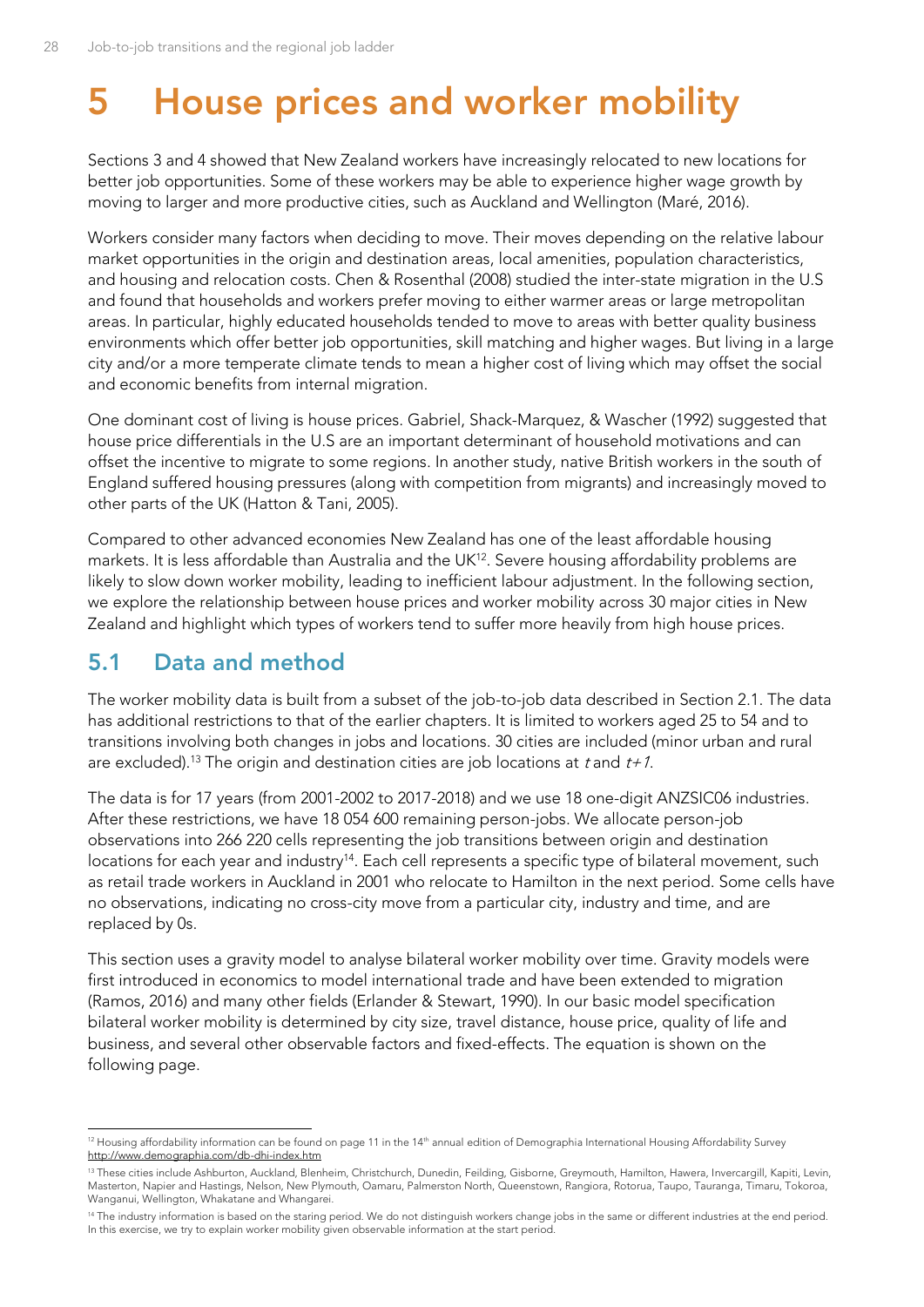# 5 House prices and worker mobility

Sections 3 and 4 showed that New Zealand workers have increasingly relocated to new locations for better job opportunities. Some of these workers may be able to experience higher wage growth by moving to larger and more productive cities, such as Auckland and Wellington (Maré, 2016).

Workers consider many factors when deciding to move. Their moves depending on the relative labour market opportunities in the origin and destination areas, local amenities, population characteristics, and housing and relocation costs. Chen & Rosenthal (2008) studied the inter-state migration in the U.S and found that households and workers prefer moving to either warmer areas or large metropolitan areas. In particular, highly educated households tended to move to areas with better quality business environments which offer better job opportunities, skill matching and higher wages. But living in a large city and/or a more temperate climate tends to mean a higher cost of living which may offset the social and economic benefits from internal migration.

One dominant cost of living is house prices. Gabriel, Shack-Marquez, & Wascher (1992) suggested that house price differentials in the U.S are an important determinant of household motivations and can offset the incentive to migrate to some regions. In another study, native British workers in the south of England suffered housing pressures (along with competition from migrants) and increasingly moved to other parts of the UK (Hatton & Tani, 2005).

Compared to other advanced economies New Zealand has one of the least affordable housing markets. It is less affordable than Australia and the UK[12]. Severe housing affordability problems are likely to slow down worker mobility, leading to inefficient labour adjustment. In the following section, we explore the relationship between house prices and worker mobility across 30 major cities in New Zealand and highlight which types of workers tend to suffer more heavily from high house prices.

## 5.1 Data and method

The worker mobility data is built from a subset of the job-to-job data described in Section 2.1. The data has additional restrictions to that of the earlier chapters. It is limited to workers aged 25 to 54 and to transitions involving both changes in jobs and locations. 30 cities are included (minor urban and rural are excluded).[13] The origin and destination cities are job locations at $t$ and $t+1$.

The data is for 17 years (from 2001-2002 to 2017-2018) and we use 18 one-digit ANZSIC06 industries. After these restrictions, we have 18 054 600 remaining person-jobs. We allocate person-job observations into 266 220 cells representing the job transitions between origin and destination locations for each year and industry[14]. Each cell represents a specific type of bilateral movement, such as retail trade workers in Auckland in 2001 who relocate to Hamilton in the next period. Some cells have no observations, indicating no cross-city move from a particular city, industry and time, and are replaced by 0s.

This section uses a gravity model to analyse bilateral worker mobility over time. Gravity models were first introduced in economics to model international trade and have been extended to migration (Ramos, 2016) and many other fields (Erlander & Stewart, 1990). In our basic model specification bilateral worker mobility is determined by city size, travel distance, house price, quality of life and business, and several other observable factors and fixed-effects. The equation is shown on the following page.

---

[12] Housing affordability information can be found on page 11 in the 14th annual edition of Demographia International Housing Affordability Survey http://www.demographia.com/db-dhi-index.htm

[13] These cities include Ashburton, Auckland, Blenheim, Christchurch, Dunedin, Feilding, Gisborne, Greymouth, Hamilton, Hawera, Invercargill, Kapiti, Levin, Masterton, Napier and Hastings, Nelson, New Plymouth, Oamaru, Palmerston North, Queenstown, Rangiora, Rotorua, Taupo, Tauranga, Timaru, Tokoroa, Wanganui, Wellington, Whakatane and Whangarei.

[14] The industry information is based on the staring period. We do not distinguish workers change jobs in the same or different industries at the end period. In this exercise, we try to explain worker mobility given observable information at the start period.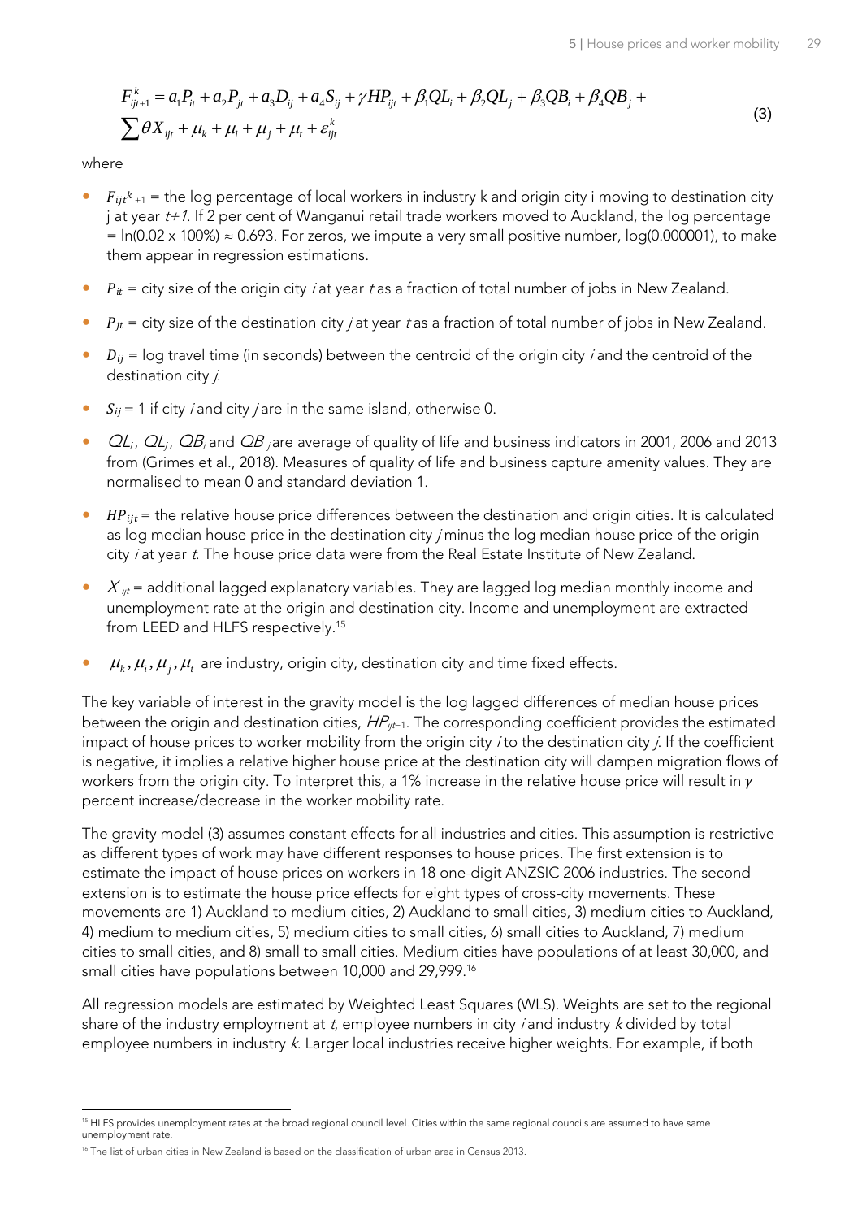$$F_{ijt+1}^{k} = a_1 P_{it} + a_2 P_{jt} + a_3 D_{ij} + a_4 S_{ij} + \gamma HP_{ijt} + \beta_1 QL_i + \beta_2 QL_j + \beta_3 QB_i + \beta_4 QB_j + \sum \theta X_{ijt} + \mu_k + \mu_i + \mu_j + \mu_t + \varepsilon_{ijt}^{k} \tag{3}$$

where

- $F_{ijt}{}^{k}{}_{+1}$ = the log percentage of local workers in industry k and origin city i moving to destination city j at year $t+1$. If 2 per cent of Wanganui retail trade workers moved to Auckland, the log percentage = ln(0.02 x 100%) ≈ 0.693. For zeros, we impute a very small positive number, log(0.000001), to make them appear in regression estimations.
- $P_{it}$ = city size of the origin city $i$ at year $t$ as a fraction of total number of jobs in New Zealand.
- $P_{jt}$ = city size of the destination city $j$ at year $t$ as a fraction of total number of jobs in New Zealand.
- $D_{ij}$ = log travel time (in seconds) between the centroid of the origin city $i$ and the centroid of the destination city $j$.
- $S_{ij}$ = 1 if city $i$ and city $j$ are in the same island, otherwise 0.
- $QL_i$, $QL_j$, $QB_i$ and $QB_j$ are average of quality of life and business indicators in 2001, 2006 and 2013 from (Grimes et al., 2018). Measures of quality of life and business capture amenity values. They are normalised to mean 0 and standard deviation 1.
- $HP_{ijt}$ = the relative house price differences between the destination and origin cities. It is calculated as log median house price in the destination city $j$ minus the log median house price of the origin city $i$ at year $t$. The house price data were from the Real Estate Institute of New Zealand.
- $X_{ijt}$ = additional lagged explanatory variables. They are lagged log median monthly income and unemployment rate at the origin and destination city. Income and unemployment are extracted from LEED and HLFS respectively.[15]
- $\mu_k, \mu_i, \mu_j, \mu_t$ are industry, origin city, destination city and time fixed effects.

The key variable of interest in the gravity model is the log lagged differences of median house prices between the origin and destination cities, $HP_{ijt-1}$. The corresponding coefficient provides the estimated impact of house prices to worker mobility from the origin city $i$ to the destination city $j$. If the coefficient is negative, it implies a relative higher house price at the destination city will dampen migration flows of workers from the origin city. To interpret this, a 1% increase in the relative house price will result in $\gamma$ percent increase/decrease in the worker mobility rate.

The gravity model (3) assumes constant effects for all industries and cities. This assumption is restrictive as different types of work may have different responses to house prices. The first extension is to estimate the impact of house prices on workers in 18 one-digit ANZSIC 2006 industries. The second extension is to estimate the house price effects for eight types of cross-city movements. These movements are 1) Auckland to medium cities, 2) Auckland to small cities, 3) medium cities to Auckland, 4) medium to medium cities, 5) medium cities to small cities, 6) small cities to Auckland, 7) medium cities to small cities, and 8) small to small cities. Medium cities have populations of at least 30,000, and small cities have populations between 10,000 and 29,999.[16]

All regression models are estimated by Weighted Least Squares (WLS). Weights are set to the regional share of the industry employment at $t$, employee numbers in city $i$ and industry $k$ divided by total employee numbers in industry $k$. Larger local industries receive higher weights. For example, if both

[15] HLFS provides unemployment rates at the broad regional council level. Cities within the same regional councils are assumed to have same unemployment rate.

[16] The list of urban cities in New Zealand is based on the classification of urban area in Census 2013.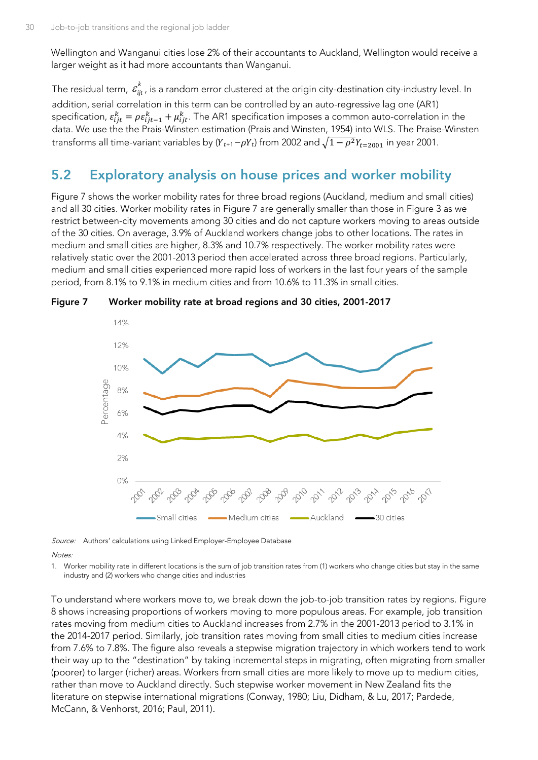Wellington and Wanganui cities lose 2% of their accountants to Auckland, Wellington would receive a larger weight as it had more accountants than Wanganui.

The residual term, $\varepsilon_{ijt}^{k}$, is a random error clustered at the origin city-destination city-industry level. In addition, serial correlation in this term can be controlled by an auto-regressive lag one (AR1) specification, $\varepsilon_{ijt}^{k} = \rho\varepsilon_{ijt-1}^{k} + \mu_{ijt}^{k}$. The AR1 specification imposes a common auto-correlation in the data. We use the the Prais-Winsten estimation (Prais and Winsten, 1954) into WLS. The Praise-Winsten transforms all time-variant variables by $(Y_{t+1} - \rho Y_t)$ from 2002 and $\sqrt{1-\rho^2 Y_{t=2001}}$ in year 2001.

## 5.2 Exploratory analysis on house prices and worker mobility

Figure 7 shows the worker mobility rates for three broad regions (Auckland, medium and small cities) and all 30 cities. Worker mobility rates in Figure 7 are generally smaller than those in Figure 3 as we restrict between-city movements among 30 cities and do not capture workers moving to areas outside of the 30 cities. On average, 3.9% of Auckland workers change jobs to other locations. The rates in medium and small cities are higher, 8.3% and 10.7% respectively. The worker mobility rates were relatively static over the 2001-2013 period then accelerated across three broad regions. Particularly, medium and small cities experienced more rapid loss of workers in the last four years of the sample period, from 8.1% to 9.1% in medium cities and from 10.6% to 11.3% in small cities.

**Figure 7 Worker mobility rate at broad regions and 30 cities, 2001-2017**

*Source:* Authors' calculations using Linked Employer-Employee Database

*Notes:*

1. Worker mobility rate in different locations is the sum of job transition rates from (1) workers who change cities but stay in the same industry and (2) workers who change cities and industries

To understand where workers move to, we break down the job-to-job transition rates by regions. Figure 8 shows increasing proportions of workers moving to more populous areas. For example, job transition rates moving from medium cities to Auckland increases from 2.7% in the 2001-2013 period to 3.1% in the 2014-2017 period. Similarly, job transition rates moving from small cities to medium cities increase from 7.6% to 7.8%. The figure also reveals a stepwise migration trajectory in which workers tend to work their way up to the "destination" by taking incremental steps in migrating, often migrating from smaller (poorer) to larger (richer) areas. Workers from small cities are more likely to move up to medium cities, rather than move to Auckland directly. Such stepwise worker movement in New Zealand fits the literature on stepwise international migrations (Conway, 1980; Liu, Didham, & Lu, 2017; Pardede, McCann, & Venhorst, 2016; Paul, 2011).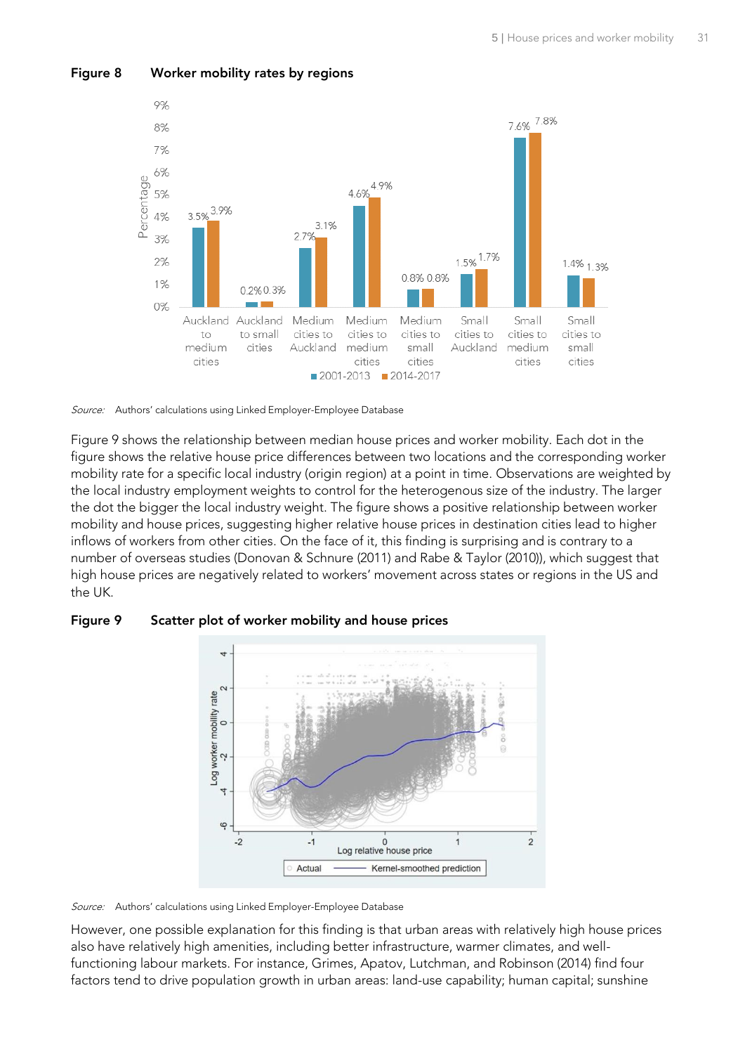**Figure 8 Worker mobility rates by regions**

Source: Authors' calculations using Linked Employer-Employee Database

Figure 9 shows the relationship between median house prices and worker mobility. Each dot in the figure shows the relative house price differences between two locations and the corresponding worker mobility rate for a specific local industry (origin region) at a point in time. Observations are weighted by the local industry employment weights to control for the heterogenous size of the industry. The larger the dot the bigger the local industry weight. The figure shows a positive relationship between worker mobility and house prices, suggesting higher relative house prices in destination cities lead to higher inflows of workers from other cities. On the face of it, this finding is surprising and is contrary to a number of overseas studies (Donovan & Schnure (2011) and Rabe & Taylor (2010)), which suggest that high house prices are negatively related to workers' movement across states or regions in the US and the UK.

**Figure 9 Scatter plot of worker mobility and house prices**

Source: Authors' calculations using Linked Employer-Employee Database

However, one possible explanation for this finding is that urban areas with relatively high house prices also have relatively high amenities, including better infrastructure, warmer climates, and well-functioning labour markets. For instance, Grimes, Apatov, Lutchman, and Robinson (2014) find four factors tend to drive population growth in urban areas: land-use capability; human capital; sunshine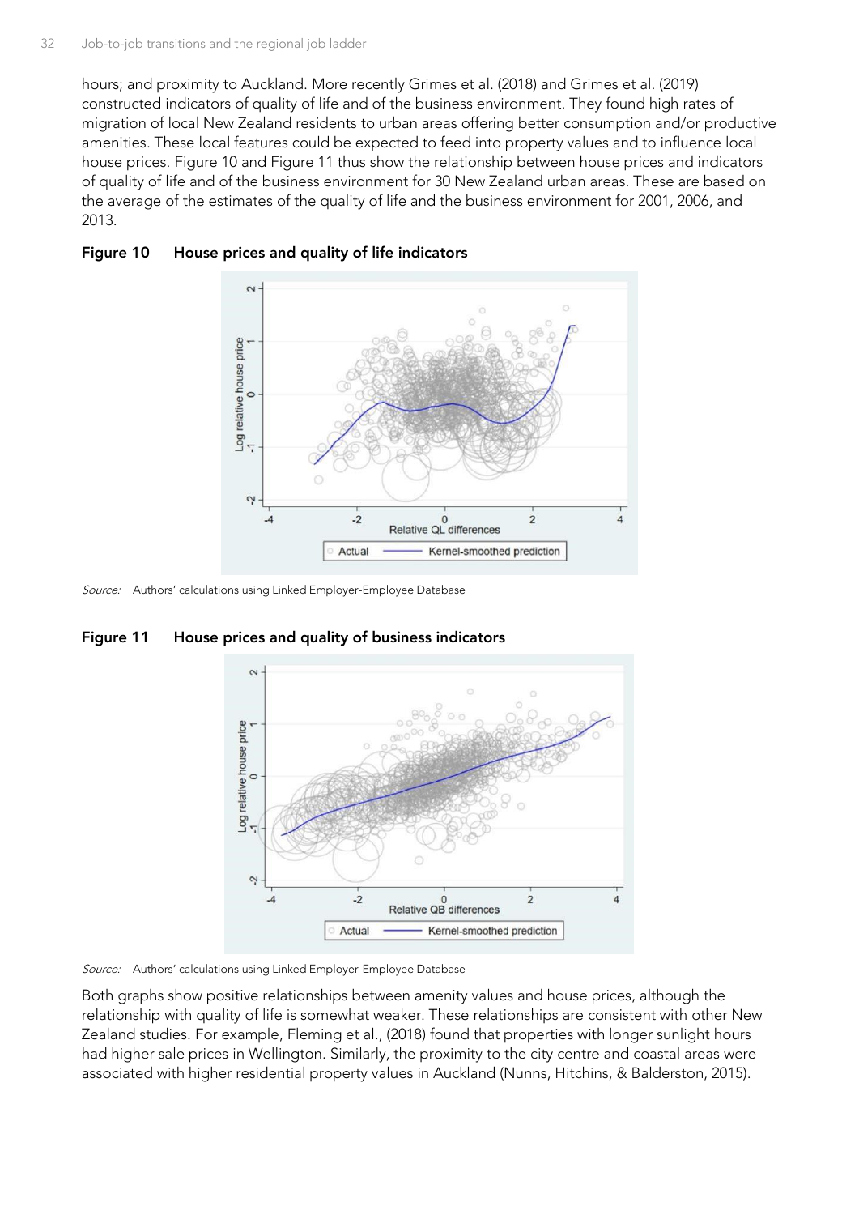hours; and proximity to Auckland. More recently Grimes et al. (2018) and Grimes et al. (2019) constructed indicators of quality of life and of the business environment. They found high rates of migration of local New Zealand residents to urban areas offering better consumption and/or productive amenities. These local features could be expected to feed into property values and to influence local house prices. Figure 10 and Figure 11 thus show the relationship between house prices and indicators of quality of life and of the business environment for 30 New Zealand urban areas. These are based on the average of the estimates of the quality of life and the business environment for 2001, 2006, and 2013.

**Figure 10 House prices and quality of life indicators**

*Source:* Authors' calculations using Linked Employer-Employee Database

**Figure 11 House prices and quality of business indicators**

*Source:* Authors' calculations using Linked Employer-Employee Database

Both graphs show positive relationships between amenity values and house prices, although the relationship with quality of life is somewhat weaker. These relationships are consistent with other New Zealand studies. For example, Fleming et al., (2018) found that properties with longer sunlight hours had higher sale prices in Wellington. Similarly, the proximity to the city centre and coastal areas were associated with higher residential property values in Auckland (Nunns, Hitchins, & Balderston, 2015).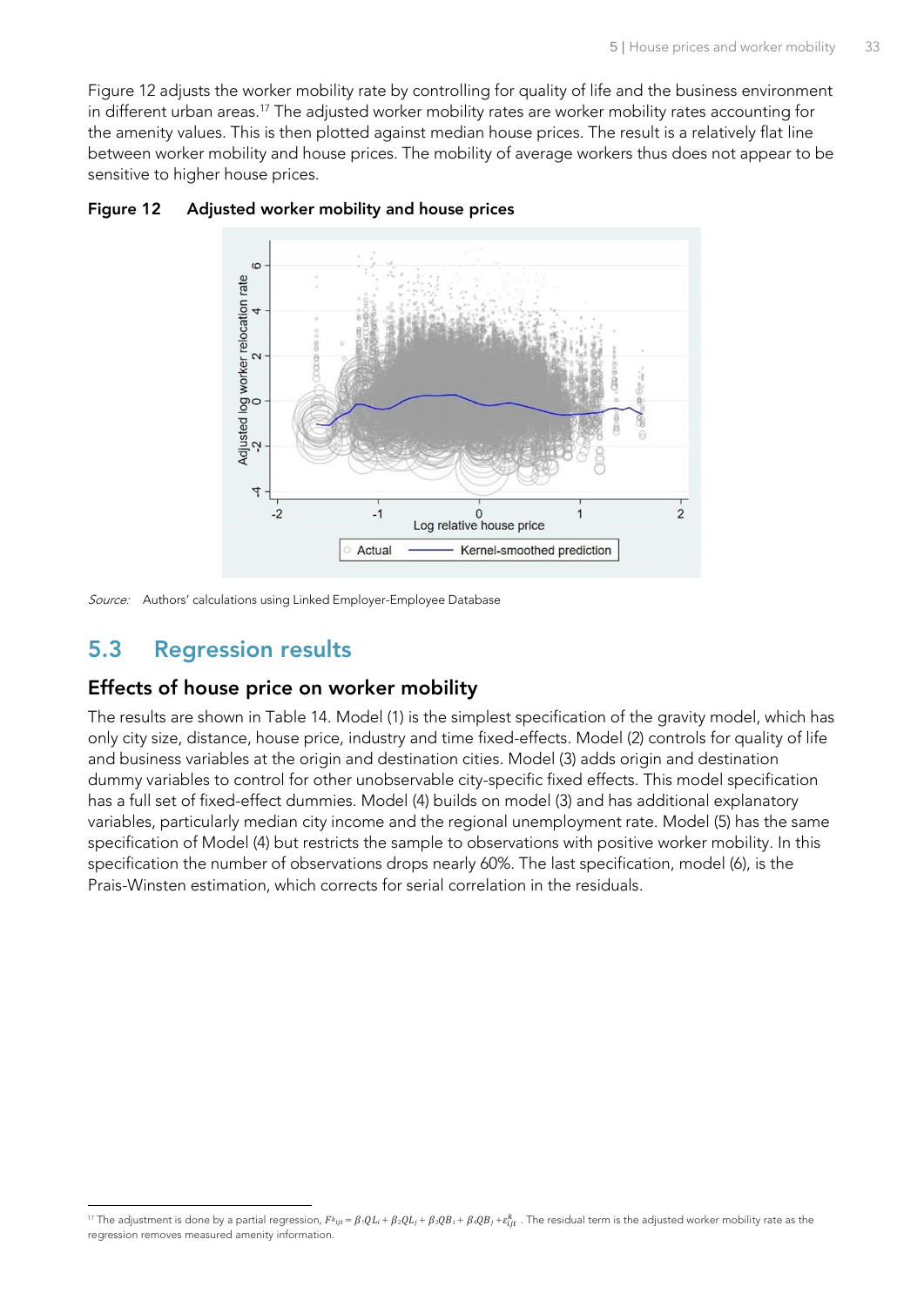Figure 12 adjusts the worker mobility rate by controlling for quality of life and the business environment in different urban areas.[17] The adjusted worker mobility rates are worker mobility rates accounting for the amenity values. This is then plotted against median house prices. The result is a relatively flat line between worker mobility and house prices. The mobility of average workers thus does not appear to be sensitive to higher house prices.

**Figure 12 Adjusted worker mobility and house prices**

*Source:* Authors' calculations using Linked Employer-Employee Database

## 5.3 Regression results

### Effects of house price on worker mobility

The results are shown in Table 14. Model (1) is the simplest specification of the gravity model, which has only city size, distance, house price, industry and time fixed-effects. Model (2) controls for quality of life and business variables at the origin and destination cities. Model (3) adds origin and destination dummy variables to control for other unobservable city-specific fixed effects. This model specification has a full set of fixed-effect dummies. Model (4) builds on model (3) and has additional explanatory variables, particularly median city income and the regional unemployment rate. Model (5) has the same specification of Model (4) but restricts the sample to observations with positive worker mobility. In this specification the number of observations drops nearly 60%. The last specification, model (6), is the Prais-Winsten estimation, which corrects for serial correlation in the residuals.

---

[17] The adjustment is done by a partial regression, $Fk_{ijt} = \beta_1 QL_i + \beta_2 QL_j + \beta_3 QB_i + \beta_4 QB_j + \varepsilon^k_{ijt}$ . The residual term is the adjusted worker mobility rate as the regression removes measured amenity information.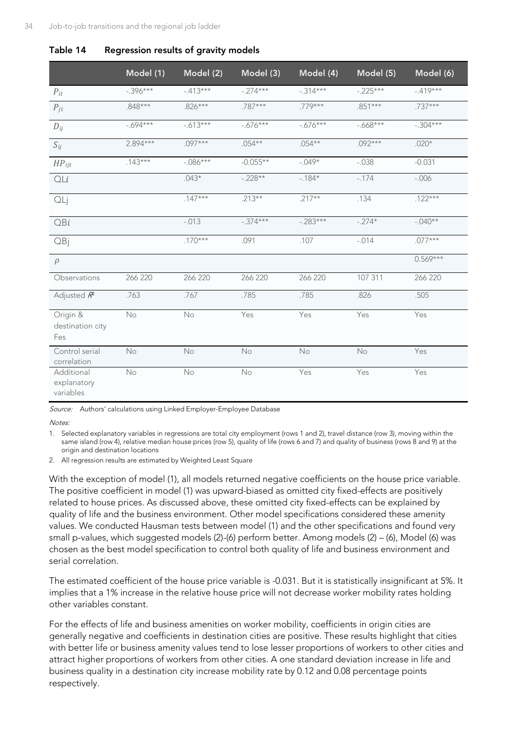**Table 14 Regression results of gravity models**

| | Model (1) | Model (2) | Model (3) | Model (4) | Model (5) | Model (6) |
|---|---|---|---|---|---|---|
| $P_{it}$ | -.396*** | -.413*** | -.274*** | -.314*** | -.225*** | -.419*** |
| $P_{jt}$ | .848*** | .826*** | .787*** | .779*** | .851*** | .737*** |
| $D_{ij}$ | -.694*** | -.613*** | -.676*** | -.676*** | -.668*** | -.304*** |
| $S_{ij}$ | 2.894*** | .097*** | .054** | .054** | .092*** | .020* |
| $HP_{ijt}$ | .143*** | -.086*** | -0.055** | -.049* | -.038 | -0.031 |
| $QLi$ | | .043* | -.228** | -.184* | -.174 | -.006 |
| QLj | | .147*** | .213** | .217** | .134 | .122*** |
| $QBi$ | | -.013 | -.374*** | -.283*** | -.274* | -.040** |
| QBj | | .170*** | .091 | .107 | -.014 | .077*** |
| $\rho$ | | | | | | 0.569*** |
| Observations | 266 220 | 266 220 | 266 220 | 266 220 | 107 311 | 266 220 |
| Adjusted $R^2$ | .763 | .767 | .785 | .785 | .826 | .505 |
| Origin & destination city Fes | No | No | Yes | Yes | Yes | Yes |
| Control serial correlation | No | No | No | No | No | Yes |
| Additional explanatory variables | No | No | No | Yes | Yes | Yes |

*Source:* Authors' calculations using Linked Employer-Employee Database

*Notes:*

1. Selected explanatory variables in regressions are total city employment (rows 1 and 2), travel distance (row 3), moving within the same island (row 4), relative median house prices (row 5), quality of life (rows 6 and 7) and quality of business (rows 8 and 9) at the origin and destination locations
2. All regression results are estimated by Weighted Least Square

With the exception of model (1), all models returned negative coefficients on the house price variable. The positive coefficient in model (1) was upward-biased as omitted city fixed-effects are positively related to house prices. As discussed above, these omitted city fixed-effects can be explained by quality of life and the business environment. Other model specifications considered these amenity values. We conducted Hausman tests between model (1) and the other specifications and found very small p-values, which suggested models (2)-(6) perform better. Among models (2) – (6), Model (6) was chosen as the best model specification to control both quality of life and business environment and serial correlation.

The estimated coefficient of the house price variable is -0.031. But it is statistically insignificant at 5%. It implies that a 1% increase in the relative house price will not decrease worker mobility rates holding other variables constant.

For the effects of life and business amenities on worker mobility, coefficients in origin cities are generally negative and coefficients in destination cities are positive. These results highlight that cities with better life or business amenity values tend to lose lesser proportions of workers to other cities and attract higher proportions of workers from other cities. A one standard deviation increase in life and business quality in a destination city increase mobility rate by 0.12 and 0.08 percentage points respectively.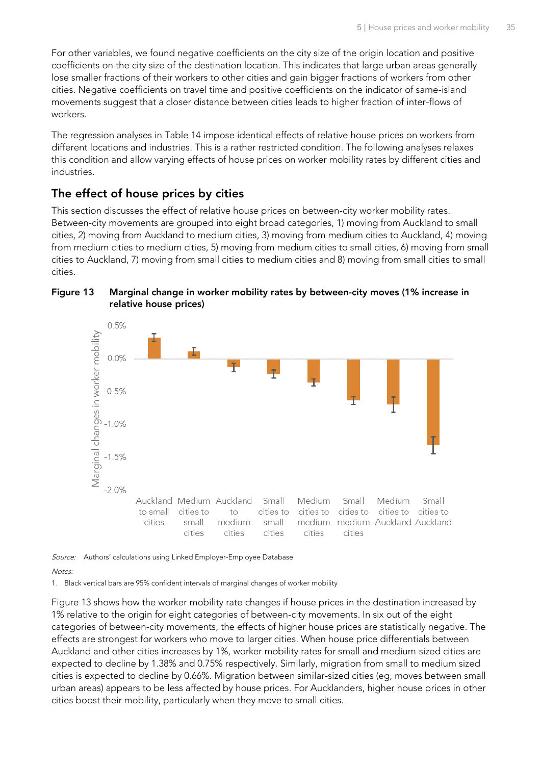For other variables, we found negative coefficients on the city size of the origin location and positive coefficients on the city size of the destination location. This indicates that large urban areas generally lose smaller fractions of their workers to other cities and gain bigger fractions of workers from other cities. Negative coefficients on travel time and positive coefficients on the indicator of same-island movements suggest that a closer distance between cities leads to higher fraction of inter-flows of workers.

The regression analyses in Table 14 impose identical effects of relative house prices on workers from different locations and industries. This is a rather restricted condition. The following analyses relaxes this condition and allow varying effects of house prices on worker mobility rates by different cities and industries.

## The effect of house prices by cities

This section discusses the effect of relative house prices on between-city worker mobility rates. Between-city movements are grouped into eight broad categories, 1) moving from Auckland to small cities, 2) moving from Auckland to medium cities, 3) moving from medium cities to Auckland, 4) moving from medium cities to medium cities, 5) moving from medium cities to small cities, 6) moving from small cities to Auckland, 7) moving from small cities to medium cities and 8) moving from small cities to small cities.

**Figure 13 Marginal change in worker mobility rates by between-city moves (1% increase in relative house prices)**

*Source:* Authors' calculations using Linked Employer-Employee Database

*Notes:*

1. Black vertical bars are 95% confident intervals of marginal changes of worker mobility

Figure 13 shows how the worker mobility rate changes if house prices in the destination increased by 1% relative to the origin for eight categories of between-city movements. In six out of the eight categories of between-city movements, the effects of higher house prices are statistically negative. The effects are strongest for workers who move to larger cities. When house price differentials between Auckland and other cities increases by 1%, worker mobility rates for small and medium-sized cities are expected to decline by 1.38% and 0.75% respectively. Similarly, migration from small to medium sized cities is expected to decline by 0.66%. Migration between similar-sized cities (eg, moves between small urban areas) appears to be less affected by house prices. For Aucklanders, higher house prices in other cities boost their mobility, particularly when they move to small cities.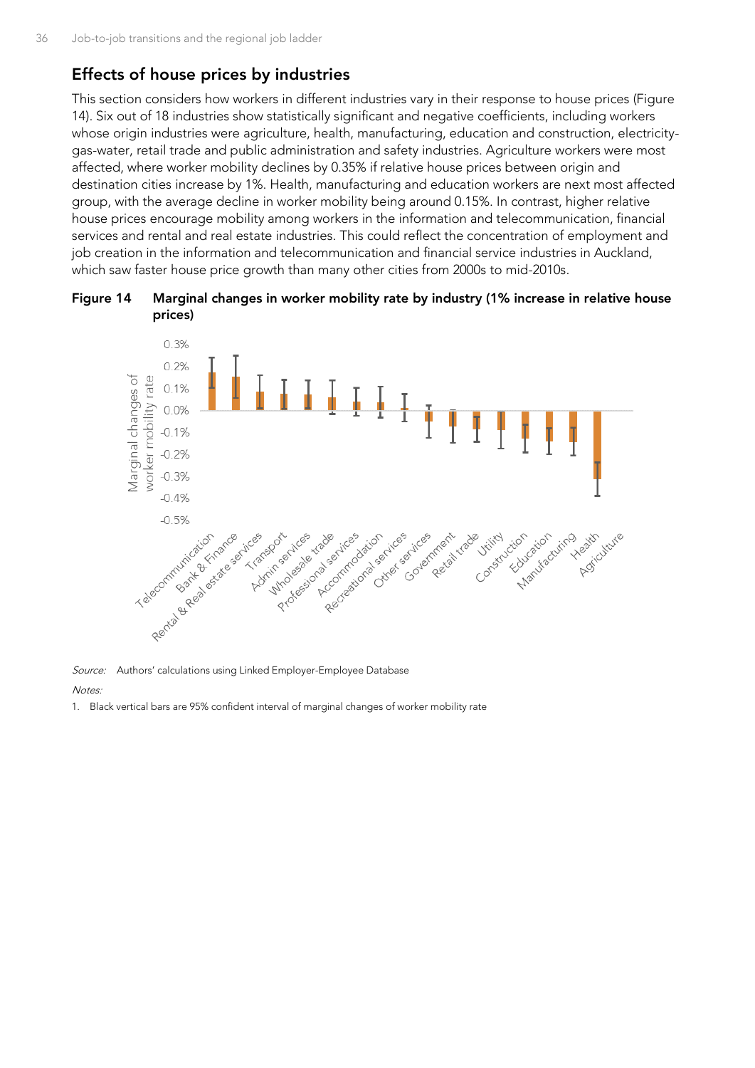## Effects of house prices by industries

This section considers how workers in different industries vary in their response to house prices (Figure 14). Six out of 18 industries show statistically significant and negative coefficients, including workers whose origin industries were agriculture, health, manufacturing, education and construction, electricity-gas-water, retail trade and public administration and safety industries. Agriculture workers were most affected, where worker mobility declines by 0.35% if relative house prices between origin and destination cities increase by 1%. Health, manufacturing and education workers are next most affected group, with the average decline in worker mobility being around 0.15%. In contrast, higher relative house prices encourage mobility among workers in the information and telecommunication, financial services and rental and real estate industries. This could reflect the concentration of employment and job creation in the information and telecommunication and financial service industries in Auckland, which saw faster house price growth than many other cities from 2000s to mid-2010s.

**Figure 14 Marginal changes in worker mobility rate by industry (1% increase in relative house prices)**

*Source:* Authors' calculations using Linked Employer-Employee Database

*Notes:*

1. Black vertical bars are 95% confident interval of marginal changes of worker mobility rate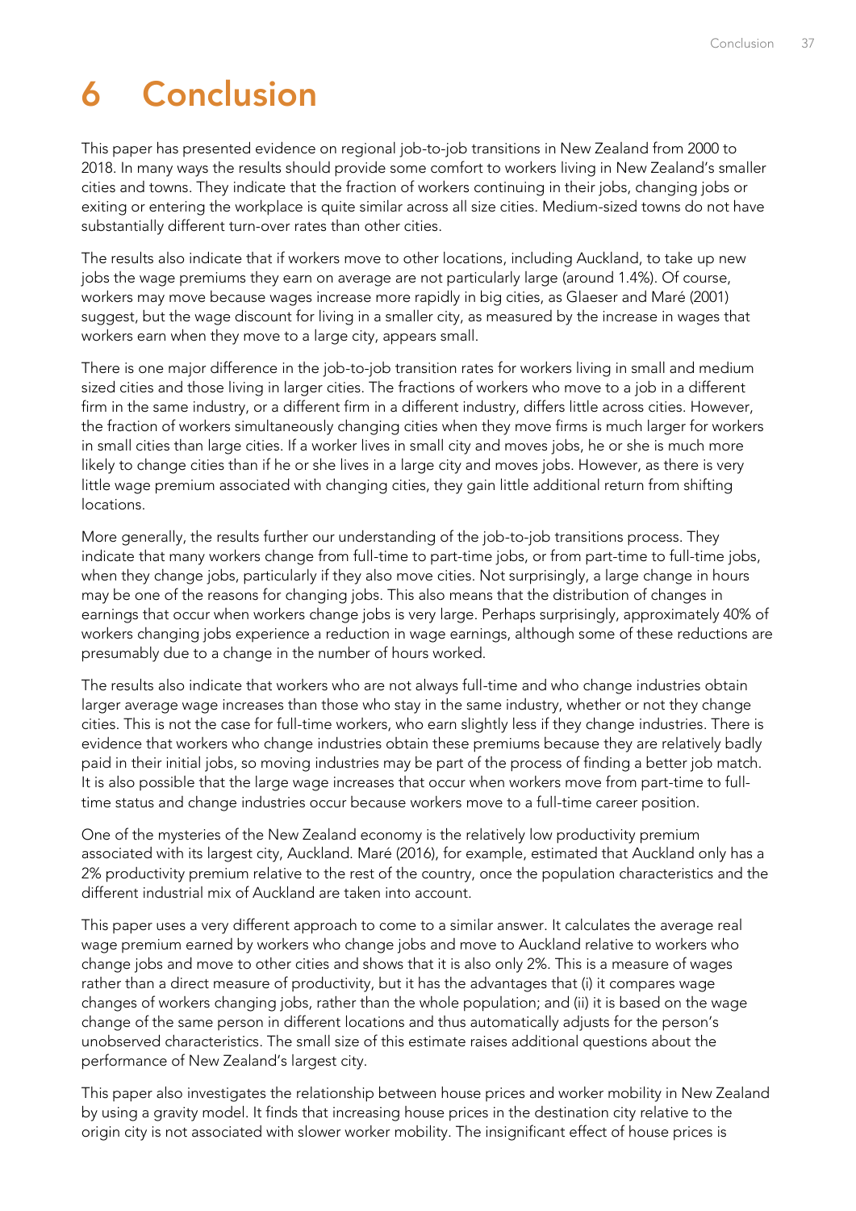# 6 Conclusion

This paper has presented evidence on regional job-to-job transitions in New Zealand from 2000 to 2018. In many ways the results should provide some comfort to workers living in New Zealand's smaller cities and towns. They indicate that the fraction of workers continuing in their jobs, changing jobs or exiting or entering the workplace is quite similar across all size cities. Medium-sized towns do not have substantially different turn-over rates than other cities.

The results also indicate that if workers move to other locations, including Auckland, to take up new jobs the wage premiums they earn on average are not particularly large (around 1.4%). Of course, workers may move because wages increase more rapidly in big cities, as Glaeser and Maré (2001) suggest, but the wage discount for living in a smaller city, as measured by the increase in wages that workers earn when they move to a large city, appears small.

There is one major difference in the job-to-job transition rates for workers living in small and medium sized cities and those living in larger cities. The fractions of workers who move to a job in a different firm in the same industry, or a different firm in a different industry, differs little across cities. However, the fraction of workers simultaneously changing cities when they move firms is much larger for workers in small cities than large cities. If a worker lives in small city and moves jobs, he or she is much more likely to change cities than if he or she lives in a large city and moves jobs. However, as there is very little wage premium associated with changing cities, they gain little additional return from shifting locations.

More generally, the results further our understanding of the job-to-job transitions process. They indicate that many workers change from full-time to part-time jobs, or from part-time to full-time jobs, when they change jobs, particularly if they also move cities. Not surprisingly, a large change in hours may be one of the reasons for changing jobs. This also means that the distribution of changes in earnings that occur when workers change jobs is very large. Perhaps surprisingly, approximately 40% of workers changing jobs experience a reduction in wage earnings, although some of these reductions are presumably due to a change in the number of hours worked.

The results also indicate that workers who are not always full-time and who change industries obtain larger average wage increases than those who stay in the same industry, whether or not they change cities. This is not the case for full-time workers, who earn slightly less if they change industries. There is evidence that workers who change industries obtain these premiums because they are relatively badly paid in their initial jobs, so moving industries may be part of the process of finding a better job match. It is also possible that the large wage increases that occur when workers move from part-time to full-time status and change industries occur because workers move to a full-time career position.

One of the mysteries of the New Zealand economy is the relatively low productivity premium associated with its largest city, Auckland. Maré (2016), for example, estimated that Auckland only has a 2% productivity premium relative to the rest of the country, once the population characteristics and the different industrial mix of Auckland are taken into account.

This paper uses a very different approach to come to a similar answer. It calculates the average real wage premium earned by workers who change jobs and move to Auckland relative to workers who change jobs and move to other cities and shows that it is also only 2%. This is a measure of wages rather than a direct measure of productivity, but it has the advantages that (i) it compares wage changes of workers changing jobs, rather than the whole population; and (ii) it is based on the wage change of the same person in different locations and thus automatically adjusts for the person's unobserved characteristics. The small size of this estimate raises additional questions about the performance of New Zealand's largest city.

This paper also investigates the relationship between house prices and worker mobility in New Zealand by using a gravity model. It finds that increasing house prices in the destination city relative to the origin city is not associated with slower worker mobility. The insignificant effect of house prices is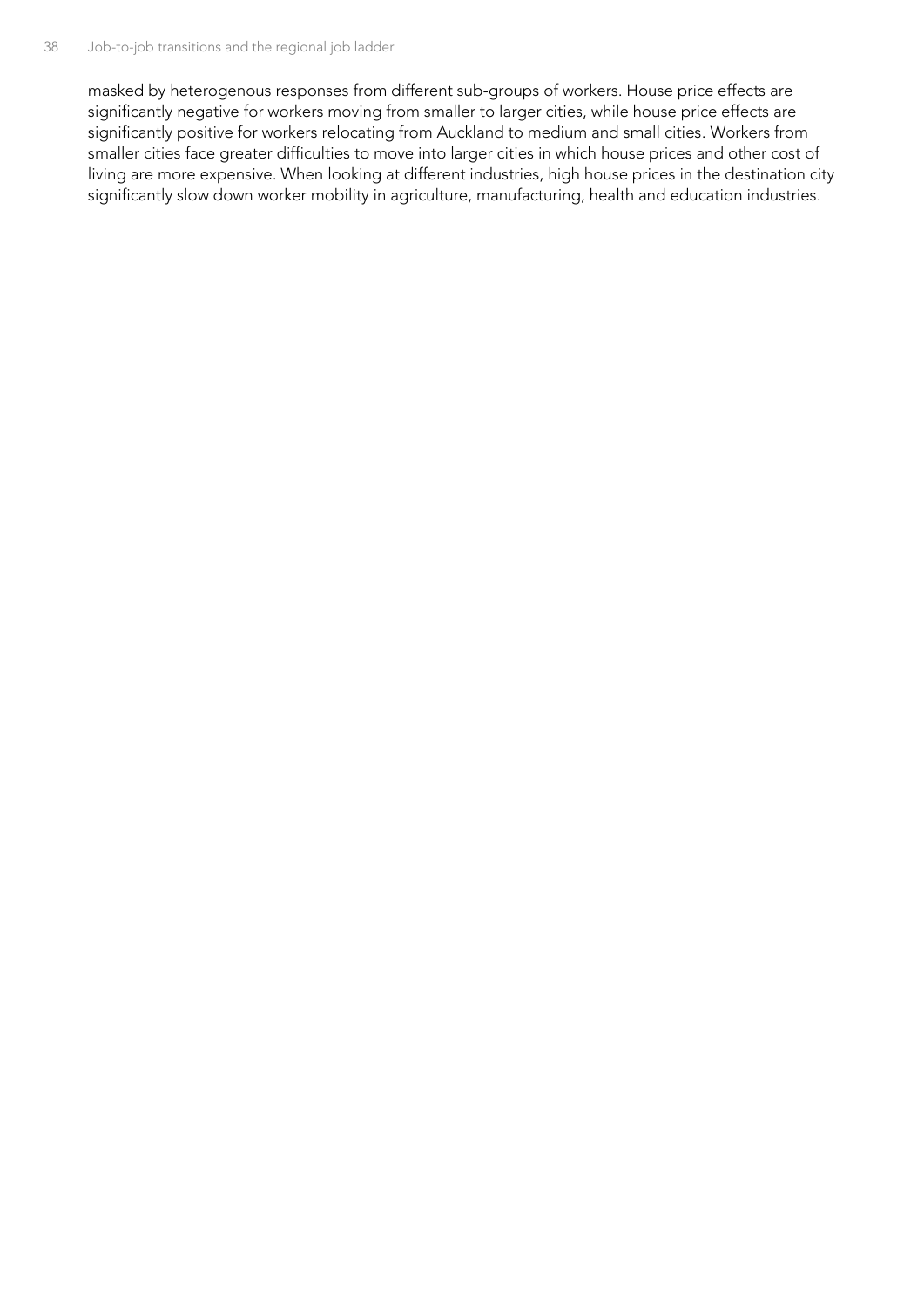masked by heterogenous responses from different sub-groups of workers. House price effects are significantly negative for workers moving from smaller to larger cities, while house price effects are significantly positive for workers relocating from Auckland to medium and small cities. Workers from smaller cities face greater difficulties to move into larger cities in which house prices and other cost of living are more expensive. When looking at different industries, high house prices in the destination city significantly slow down worker mobility in agriculture, manufacturing, health and education industries.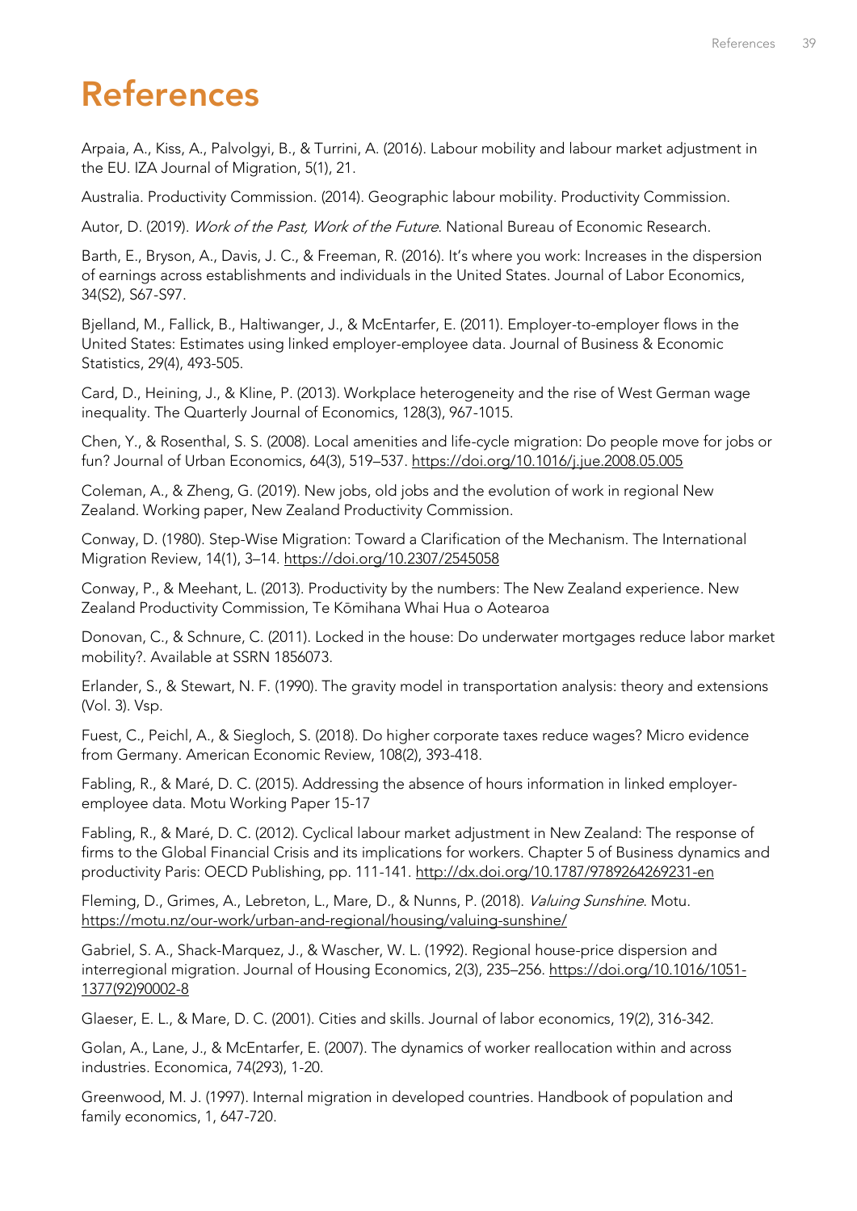# References

Arpaia, A., Kiss, A., Palvolgyi, B., & Turrini, A. (2016). Labour mobility and labour market adjustment in the EU. IZA Journal of Migration, 5(1), 21.

Australia. Productivity Commission. (2014). Geographic labour mobility. Productivity Commission.

Autor, D. (2019). *Work of the Past, Work of the Future*. National Bureau of Economic Research.

Barth, E., Bryson, A., Davis, J. C., & Freeman, R. (2016). It's where you work: Increases in the dispersion of earnings across establishments and individuals in the United States. Journal of Labor Economics, 34(S2), S67-S97.

Bjelland, M., Fallick, B., Haltiwanger, J., & McEntarfer, E. (2011). Employer-to-employer flows in the United States: Estimates using linked employer-employee data. Journal of Business & Economic Statistics, 29(4), 493-505.

Card, D., Heining, J., & Kline, P. (2013). Workplace heterogeneity and the rise of West German wage inequality. The Quarterly Journal of Economics, 128(3), 967-1015.

Chen, Y., & Rosenthal, S. S. (2008). Local amenities and life-cycle migration: Do people move for jobs or fun? Journal of Urban Economics, 64(3), 519–537. https://doi.org/10.1016/j.jue.2008.05.005

Coleman, A., & Zheng, G. (2019). New jobs, old jobs and the evolution of work in regional New Zealand. Working paper, New Zealand Productivity Commission.

Conway, D. (1980). Step-Wise Migration: Toward a Clarification of the Mechanism. The International Migration Review, 14(1), 3–14. https://doi.org/10.2307/2545058

Conway, P., & Meehant, L. (2013). Productivity by the numbers: The New Zealand experience. New Zealand Productivity Commission, Te Kōmihana Whai Hua o Aotearoa

Donovan, C., & Schnure, C. (2011). Locked in the house: Do underwater mortgages reduce labor market mobility?. Available at SSRN 1856073.

Erlander, S., & Stewart, N. F. (1990). The gravity model in transportation analysis: theory and extensions (Vol. 3). Vsp.

Fuest, C., Peichl, A., & Siegloch, S. (2018). Do higher corporate taxes reduce wages? Micro evidence from Germany. American Economic Review, 108(2), 393-418.

Fabling, R., & Maré, D. C. (2015). Addressing the absence of hours information in linked employer-employee data. Motu Working Paper 15-17

Fabling, R., & Maré, D. C. (2012). Cyclical labour market adjustment in New Zealand: The response of firms to the Global Financial Crisis and its implications for workers. Chapter 5 of Business dynamics and productivity Paris: OECD Publishing, pp. 111-141. http://dx.doi.org/10.1787/9789264269231-en

Fleming, D., Grimes, A., Lebreton, L., Mare, D., & Nunns, P. (2018). *Valuing Sunshine*. Motu. https://motu.nz/our-work/urban-and-regional/housing/valuing-sunshine/

Gabriel, S. A., Shack-Marquez, J., & Wascher, W. L. (1992). Regional house-price dispersion and interregional migration. Journal of Housing Economics, 2(3), 235–256. https://doi.org/10.1016/1051-1377(92)90002-8

Glaeser, E. L., & Mare, D. C. (2001). Cities and skills. Journal of labor economics, 19(2), 316-342.

Golan, A., Lane, J., & McEntarfer, E. (2007). The dynamics of worker reallocation within and across industries. Economica, 74(293), 1-20.

Greenwood, M. J. (1997). Internal migration in developed countries. Handbook of population and family economics, 1, 647-720.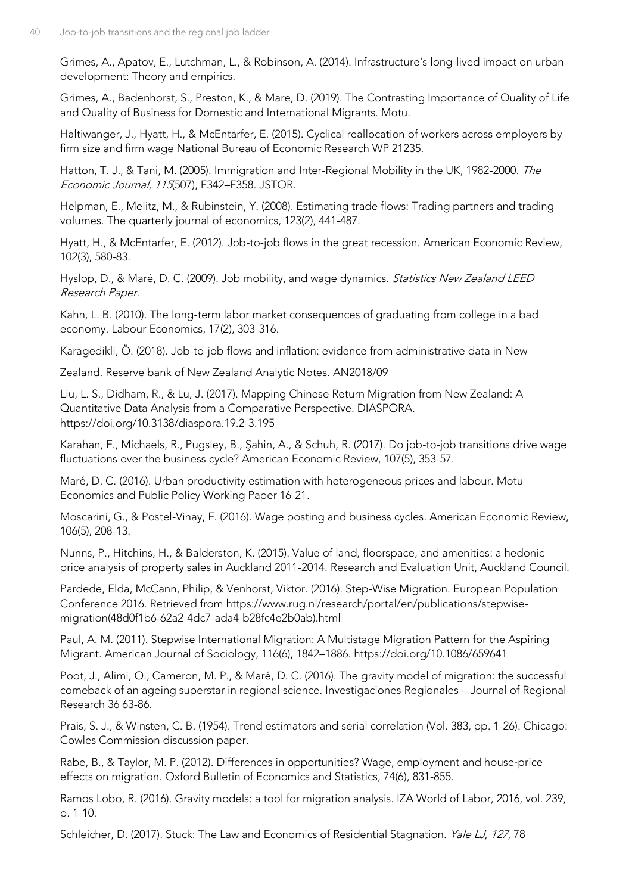Grimes, A., Apatov, E., Lutchman, L., & Robinson, A. (2014). Infrastructure's long-lived impact on urban development: Theory and empirics.

Grimes, A., Badenhorst, S., Preston, K., & Mare, D. (2019). The Contrasting Importance of Quality of Life and Quality of Business for Domestic and International Migrants. Motu.

Haltiwanger, J., Hyatt, H., & McEntarfer, E. (2015). Cyclical reallocation of workers across employers by firm size and firm wage National Bureau of Economic Research WP 21235.

Hatton, T. J., & Tani, M. (2005). Immigration and Inter-Regional Mobility in the UK, 1982-2000. *The Economic Journal*, *115*(507), F342–F358. JSTOR.

Helpman, E., Melitz, M., & Rubinstein, Y. (2008). Estimating trade flows: Trading partners and trading volumes. The quarterly journal of economics, 123(2), 441-487.

Hyatt, H., & McEntarfer, E. (2012). Job-to-job flows in the great recession. American Economic Review, 102(3), 580-83.

Hyslop, D., & Maré, D. C. (2009). Job mobility, and wage dynamics. *Statistics New Zealand LEED Research Paper*.

Kahn, L. B. (2010). The long-term labor market consequences of graduating from college in a bad economy. Labour Economics, 17(2), 303-316.

Karagedikli, Ö. (2018). Job-to-job flows and inflation: evidence from administrative data in New Zealand. Reserve bank of New Zealand Analytic Notes. AN2018/09

Liu, L. S., Didham, R., & Lu, J. (2017). Mapping Chinese Return Migration from New Zealand: A Quantitative Data Analysis from a Comparative Perspective. DIASPORA. https://doi.org/10.3138/diaspora.19.2-3.195

Karahan, F., Michaels, R., Pugsley, B., Şahin, A., & Schuh, R. (2017). Do job-to-job transitions drive wage fluctuations over the business cycle? American Economic Review, 107(5), 353-57.

Maré, D. C. (2016). Urban productivity estimation with heterogeneous prices and labour. Motu Economics and Public Policy Working Paper 16-21.

Moscarini, G., & Postel-Vinay, F. (2016). Wage posting and business cycles. American Economic Review, 106(5), 208-13.

Nunns, P., Hitchins, H., & Balderston, K. (2015). Value of land, floorspace, and amenities: a hedonic price analysis of property sales in Auckland 2011-2014. Research and Evaluation Unit, Auckland Council.

Pardede, Elda, McCann, Philip, & Venhorst, Viktor. (2016). Step-Wise Migration. European Population Conference 2016. Retrieved from https://www.rug.nl/research/portal/en/publications/stepwise-migration(48d0f1b6-62a2-4dc7-ada4-b28fc4e2b0ab).html

Paul, A. M. (2011). Stepwise International Migration: A Multistage Migration Pattern for the Aspiring Migrant. American Journal of Sociology, 116(6), 1842–1886. https://doi.org/10.1086/659641

Poot, J., Alimi, O., Cameron, M. P., & Maré, D. C. (2016). The gravity model of migration: the successful comeback of an ageing superstar in regional science. Investigaciones Regionales – Journal of Regional Research 36 63-86.

Prais, S. J., & Winsten, C. B. (1954). Trend estimators and serial correlation (Vol. 383, pp. 1-26). Chicago: Cowles Commission discussion paper.

Rabe, B., & Taylor, M. P. (2012). Differences in opportunities? Wage, employment and house-price effects on migration. Oxford Bulletin of Economics and Statistics, 74(6), 831-855.

Ramos Lobo, R. (2016). Gravity models: a tool for migration analysis. IZA World of Labor, 2016, vol. 239, p. 1-10.

Schleicher, D. (2017). Stuck: The Law and Economics of Residential Stagnation. *Yale LJ*, *127*, 78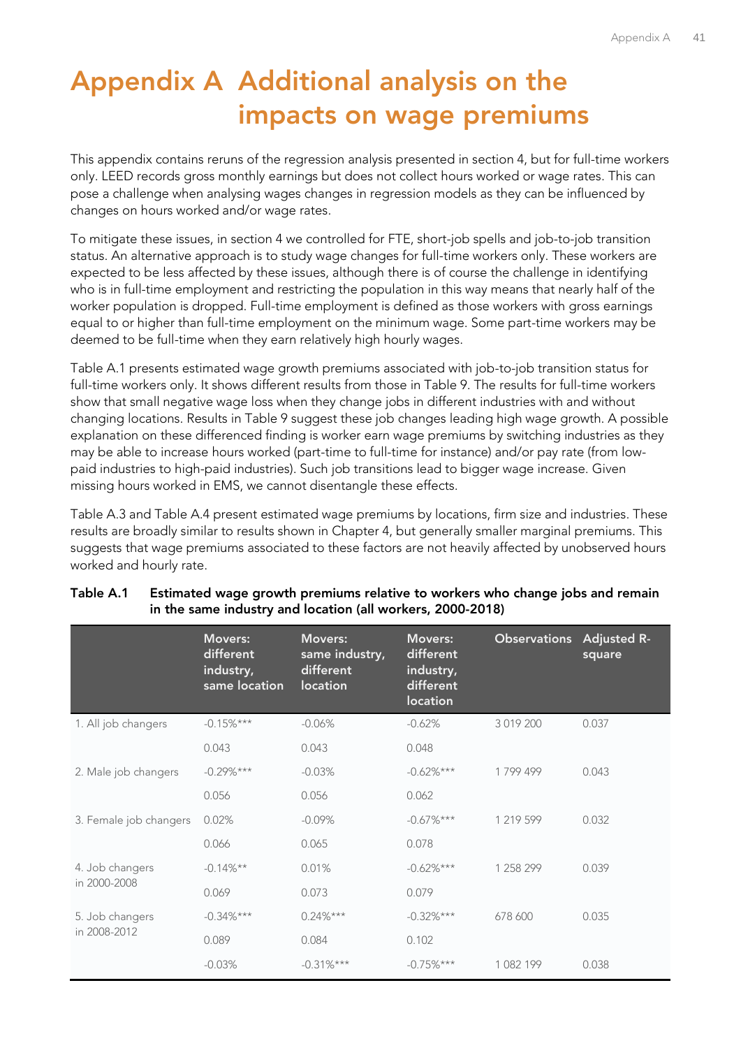# Appendix A Additional analysis on the impacts on wage premiums

This appendix contains reruns of the regression analysis presented in section 4, but for full-time workers only. LEED records gross monthly earnings but does not collect hours worked or wage rates. This can pose a challenge when analysing wages changes in regression models as they can be influenced by changes on hours worked and/or wage rates.

To mitigate these issues, in section 4 we controlled for FTE, short-job spells and job-to-job transition status. An alternative approach is to study wage changes for full-time workers only. These workers are expected to be less affected by these issues, although there is of course the challenge in identifying who is in full-time employment and restricting the population in this way means that nearly half of the worker population is dropped. Full-time employment is defined as those workers with gross earnings equal to or higher than full-time employment on the minimum wage. Some part-time workers may be deemed to be full-time when they earn relatively high hourly wages.

Table A.1 presents estimated wage growth premiums associated with job-to-job transition status for full-time workers only. It shows different results from those in Table 9. The results for full-time workers show that small negative wage loss when they change jobs in different industries with and without changing locations. Results in Table 9 suggest these job changes leading high wage growth. A possible explanation on these differenced finding is worker earn wage premiums by switching industries as they may be able to increase hours worked (part-time to full-time for instance) and/or pay rate (from low-paid industries to high-paid industries). Such job transitions lead to bigger wage increase. Given missing hours worked in EMS, we cannot disentangle these effects.

Table A.3 and Table A.4 present estimated wage premiums by locations, firm size and industries. These results are broadly similar to results shown in Chapter 4, but generally smaller marginal premiums. This suggests that wage premiums associated to these factors are not heavily affected by unobserved hours worked and hourly rate.

**Table A.1 Estimated wage growth premiums relative to workers who change jobs and remain in the same industry and location (all workers, 2000-2018)**

| | Movers: different industry, same location | Movers: same industry, different location | Movers: different industry, different location | Observations | Adjusted R-square |
|---|---|---|---|---|---|
| 1. All job changers | -0.15%*** | -0.06% | -0.62% | 3 019 200 | 0.037 |
| | 0.043 | 0.043 | 0.048 | | |
| 2. Male job changers | -0.29%*** | -0.03% | -0.62%*** | 1 799 499 | 0.043 |
| | 0.056 | 0.056 | 0.062 | | |
| 3. Female job changers | 0.02% | -0.09% | -0.67%*** | 1 219 599 | 0.032 |
| | 0.066 | 0.065 | 0.078 | | |
| 4. Job changers in 2000-2008 | -0.14%** | 0.01% | -0.62%*** | 1 258 299 | 0.039 |
| | 0.069 | 0.073 | 0.079 | | |
| 5. Job changers in 2008-2012 | -0.34%*** | 0.24%*** | -0.32%*** | 678 600 | 0.035 |
| | 0.089 | 0.084 | 0.102 | | |
| | -0.03% | -0.31%*** | -0.75%*** | 1 082 199 | 0.038 |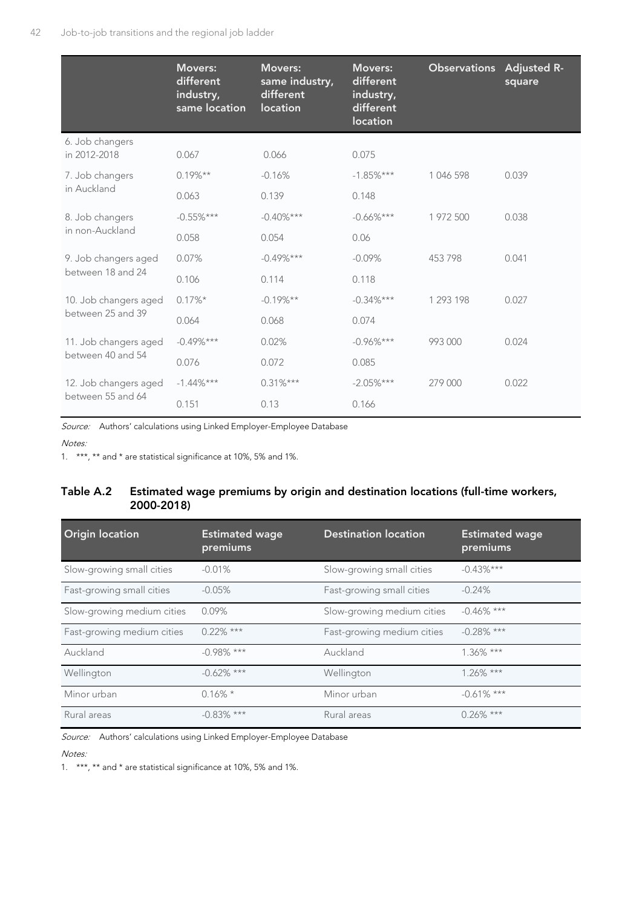| | Movers: different industry, same location | Movers: same industry, different location | Movers: different industry, different location | Observations | Adjusted R-square |
|---|---|---|---|---|---|
| 6. Job changers in 2012-2018 | 0.067 | 0.066 | 0.075 | | |
| 7. Job changers in Auckland | 0.19%** | -0.16% | -1.85%*** | 1 046 598 | 0.039 |
| | 0.063 | 0.139 | 0.148 | | |
| 8. Job changers in non-Auckland | -0.55%*** | -0.40%*** | -0.66%*** | 1 972 500 | 0.038 |
| | 0.058 | 0.054 | 0.06 | | |
| 9. Job changers aged between 18 and 24 | 0.07% | -0.49%*** | -0.09% | 453 798 | 0.041 |
| | 0.106 | 0.114 | 0.118 | | |
| 10. Job changers aged between 25 and 39 | 0.17%* | -0.19%** | -0.34%*** | 1 293 198 | 0.027 |
| | 0.064 | 0.068 | 0.074 | | |
| 11. Job changers aged between 40 and 54 | -0.49%*** | 0.02% | -0.96%*** | 993 000 | 0.024 |
| | 0.076 | 0.072 | 0.085 | | |
| 12. Job changers aged between 55 and 64 | -1.44%*** | 0.31%*** | -2.05%*** | 279 000 | 0.022 |
| | 0.151 | 0.13 | 0.166 | | |

*Source:* Authors' calculations using Linked Employer-Employee Database

*Notes:*

1. ***, ** and * are statistical significance at 10%, 5% and 1%.

### Table A.2 Estimated wage premiums by origin and destination locations (full-time workers, 2000-2018)

| Origin location | Estimated wage premiums | Destination location | Estimated wage premiums |
|---|---|---|---|
| Slow-growing small cities | -0.01% | Slow-growing small cities | -0.43%*** |
| Fast-growing small cities | -0.05% | Fast-growing small cities | -0.24% |
| Slow-growing medium cities | 0.09% | Slow-growing medium cities | -0.46% *** |
| Fast-growing medium cities | 0.22% *** | Fast-growing medium cities | -0.28% *** |
| Auckland | -0.98% *** | Auckland | 1.36% *** |
| Wellington | -0.62% *** | Wellington | 1.26% *** |
| Minor urban | 0.16% * | Minor urban | -0.61% *** |
| Rural areas | -0.83% *** | Rural areas | 0.26% *** |

*Source:* Authors' calculations using Linked Employer-Employee Database

*Notes:*

1. ***, ** and * are statistical significance at 10%, 5% and 1%.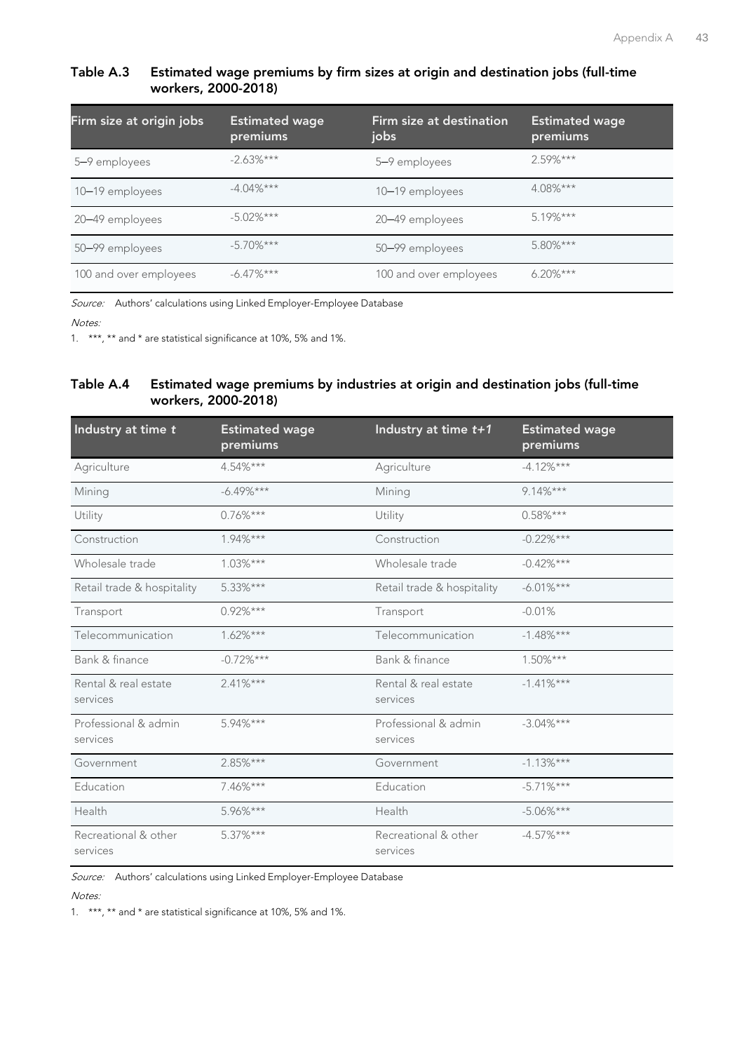**Table A.3 Estimated wage premiums by firm sizes at origin and destination jobs (full-time workers, 2000-2018)**

| Firm size at origin jobs | Estimated wage premiums | Firm size at destination jobs | Estimated wage premiums |
|---|---|---|---|
| 5–9 employees | -2.63%*** | 5–9 employees | 2.59%*** |
| 10–19 employees | -4.04%*** | 10–19 employees | 4.08%*** |
| 20–49 employees | -5.02%*** | 20–49 employees | 5.19%*** |
| 50–99 employees | -5.70%*** | 50–99 employees | 5.80%*** |
| 100 and over employees | -6.47%*** | 100 and over employees | 6.20%*** |

*Source:* Authors' calculations using Linked Employer-Employee Database

*Notes:*

1. ***, ** and * are statistical significance at 10%, 5% and 1%.

**Table A.4 Estimated wage premiums by industries at origin and destination jobs (full-time workers, 2000-2018)**

| Industry at time *t* | Estimated wage premiums | Industry at time *t+1* | Estimated wage premiums |
|---|---|---|---|
| Agriculture | 4.54%*** | Agriculture | -4.12%*** |
| Mining | -6.49%*** | Mining | 9.14%*** |
| Utility | 0.76%*** | Utility | 0.58%*** |
| Construction | 1.94%*** | Construction | -0.22%*** |
| Wholesale trade | 1.03%*** | Wholesale trade | -0.42%*** |
| Retail trade & hospitality | 5.33%*** | Retail trade & hospitality | -6.01%*** |
| Transport | 0.92%*** | Transport | -0.01% |
| Telecommunication | 1.62%*** | Telecommunication | -1.48%*** |
| Bank & finance | -0.72%*** | Bank & finance | 1.50%*** |
| Rental & real estate services | 2.41%*** | Rental & real estate services | -1.41%*** |
| Professional & admin services | 5.94%*** | Professional & admin services | -3.04%*** |
| Government | 2.85%*** | Government | -1.13%*** |
| Education | 7.46%*** | Education | -5.71%*** |
| Health | 5.96%*** | Health | -5.06%*** |
| Recreational & other services | 5.37%*** | Recreational & other services | -4.57%*** |

*Source:* Authors' calculations using Linked Employer-Employee Database

*Notes:*

1. ***, ** and * are statistical significance at 10%, 5% and 1%.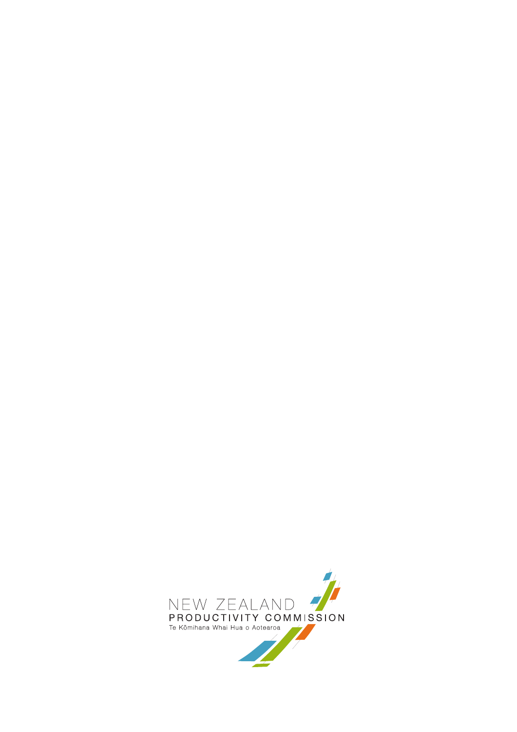NEW ZEALAND
PRODUCTIVITY COMMISSION
Te Kōmihana Whai Hua o Aotearoa